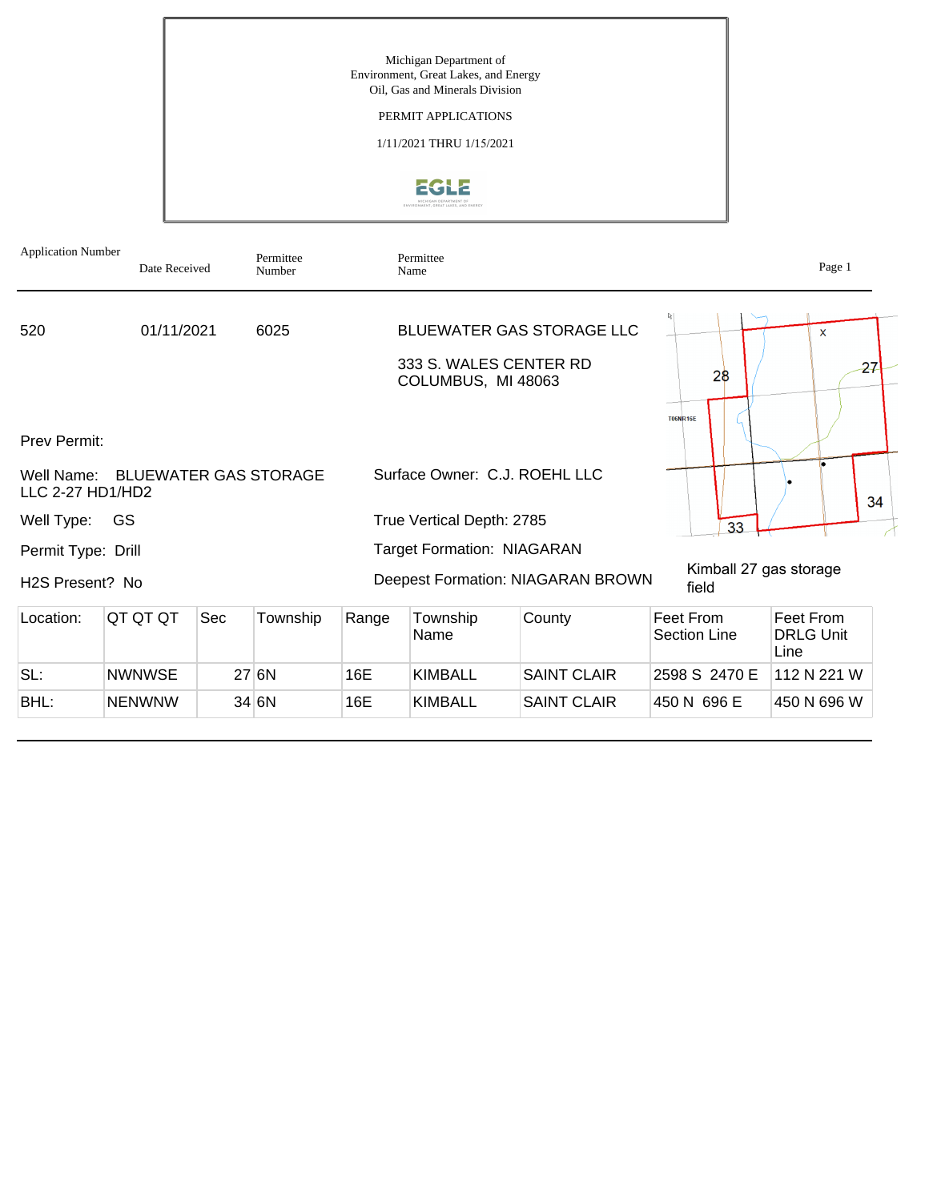Michigan Department of
Environment, Great Lakes, and Energy
Oil, Gas and Minerals Division

PERMIT APPLICATIONS

1/11/2021 THRU 1/15/2021

| Application Number | Date Received | Permittee Number | Permittee Name |
|---|---|---|---|
| 520 | 01/11/2021 | 6025 | BLUEWATER GAS STORAGE LLC<br>333 S. WALES CENTER RD<br>COLUMBUS, MI 48063 |

Prev Permit:

Well Name: BLUEWATER GAS STORAGE LLC 2-27 HD1/HD2

Surface Owner: C.J. ROEHL LLC

Well Type: GS

True Vertical Depth: 2785

Permit Type: Drill

Target Formation: NIAGARAN

H2S Present? No

Deepest Formation: NIAGARAN BROWN

Kimball 27 gas storage field

| Location: | QT QT QT | Sec | Township | Range | Township Name | County | Feet From Section Line | Feet From DRLG Unit Line |
|---|---|---|---|---|---|---|---|---|
| SL: | NWNWSE | 27 | 6N | 16E | KIMBALL | SAINT CLAIR | 2598 S 2470 E | 112 N 221 W |
| BHL: | NENWNW | 34 | 6N | 16E | KIMBALL | SAINT CLAIR | 450 N 696 E | 450 N 696 W |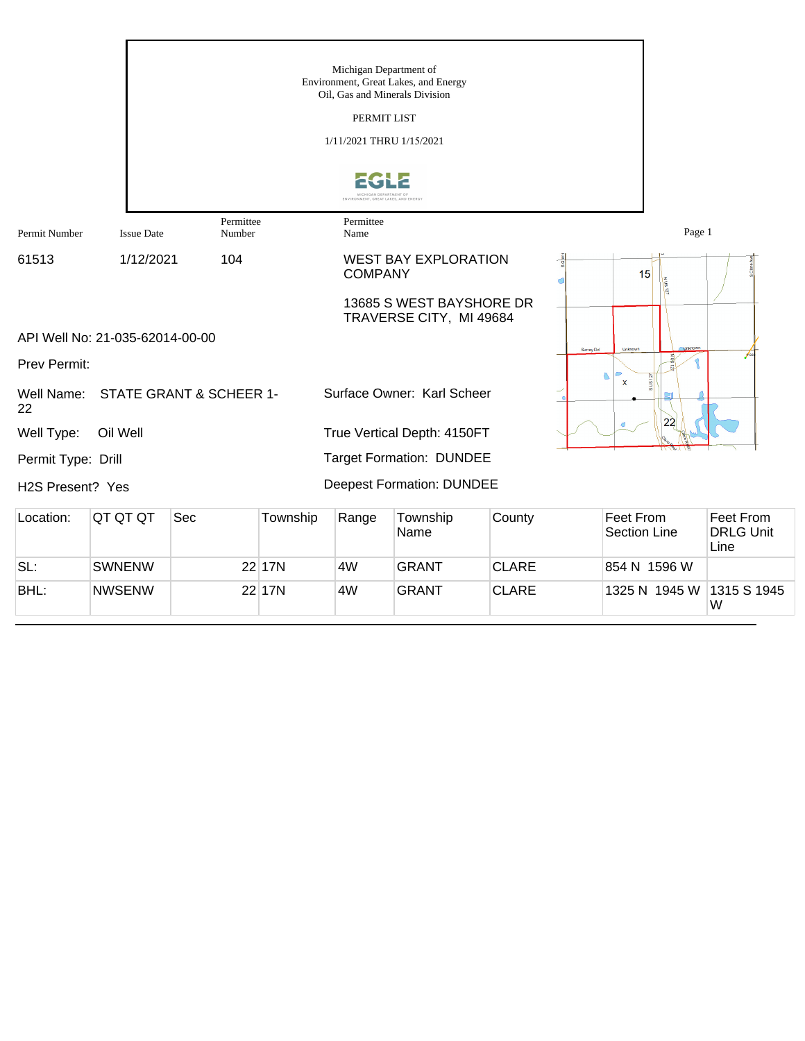Michigan Department of
Environment, Great Lakes, and Energy
Oil, Gas and Minerals Division

PERMIT LIST

1/11/2021 THRU 1/15/2021

| Permit Number | Issue Date | Permittee Number | Permittee Name |
|---|---|---|---|
| 61513 | 1/12/2021 | 104 | WEST BAY EXPLORATION COMPANY<br>13685 S WEST BAYSHORE DR<br>TRAVERSE CITY, MI 49684 |

API Well No: 21-035-62014-00-00

Prev Permit:

Well Name: STATE GRANT & SCHEER 1-22

Surface Owner: Karl Scheer

Well Type: Oil Well

True Vertical Depth: 4150FT

Permit Type: Drill

Target Formation: DUNDEE

H2S Present? Yes

Deepest Formation: DUNDEE

| Location: | QT QT QT | Sec | Township | Range | Township Name | County | Feet From Section Line | Feet From DRLG Unit Line |
|---|---|---|---|---|---|---|---|---|
| SL: | SWNENW | 22 | 17N | 4W | GRANT | CLARE | 854 N 1596 W | |
| BHL: | NWSENW | 22 | 17N | 4W | GRANT | CLARE | 1325 N 1945 W | 1315 S 1945 W |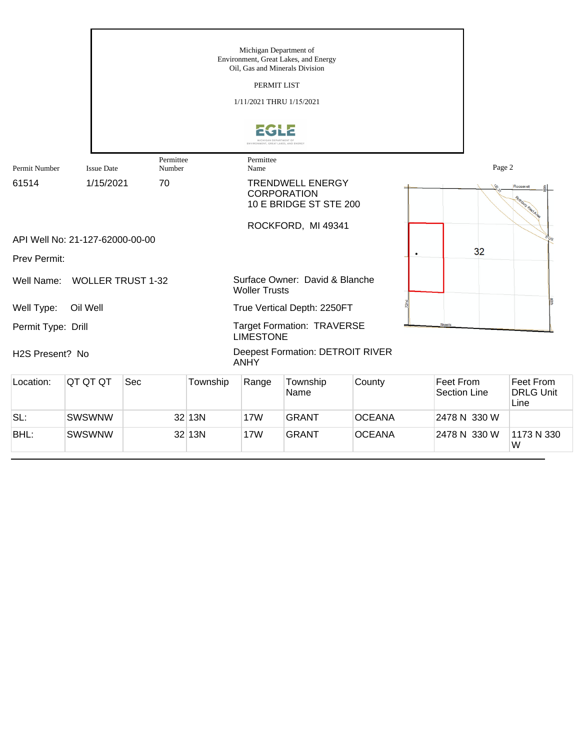Michigan Department of
Environment, Great Lakes, and Energy
Oil, Gas and Minerals Division

PERMIT LIST

1/11/2021 THRU 1/15/2021

| Permit Number | Issue Date | Permittee Number | Permittee Name |
|---|---|---|---|
| 61514 | 1/15/2021 | 70 | TRENDWELL ENERGY CORPORATION<br>10 E BRIDGE ST STE 200<br><br>ROCKFORD, MI 49341 |

API Well No: 21-127-62000-00-00

Prev Permit:

Well Name: WOLLER TRUST 1-32

Surface Owner: David & Blanche Woller Trusts

Well Type: Oil Well

True Vertical Depth: 2250FT

Permit Type: Drill

Target Formation: TRAVERSE LIMESTONE

H2S Present? No

Deepest Formation: DETROIT RIVER ANHY

| Location: | QT QT QT | Sec | Township | Range | Township Name | County | Feet From Section Line | Feet From DRLG Unit Line |
|---|---|---|---|---|---|---|---|---|
| SL: | SWSWNW | 32 | 13N | 17W | GRANT | OCEANA | 2478 N 330 W | |
| BHL: | SWSWNW | 32 | 13N | 17W | GRANT | OCEANA | 2478 N 330 W | 1173 N 330 W |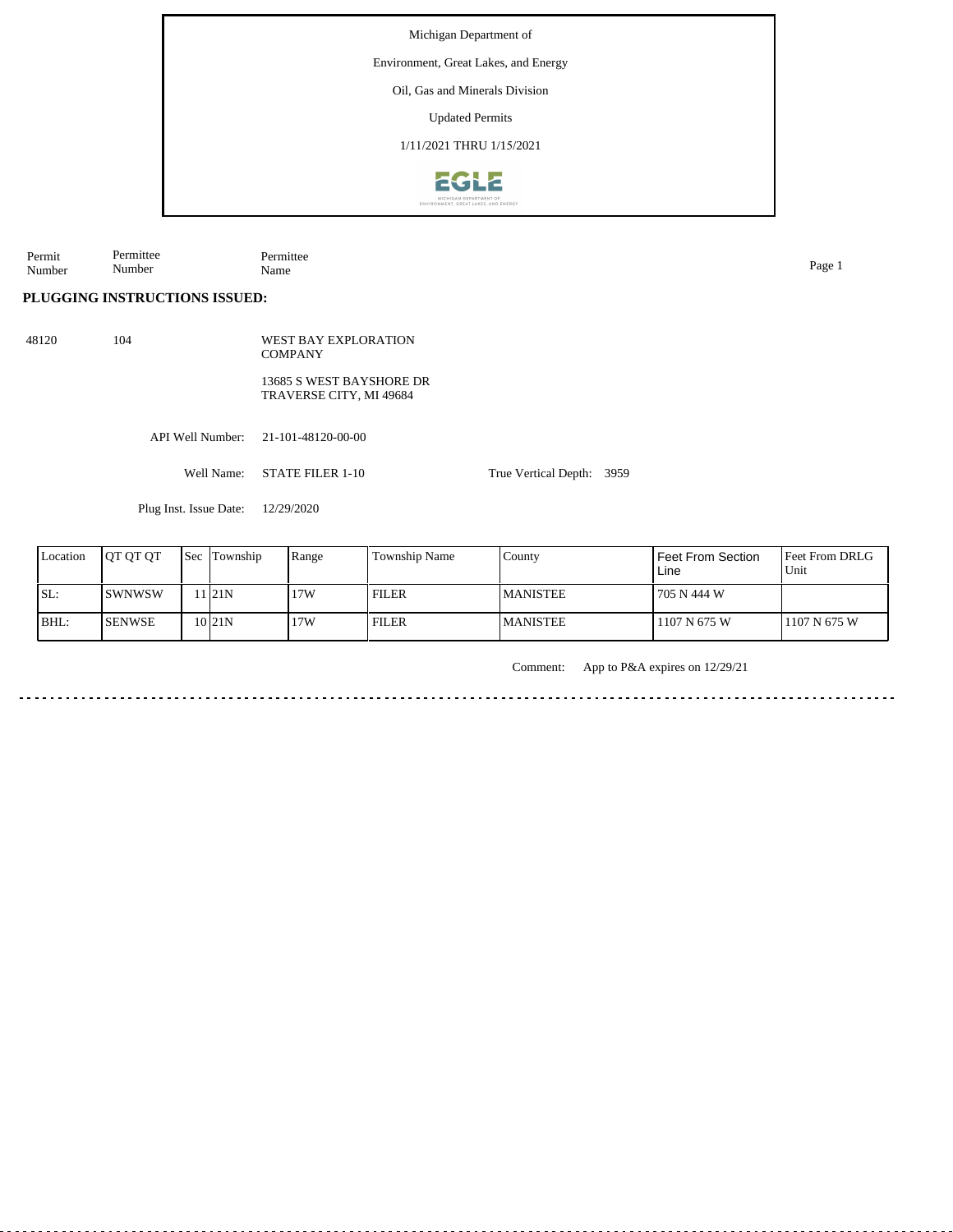Michigan Department of

Environment, Great Lakes, and Energy

Oil, Gas and Minerals Division

Updated Permits

1/11/2021 THRU 1/15/2021

| Permit Number | Permittee Number | Permittee Name |
|---|---|---|

**PLUGGING INSTRUCTIONS ISSUED:**

48120 104 WEST BAY EXPLORATION COMPANY

13685 S WEST BAYSHORE DR
TRAVERSE CITY, MI 49684

API Well Number: 21-101-48120-00-00

Well Name: STATE FILER 1-10 True Vertical Depth: 3959

Plug Inst. Issue Date: 12/29/2020

| Location | QT QT QT | Sec | Township | Range | Township Name | County | Feet From Section Line | Feet From DRLG Unit |
|---|---|---|---|---|---|---|---|---|
| SL: | SWNWSW | 11 | 21N | 17W | FILER | MANISTEE | 705 N 444 W | |
| BHL: | SENWSE | 10 | 21N | 17W | FILER | MANISTEE | 1107 N 675 W | 1107 N 675 W |

Comment: App to P&A expires on 12/29/21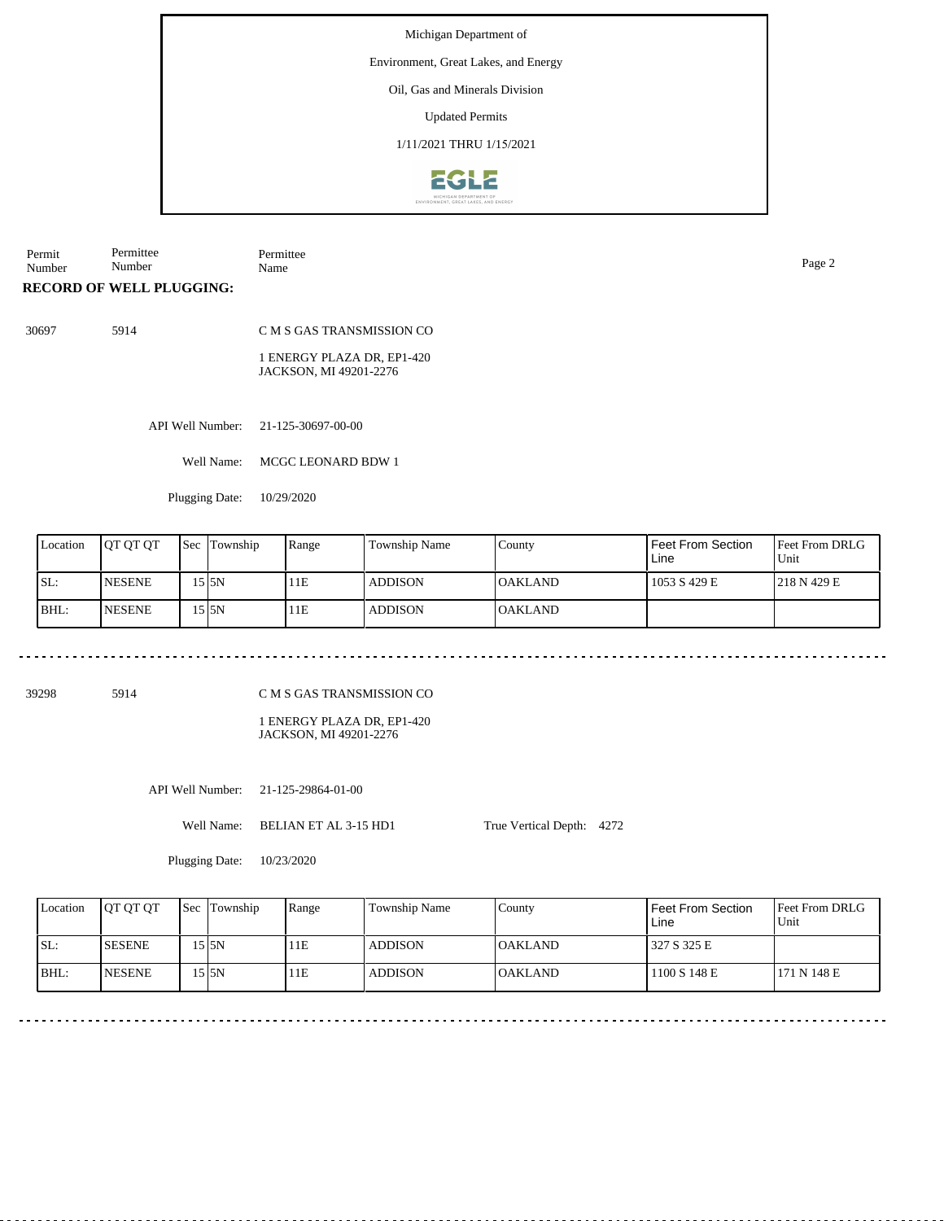Michigan Department of

Environment, Great Lakes, and Energy

Oil, Gas and Minerals Division

Updated Permits

1/11/2021 THRU 1/15/2021

| Permit Number | Permittee Number | Permittee Name |
|---|---|---|

**RECORD OF WELL PLUGGING:**

30697 5914 C M S GAS TRANSMISSION CO

1 ENERGY PLAZA DR, EP1-420
JACKSON, MI 49201-2276

API Well Number: 21-125-30697-00-00

Well Name: MCGC LEONARD BDW 1

Plugging Date: 10/29/2020

| Location | QT QT QT | Sec | Township | Range | Township Name | County | Feet From Section Line | Feet From DRLG Unit |
|---|---|---|---|---|---|---|---|---|
| SL: | NESENE | 15 | 5N | 11E | ADDISON | OAKLAND | 1053 S 429 E | 218 N 429 E |
| BHL: | NESENE | 15 | 5N | 11E | ADDISON | OAKLAND | | |

---

39298 5914 C M S GAS TRANSMISSION CO

1 ENERGY PLAZA DR, EP1-420
JACKSON, MI 49201-2276

API Well Number: 21-125-29864-01-00

Well Name: BELIAN ET AL 3-15 HD1 True Vertical Depth: 4272

Plugging Date: 10/23/2020

| Location | QT QT QT | Sec | Township | Range | Township Name | County | Feet From Section Line | Feet From DRLG Unit |
|---|---|---|---|---|---|---|---|---|
| SL: | SESENE | 15 | 5N | 11E | ADDISON | OAKLAND | 327 S 325 E | |
| BHL: | NESENE | 15 | 5N | 11E | ADDISON | OAKLAND | 1100 S 148 E | 171 N 148 E |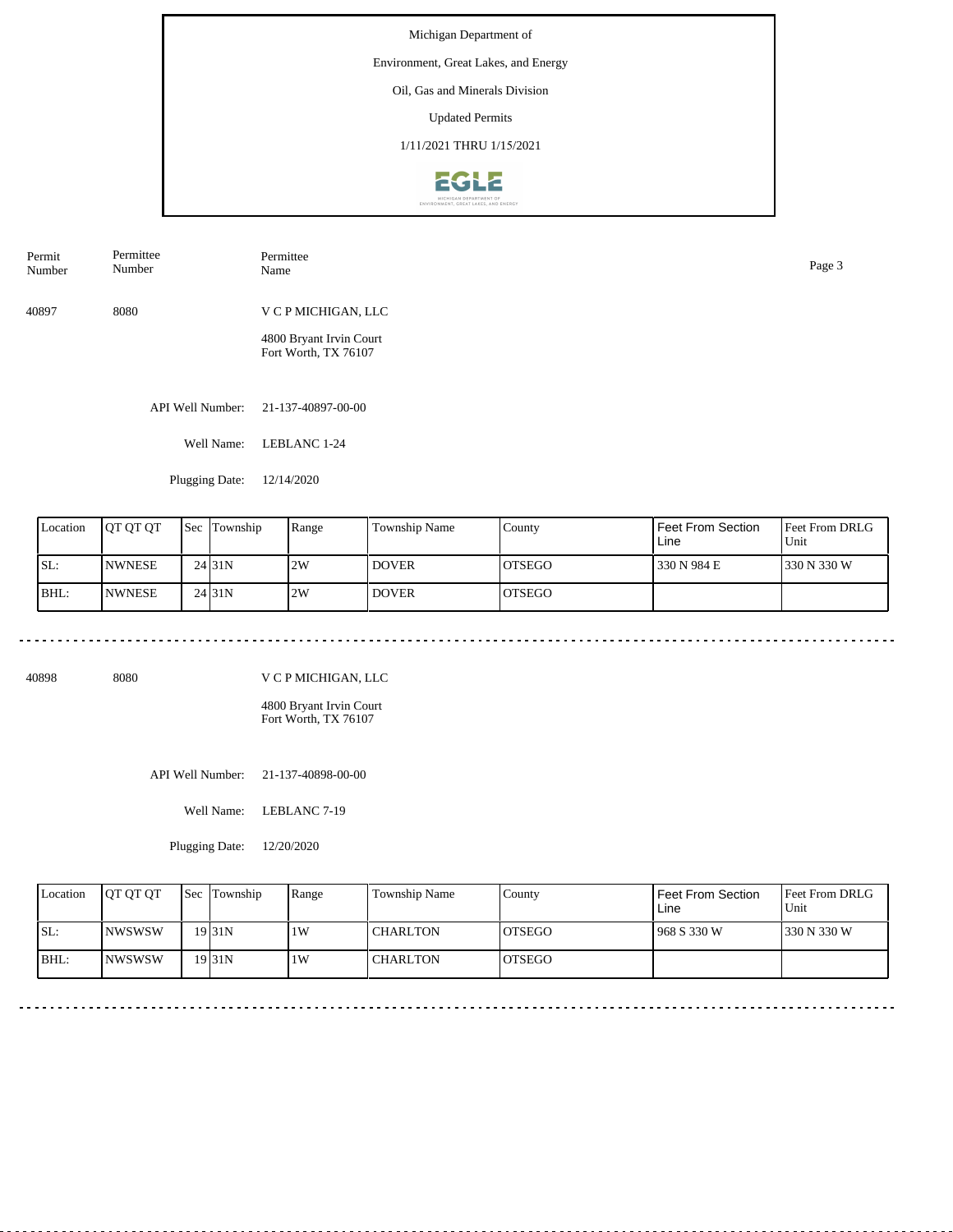Michigan Department of

Environment, Great Lakes, and Energy

Oil, Gas and Minerals Division

Updated Permits

1/11/2021 THRU 1/15/2021

| Permit Number | Permittee Number | Permittee Name |
|---|---|---|
| 40897 | 8080 | V C P MICHIGAN, LLC<br>4800 Bryant Irvin Court<br>Fort Worth, TX 76107 |

API Well Number: 21-137-40897-00-00

Well Name: LEBLANC 1-24

Plugging Date: 12/14/2020

| Location | QT QT QT | Sec | Township | Range | Township Name | County | Feet From Section Line | Feet From DRLG Unit |
|---|---|---|---|---|---|---|---|---|
| SL: | NWNESE | 24 | 31N | 2W | DOVER | OTSEGO | 330 N 984 E | 330 N 330 W |
| BHL: | NWNESE | 24 | 31N | 2W | DOVER | OTSEGO | | |

---

| Permit Number | Permittee Number | Permittee Name |
|---|---|---|
| 40898 | 8080 | V C P MICHIGAN, LLC<br>4800 Bryant Irvin Court<br>Fort Worth, TX 76107 |

API Well Number: 21-137-40898-00-00

Well Name: LEBLANC 7-19

Plugging Date: 12/20/2020

| Location | QT QT QT | Sec | Township | Range | Township Name | County | Feet From Section Line | Feet From DRLG Unit |
|---|---|---|---|---|---|---|---|---|
| SL: | NWSWSW | 19 | 31N | 1W | CHARLTON | OTSEGO | 968 S 330 W | 330 N 330 W |
| BHL: | NWSWSW | 19 | 31N | 1W | CHARLTON | OTSEGO | | |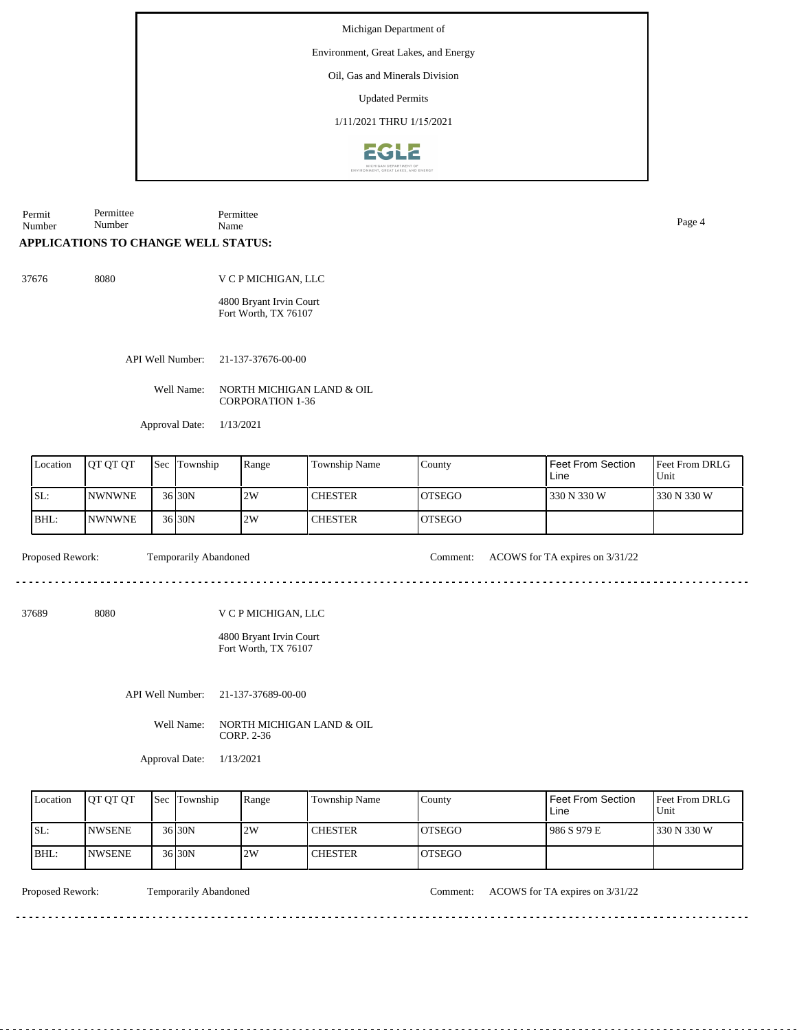Michigan Department of

Environment, Great Lakes, and Energy

Oil, Gas and Minerals Division

Updated Permits

1/11/2021 THRU 1/15/2021

| Permit Number | Permittee Number | Permittee Name |
|---|---|---|

## APPLICATIONS TO CHANGE WELL STATUS:

37676 8080 V C P MICHIGAN, LLC

4800 Bryant Irvin Court
Fort Worth, TX 76107

API Well Number: 21-137-37676-00-00

Well Name: NORTH MICHIGAN LAND & OIL CORPORATION 1-36

Approval Date: 1/13/2021

| Location | QT QT QT | Sec | Township | Range | Township Name | County | Feet From Section Line | Feet From DRLG Unit |
|---|---|---|---|---|---|---|---|---|
| SL: | NWNWNE | 36 | 30N | 2W | CHESTER | OTSEGO | 330 N 330 W | 330 N 330 W |
| BHL: | NWNWNE | 36 | 30N | 2W | CHESTER | OTSEGO | | |

Proposed Rework: Temporarily Abandoned Comment: ACOWS for TA expires on 3/31/22

---

37689 8080 V C P MICHIGAN, LLC

4800 Bryant Irvin Court
Fort Worth, TX 76107

API Well Number: 21-137-37689-00-00

Well Name: NORTH MICHIGAN LAND & OIL CORP. 2-36

Approval Date: 1/13/2021

| Location | QT QT QT | Sec | Township | Range | Township Name | County | Feet From Section Line | Feet From DRLG Unit |
|---|---|---|---|---|---|---|---|---|
| SL: | NWSENE | 36 | 30N | 2W | CHESTER | OTSEGO | 986 S 979 E | 330 N 330 W |
| BHL: | NWSENE | 36 | 30N | 2W | CHESTER | OTSEGO | | |

Proposed Rework: Temporarily Abandoned Comment: ACOWS for TA expires on 3/31/22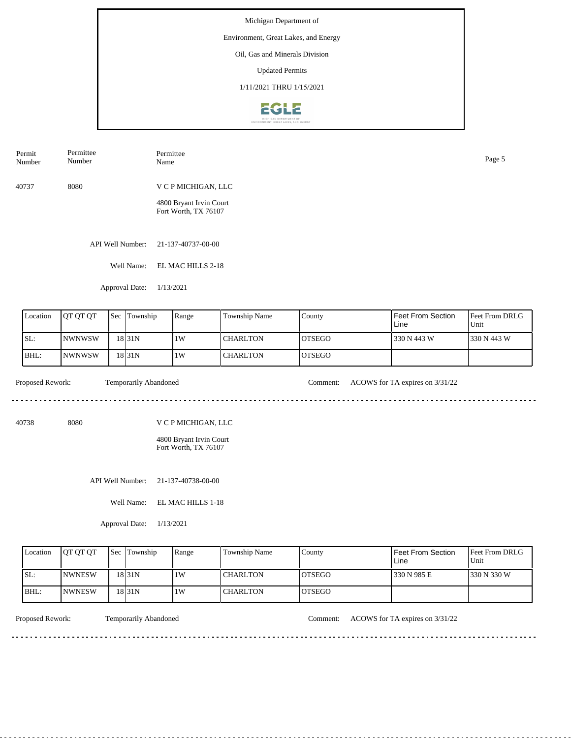Michigan Department of

Environment, Great Lakes, and Energy

Oil, Gas and Minerals Division

Updated Permits

1/11/2021 THRU 1/15/2021

| Permit Number | Permittee Number | Permittee Name |
|---|---|---|
| 40737 | 8080 | V C P MICHIGAN, LLC<br>4800 Bryant Irvin Court<br>Fort Worth, TX 76107 |

API Well Number: 21-137-40737-00-00

Well Name: EL MAC HILLS 2-18

Approval Date: 1/13/2021

| Location | QT QT QT | Sec | Township | Range | Township Name | County | Feet From Section Line | Feet From DRLG Unit |
|---|---|---|---|---|---|---|---|---|
| SL: | NWNWSW | 18 | 31N | 1W | CHARLTON | OTSEGO | 330 N 443 W | 330 N 443 W |
| BHL: | NWNWSW | 18 | 31N | 1W | CHARLTON | OTSEGO | | |

Proposed Rework: Temporarily Abandoned

Comment: ACOWS for TA expires on 3/31/22

---

| Permit Number | Permittee Number | Permittee Name |
|---|---|---|
| 40738 | 8080 | V C P MICHIGAN, LLC<br>4800 Bryant Irvin Court<br>Fort Worth, TX 76107 |

API Well Number: 21-137-40738-00-00

Well Name: EL MAC HILLS 1-18

Approval Date: 1/13/2021

| Location | QT QT QT | Sec | Township | Range | Township Name | County | Feet From Section Line | Feet From DRLG Unit |
|---|---|---|---|---|---|---|---|---|
| SL: | NWNESW | 18 | 31N | 1W | CHARLTON | OTSEGO | 330 N 985 E | 330 N 330 W |
| BHL: | NWNESW | 18 | 31N | 1W | CHARLTON | OTSEGO | | |

Proposed Rework: Temporarily Abandoned

Comment: ACOWS for TA expires on 3/31/22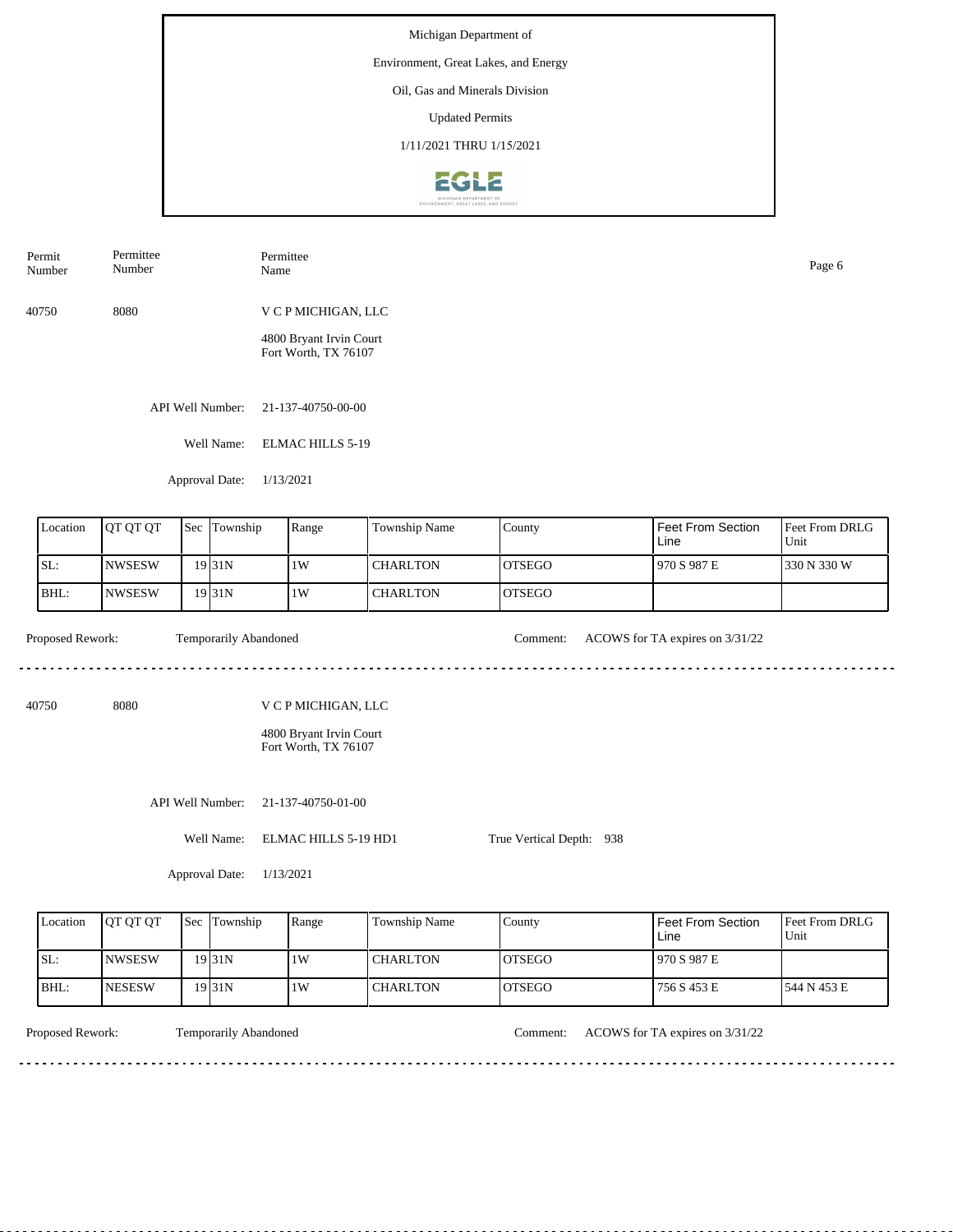Michigan Department of

Environment, Great Lakes, and Energy

Oil, Gas and Minerals Division

Updated Permits

1/11/2021 THRU 1/15/2021

| Permit Number | Permittee Number | Permittee Name |
|---|---|---|
| 40750 | 8080 | V C P MICHIGAN, LLC<br>4800 Bryant Irvin Court<br>Fort Worth, TX 76107 |

API Well Number: 21-137-40750-00-00

Well Name: ELMAC HILLS 5-19

Approval Date: 1/13/2021

| Location | QT QT QT | Sec | Township | Range | Township Name | County | Feet From Section Line | Feet From DRLG Unit |
|---|---|---|---|---|---|---|---|---|
| SL: | NWSESW | 19 | 31N | 1W | CHARLTON | OTSEGO | 970 S 987 E | 330 N 330 W |
| BHL: | NWSESW | 19 | 31N | 1W | CHARLTON | OTSEGO | | |

Proposed Rework: Temporarily Abandoned

Comment: ACOWS for TA expires on 3/31/22

---

| Permit Number | Permittee Number | Permittee Name |
|---|---|---|
| 40750 | 8080 | V C P MICHIGAN, LLC<br>4800 Bryant Irvin Court<br>Fort Worth, TX 76107 |

API Well Number: 21-137-40750-01-00

Well Name: ELMAC HILLS 5-19 HD1

True Vertical Depth: 938

Approval Date: 1/13/2021

| Location | QT QT QT | Sec | Township | Range | Township Name | County | Feet From Section Line | Feet From DRLG Unit |
|---|---|---|---|---|---|---|---|---|
| SL: | NWSESW | 19 | 31N | 1W | CHARLTON | OTSEGO | 970 S 987 E | |
| BHL: | NESESW | 19 | 31N | 1W | CHARLTON | OTSEGO | 756 S 453 E | 544 N 453 E |

Proposed Rework: Temporarily Abandoned

Comment: ACOWS for TA expires on 3/31/22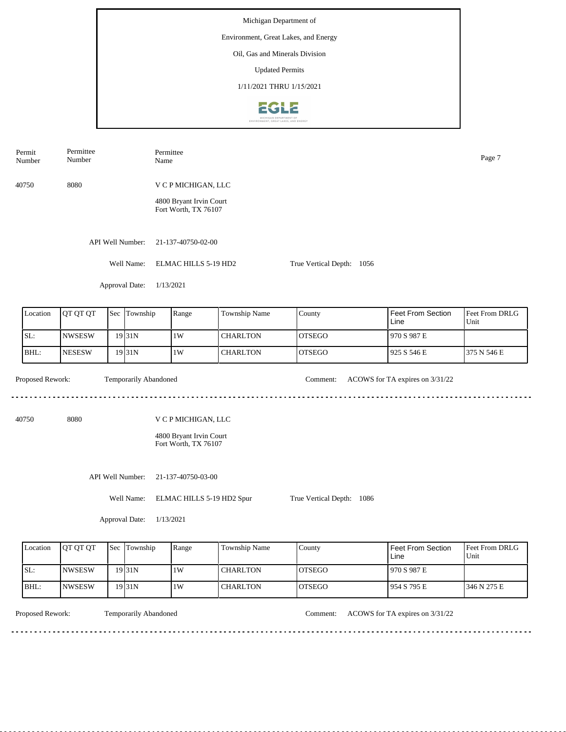Michigan Department of

Environment, Great Lakes, and Energy

Oil, Gas and Minerals Division

Updated Permits

1/11/2021 THRU 1/15/2021

| Permit Number | Permittee Number | Permittee Name |
|---|---|---|
| 40750 | 8080 | V C P MICHIGAN, LLC |

4800 Bryant Irvin Court
Fort Worth, TX 76107

API Well Number: 21-137-40750-02-00

Well Name: ELMAC HILLS 5-19 HD2

True Vertical Depth: 1056

Approval Date: 1/13/2021

| Location | QT QT QT | Sec | Township | Range | Township Name | County | Feet From Section Line | Feet From DRLG Unit |
|---|---|---|---|---|---|---|---|---|
| SL: | NWSESW | 19 | 31N | 1W | CHARLTON | OTSEGO | 970 S 987 E | |
| BHL: | NESESW | 19 | 31N | 1W | CHARLTON | OTSEGO | 925 S 546 E | 375 N 546 E |

Proposed Rework: Temporarily Abandoned

Comment: ACOWS for TA expires on 3/31/22

---

| Permit Number | Permittee Number | Permittee Name |
|---|---|---|
| 40750 | 8080 | V C P MICHIGAN, LLC |

4800 Bryant Irvin Court
Fort Worth, TX 76107

API Well Number: 21-137-40750-03-00

Well Name: ELMAC HILLS 5-19 HD2 Spur

True Vertical Depth: 1086

Approval Date: 1/13/2021

| Location | QT QT QT | Sec | Township | Range | Township Name | County | Feet From Section Line | Feet From DRLG Unit |
|---|---|---|---|---|---|---|---|---|
| SL: | NWSESW | 19 | 31N | 1W | CHARLTON | OTSEGO | 970 S 987 E | |
| BHL: | NWSESW | 19 | 31N | 1W | CHARLTON | OTSEGO | 954 S 795 E | 346 N 275 E |

Proposed Rework: Temporarily Abandoned

Comment: ACOWS for TA expires on 3/31/22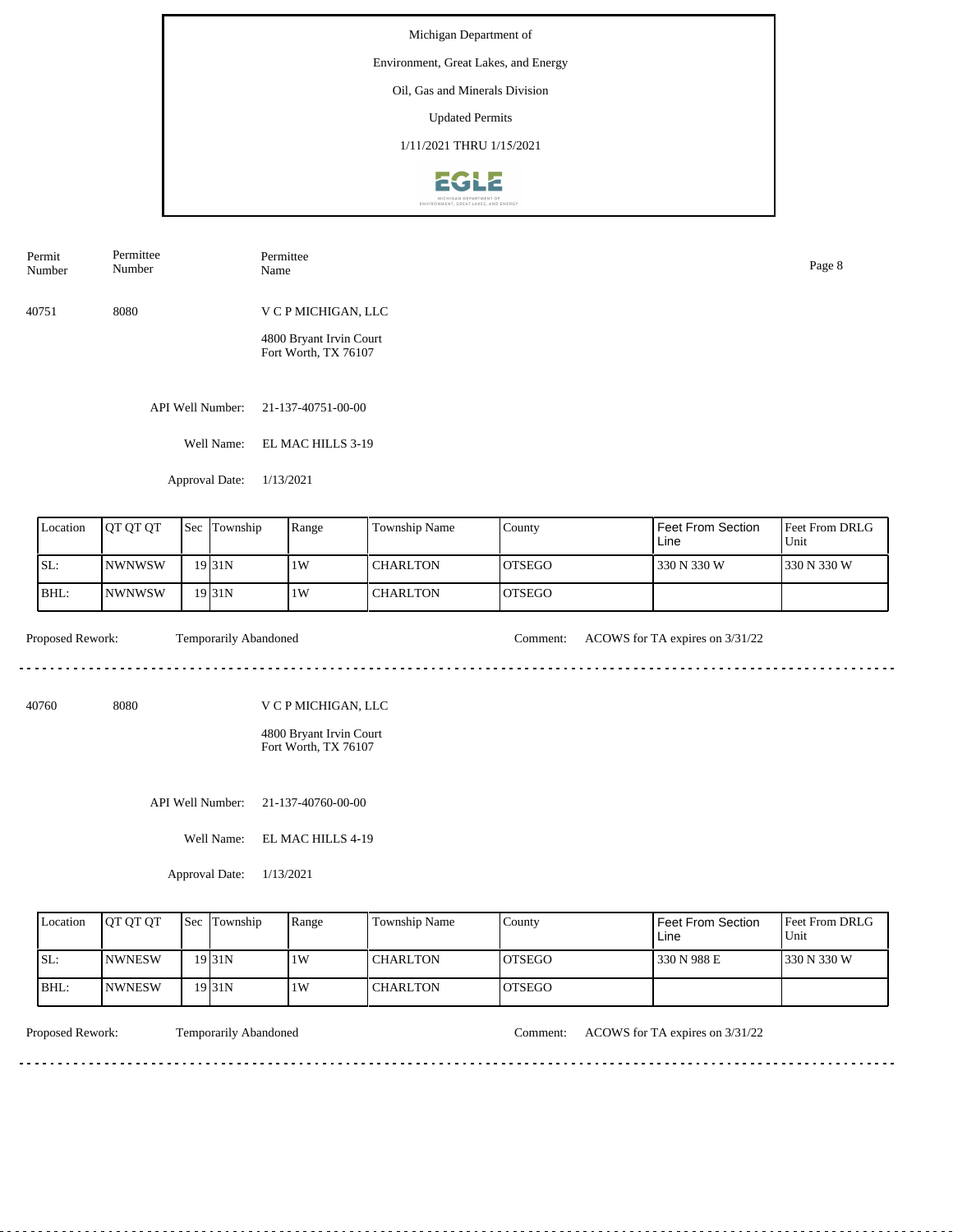Michigan Department of

Environment, Great Lakes, and Energy

Oil, Gas and Minerals Division

Updated Permits

1/11/2021 THRU 1/15/2021

| Permit Number | Permittee Number | Permittee Name |
|---|---|---|
| 40751 | 8080 | V C P MICHIGAN, LLC |

4800 Bryant Irvin Court
Fort Worth, TX 76107

API Well Number: 21-137-40751-00-00

Well Name: EL MAC HILLS 3-19

Approval Date: 1/13/2021

| Location | QT QT QT | Sec | Township | Range | Township Name | County | Feet From Section Line | Feet From DRLG Unit |
|---|---|---|---|---|---|---|---|---|
| SL: | NWNWSW | 19 | 31N | 1W | CHARLTON | OTSEGO | 330 N 330 W | 330 N 330 W |
| BHL: | NWNWSW | 19 | 31N | 1W | CHARLTON | OTSEGO | | |

Proposed Rework: Temporarily Abandoned

Comment: ACOWS for TA expires on 3/31/22

---

| Permit Number | Permittee Number | Permittee Name |
|---|---|---|
| 40760 | 8080 | V C P MICHIGAN, LLC |

4800 Bryant Irvin Court
Fort Worth, TX 76107

API Well Number: 21-137-40760-00-00

Well Name: EL MAC HILLS 4-19

Approval Date: 1/13/2021

| Location | QT QT QT | Sec | Township | Range | Township Name | County | Feet From Section Line | Feet From DRLG Unit |
|---|---|---|---|---|---|---|---|---|
| SL: | NWNESW | 19 | 31N | 1W | CHARLTON | OTSEGO | 330 N 988 E | 330 N 330 W |
| BHL: | NWNESW | 19 | 31N | 1W | CHARLTON | OTSEGO | | |

Proposed Rework: Temporarily Abandoned

Comment: ACOWS for TA expires on 3/31/22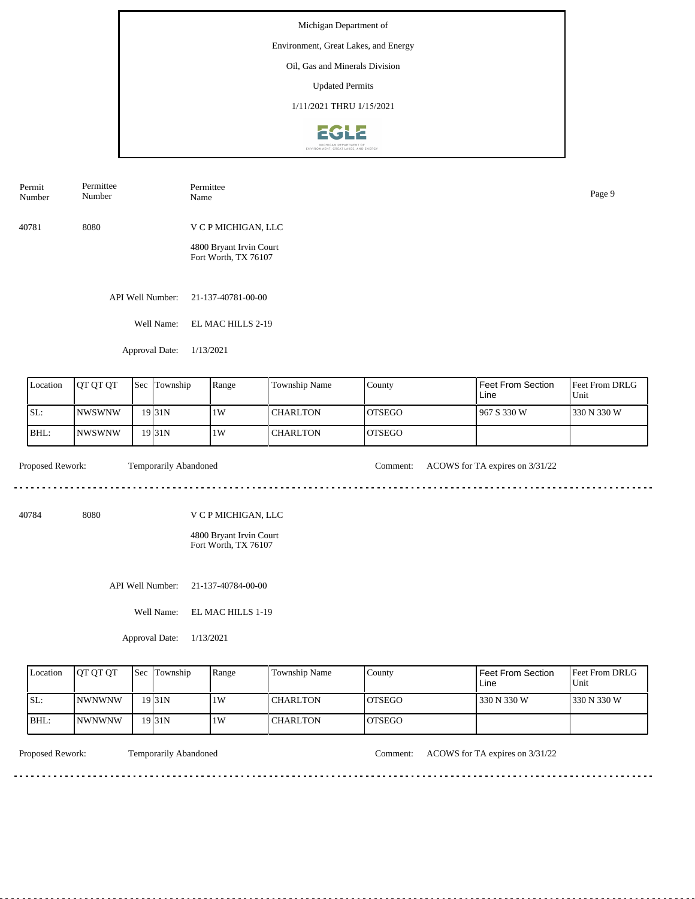Michigan Department of

Environment, Great Lakes, and Energy

Oil, Gas and Minerals Division

Updated Permits

1/11/2021 THRU 1/15/2021

| Permit Number | Permittee Number | Permittee Name |
|---|---|---|
| 40781 | 8080 | V C P MICHIGAN, LLC<br>4800 Bryant Irvin Court<br>Fort Worth, TX 76107 |

API Well Number: 21-137-40781-00-00

Well Name: EL MAC HILLS 2-19

Approval Date: 1/13/2021

| Location | QT QT QT | Sec | Township | Range | Township Name | County | Feet From Section Line | Feet From DRLG Unit |
|---|---|---|---|---|---|---|---|---|
| SL: | NWSWNW | 19 | 31N | 1W | CHARLTON | OTSEGO | 967 S 330 W | 330 N 330 W |
| BHL: | NWSWNW | 19 | 31N | 1W | CHARLTON | OTSEGO | | |

Proposed Rework: Temporarily Abandoned

Comment: ACOWS for TA expires on 3/31/22

---

| Permit Number | Permittee Number | Permittee Name |
|---|---|---|
| 40784 | 8080 | V C P MICHIGAN, LLC<br>4800 Bryant Irvin Court<br>Fort Worth, TX 76107 |

API Well Number: 21-137-40784-00-00

Well Name: EL MAC HILLS 1-19

Approval Date: 1/13/2021

| Location | QT QT QT | Sec | Township | Range | Township Name | County | Feet From Section Line | Feet From DRLG Unit |
|---|---|---|---|---|---|---|---|---|
| SL: | NWNWNW | 19 | 31N | 1W | CHARLTON | OTSEGO | 330 N 330 W | 330 N 330 W |
| BHL: | NWNWNW | 19 | 31N | 1W | CHARLTON | OTSEGO | | |

Proposed Rework: Temporarily Abandoned

Comment: ACOWS for TA expires on 3/31/22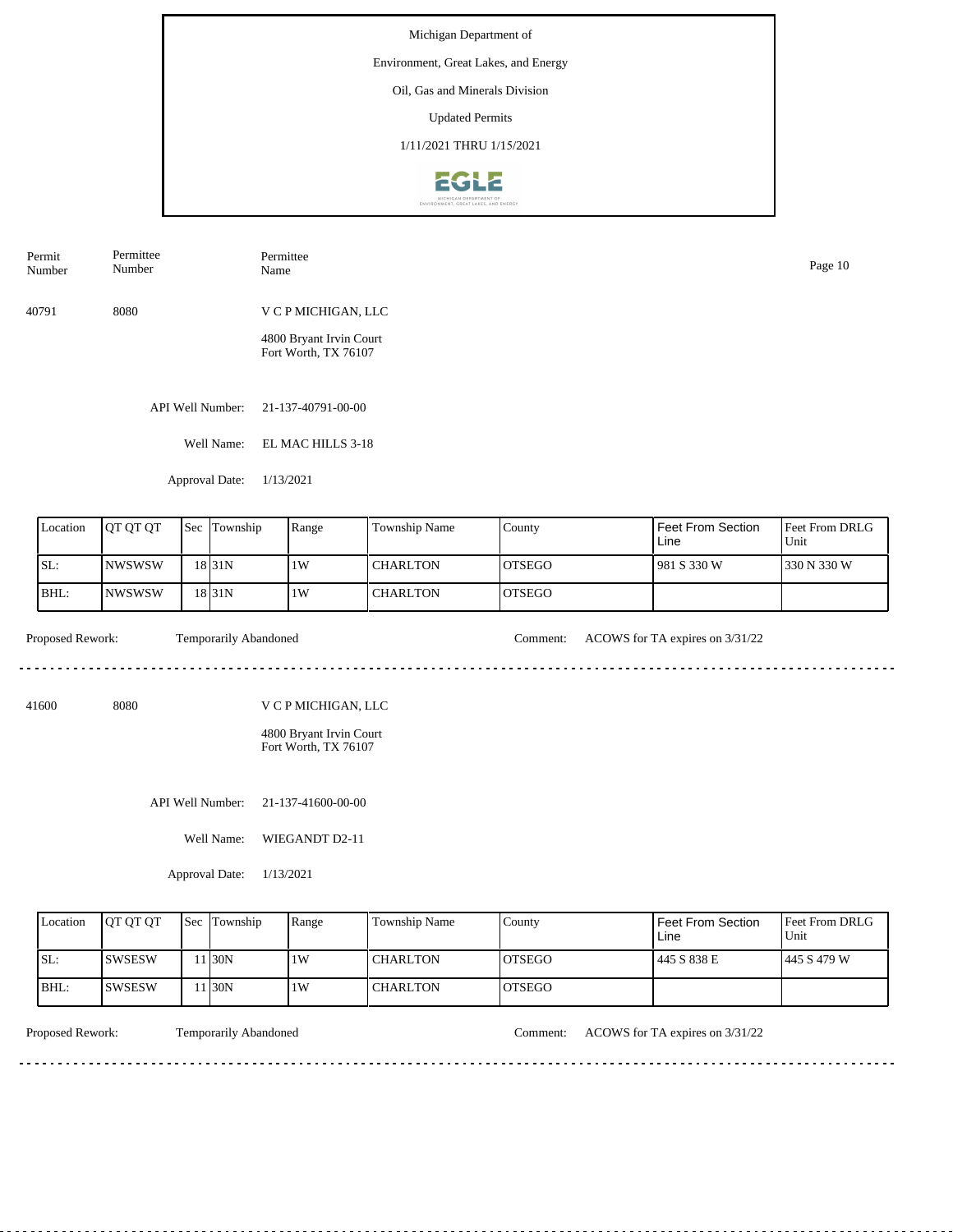Michigan Department of

Environment, Great Lakes, and Energy

Oil, Gas and Minerals Division

Updated Permits

1/11/2021 THRU 1/15/2021

| Permit Number | Permittee Number | Permittee Name |
|---|---|---|
| 40791 | 8080 | V C P MICHIGAN, LLC<br>4800 Bryant Irvin Court<br>Fort Worth, TX 76107 |

API Well Number: 21-137-40791-00-00

Well Name: EL MAC HILLS 3-18

Approval Date: 1/13/2021

| Location | QT QT QT | Sec | Township | Range | Township Name | County | Feet From Section Line | Feet From DRLG Unit |
|---|---|---|---|---|---|---|---|---|
| SL: | NWSWSW | 18 | 31N | 1W | CHARLTON | OTSEGO | 981 S 330 W | 330 N 330 W |
| BHL: | NWSWSW | 18 | 31N | 1W | CHARLTON | OTSEGO | | |

Proposed Rework: Temporarily Abandoned

Comment: ACOWS for TA expires on 3/31/22

---

| Permit Number | Permittee Number | Permittee Name |
|---|---|---|
| 41600 | 8080 | V C P MICHIGAN, LLC<br>4800 Bryant Irvin Court<br>Fort Worth, TX 76107 |

API Well Number: 21-137-41600-00-00

Well Name: WIEGANDT D2-11

Approval Date: 1/13/2021

| Location | QT QT QT | Sec | Township | Range | Township Name | County | Feet From Section Line | Feet From DRLG Unit |
|---|---|---|---|---|---|---|---|---|
| SL: | SWSESW | 11 | 30N | 1W | CHARLTON | OTSEGO | 445 S 838 E | 445 S 479 W |
| BHL: | SWSESW | 11 | 30N | 1W | CHARLTON | OTSEGO | | |

Proposed Rework: Temporarily Abandoned

Comment: ACOWS for TA expires on 3/31/22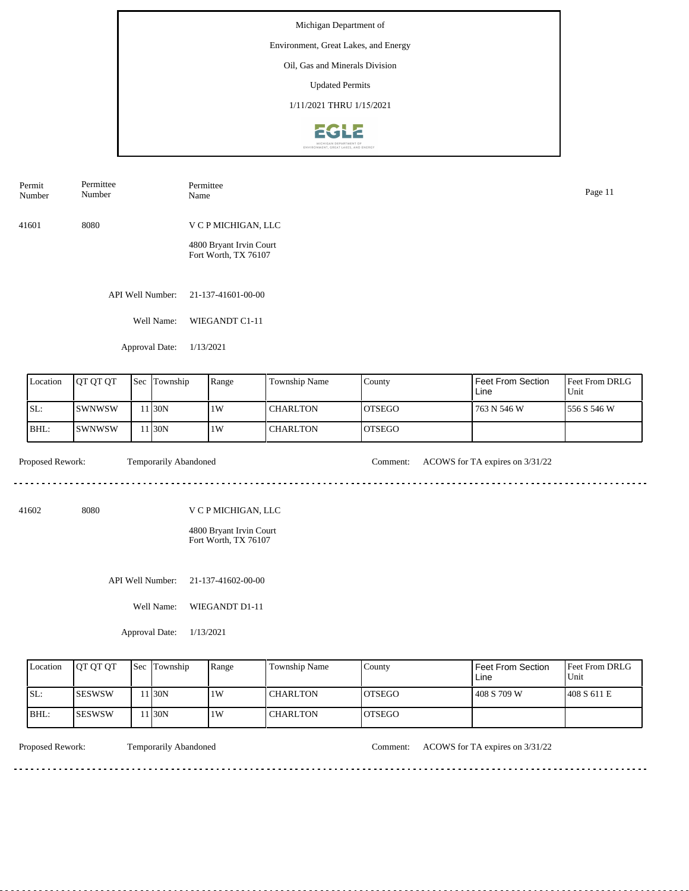Michigan Department of

Environment, Great Lakes, and Energy

Oil, Gas and Minerals Division

Updated Permits

1/11/2021 THRU 1/15/2021

| Permit Number | Permittee Number | Permittee Name |
|---|---|---|
| 41601 | 8080 | V C P MICHIGAN, LLC<br>4800 Bryant Irvin Court<br>Fort Worth, TX 76107 |

API Well Number: 21-137-41601-00-00

Well Name: WIEGANDT C1-11

Approval Date: 1/13/2021

| Location | QT QT QT | Sec | Township | Range | Township Name | County | Feet From Section Line | Feet From DRLG Unit |
|---|---|---|---|---|---|---|---|---|
| SL: | SWNWSW | 11 | 30N | 1W | CHARLTON | OTSEGO | 763 N 546 W | 556 S 546 W |
| BHL: | SWNWSW | 11 | 30N | 1W | CHARLTON | OTSEGO | | |

Proposed Rework: Temporarily Abandoned

Comment: ACOWS for TA expires on 3/31/22

---

| Permit Number | Permittee Number | Permittee Name |
|---|---|---|
| 41602 | 8080 | V C P MICHIGAN, LLC<br>4800 Bryant Irvin Court<br>Fort Worth, TX 76107 |

API Well Number: 21-137-41602-00-00

Well Name: WIEGANDT D1-11

Approval Date: 1/13/2021

| Location | QT QT QT | Sec | Township | Range | Township Name | County | Feet From Section Line | Feet From DRLG Unit |
|---|---|---|---|---|---|---|---|---|
| SL: | SESWSW | 11 | 30N | 1W | CHARLTON | OTSEGO | 408 S 709 W | 408 S 611 E |
| BHL: | SESWSW | 11 | 30N | 1W | CHARLTON | OTSEGO | | |

Proposed Rework: Temporarily Abandoned

Comment: ACOWS for TA expires on 3/31/22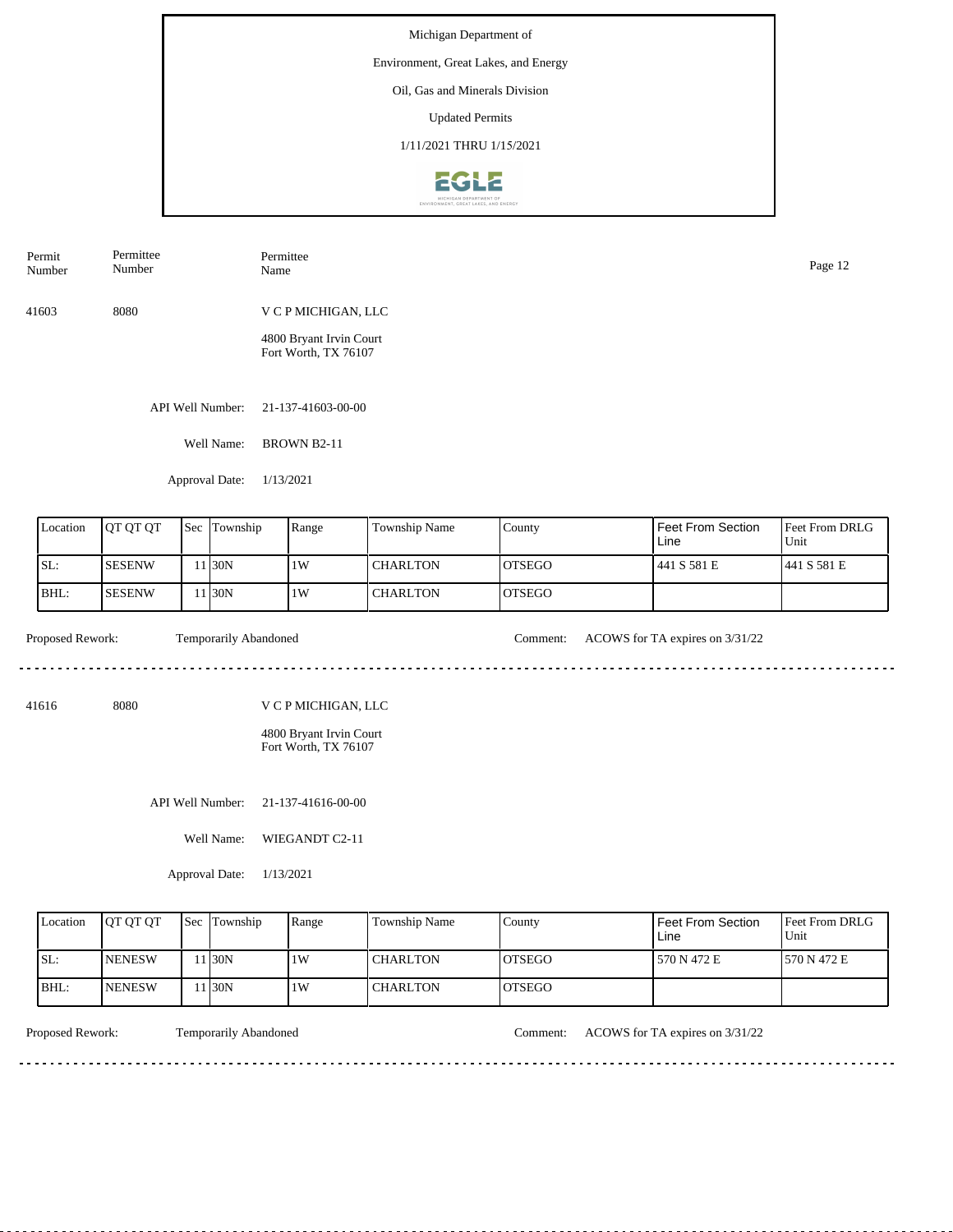Michigan Department of

Environment, Great Lakes, and Energy

Oil, Gas and Minerals Division

Updated Permits

1/11/2021 THRU 1/15/2021

| Permit Number | Permittee Number | Permittee Name |
|---|---|---|
| 41603 | 8080 | V C P MICHIGAN, LLC<br>4800 Bryant Irvin Court<br>Fort Worth, TX 76107 |

API Well Number: 21-137-41603-00-00

Well Name: BROWN B2-11

Approval Date: 1/13/2021

| Location | QT QT QT | Sec | Township | Range | Township Name | County | Feet From Section Line | Feet From DRLG Unit |
|---|---|---|---|---|---|---|---|---|
| SL: | SESENW | 11 | 30N | 1W | CHARLTON | OTSEGO | 441 S 581 E | 441 S 581 E |
| BHL: | SESENW | 11 | 30N | 1W | CHARLTON | OTSEGO | | |

Proposed Rework: Temporarily Abandoned

Comment: ACOWS for TA expires on 3/31/22

---

| Permit Number | Permittee Number | Permittee Name |
|---|---|---|
| 41616 | 8080 | V C P MICHIGAN, LLC<br>4800 Bryant Irvin Court<br>Fort Worth, TX 76107 |

API Well Number: 21-137-41616-00-00

Well Name: WIEGANDT C2-11

Approval Date: 1/13/2021

| Location | QT QT QT | Sec | Township | Range | Township Name | County | Feet From Section Line | Feet From DRLG Unit |
|---|---|---|---|---|---|---|---|---|
| SL: | NENESW | 11 | 30N | 1W | CHARLTON | OTSEGO | 570 N 472 E | 570 N 472 E |
| BHL: | NENESW | 11 | 30N | 1W | CHARLTON | OTSEGO | | |

Proposed Rework: Temporarily Abandoned

Comment: ACOWS for TA expires on 3/31/22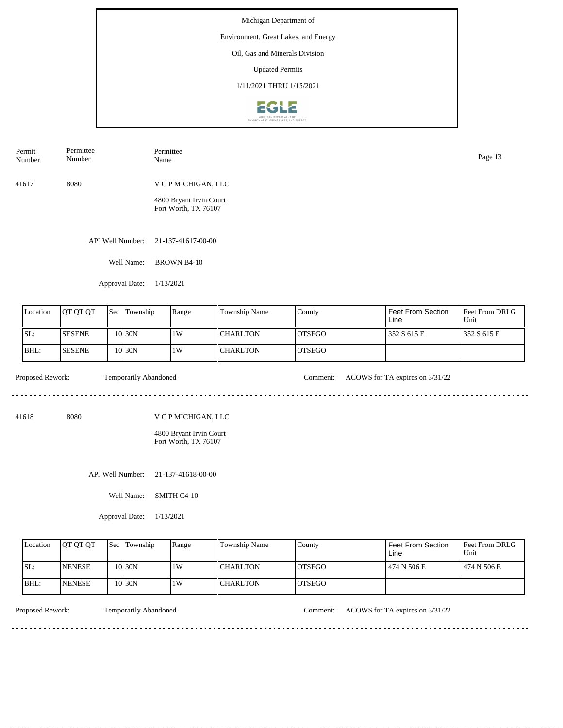Michigan Department of

Environment, Great Lakes, and Energy

Oil, Gas and Minerals Division

Updated Permits

1/11/2021 THRU 1/15/2021

| Permit Number | Permittee Number | Permittee Name |
|---|---|---|
| 41617 | 8080 | V C P MICHIGAN, LLC<br>4800 Bryant Irvin Court<br>Fort Worth, TX 76107 |

API Well Number: 21-137-41617-00-00

Well Name: BROWN B4-10

Approval Date: 1/13/2021

| Location | QT QT QT | Sec | Township | Range | Township Name | County | Feet From Section Line | Feet From DRLG Unit |
|---|---|---|---|---|---|---|---|---|
| SL: | SESENE | 10 | 30N | 1W | CHARLTON | OTSEGO | 352 S 615 E | 352 S 615 E |
| BHL: | SESENE | 10 | 30N | 1W | CHARLTON | OTSEGO | | |

Proposed Rework: Temporarily Abandoned

Comment: ACOWS for TA expires on 3/31/22

---

| Permit Number | Permittee Number | Permittee Name |
|---|---|---|
| 41618 | 8080 | V C P MICHIGAN, LLC<br>4800 Bryant Irvin Court<br>Fort Worth, TX 76107 |

API Well Number: 21-137-41618-00-00

Well Name: SMITH C4-10

Approval Date: 1/13/2021

| Location | QT QT QT | Sec | Township | Range | Township Name | County | Feet From Section Line | Feet From DRLG Unit |
|---|---|---|---|---|---|---|---|---|
| SL: | NENESE | 10 | 30N | 1W | CHARLTON | OTSEGO | 474 N 506 E | 474 N 506 E |
| BHL: | NENESE | 10 | 30N | 1W | CHARLTON | OTSEGO | | |

Proposed Rework: Temporarily Abandoned

Comment: ACOWS for TA expires on 3/31/22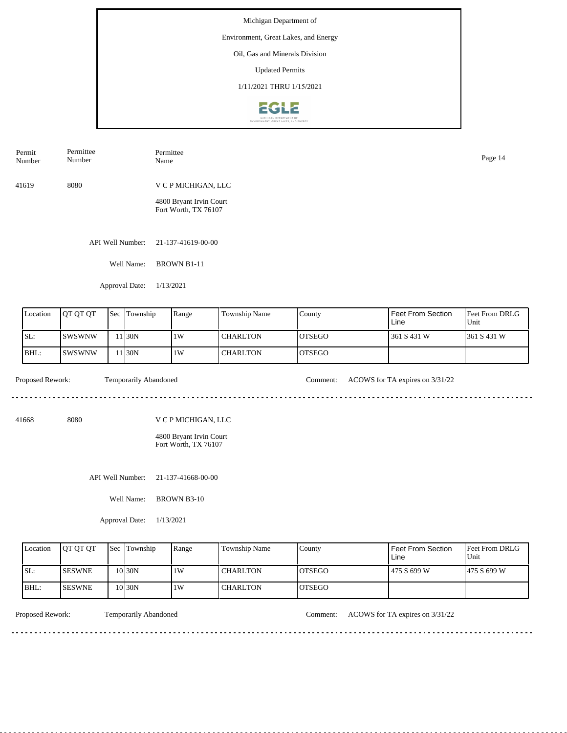Michigan Department of

Environment, Great Lakes, and Energy

Oil, Gas and Minerals Division

Updated Permits

1/11/2021 THRU 1/15/2021

| Permit Number | Permittee Number | Permittee Name |
|---|---|---|
| 41619 | 8080 | V C P MICHIGAN, LLC<br>4800 Bryant Irvin Court<br>Fort Worth, TX 76107 |

API Well Number: 21-137-41619-00-00

Well Name: BROWN B1-11

Approval Date: 1/13/2021

| Location | QT QT QT | Sec | Township | Range | Township Name | County | Feet From Section Line | Feet From DRLG Unit |
|---|---|---|---|---|---|---|---|---|
| SL: | SWSWNW | 11 | 30N | 1W | CHARLTON | OTSEGO | 361 S 431 W | 361 S 431 W |
| BHL: | SWSWNW | 11 | 30N | 1W | CHARLTON | OTSEGO | | |

Proposed Rework: Temporarily Abandoned

Comment: ACOWS for TA expires on 3/31/22

---

| Permit Number | Permittee Number | Permittee Name |
|---|---|---|
| 41668 | 8080 | V C P MICHIGAN, LLC<br>4800 Bryant Irvin Court<br>Fort Worth, TX 76107 |

API Well Number: 21-137-41668-00-00

Well Name: BROWN B3-10

Approval Date: 1/13/2021

| Location | QT QT QT | Sec | Township | Range | Township Name | County | Feet From Section Line | Feet From DRLG Unit |
|---|---|---|---|---|---|---|---|---|
| SL: | SESWNE | 10 | 30N | 1W | CHARLTON | OTSEGO | 475 S 699 W | 475 S 699 W |
| BHL: | SESWNE | 10 | 30N | 1W | CHARLTON | OTSEGO | | |

Proposed Rework: Temporarily Abandoned

Comment: ACOWS for TA expires on 3/31/22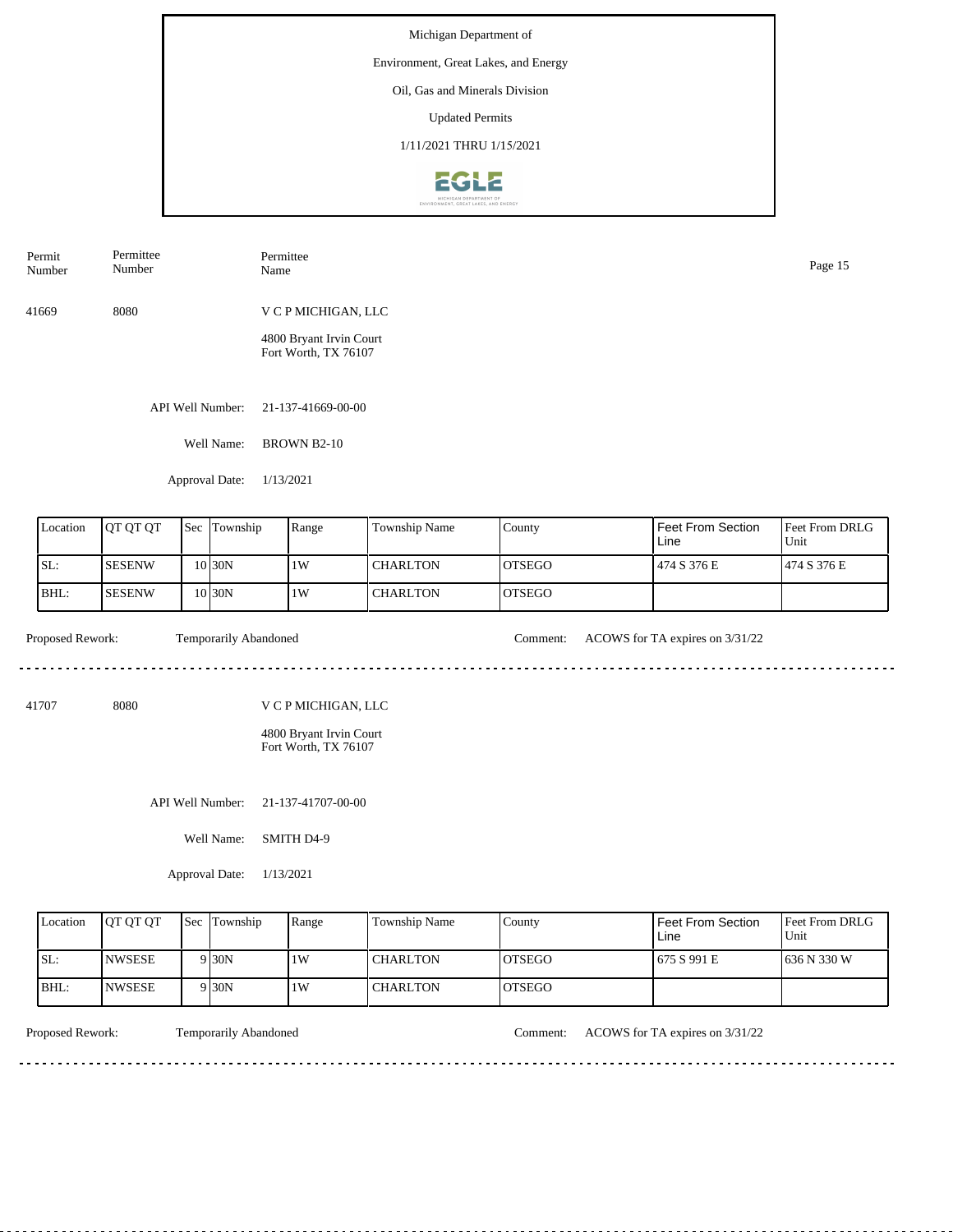Michigan Department of

Environment, Great Lakes, and Energy

Oil, Gas and Minerals Division

Updated Permits

1/11/2021 THRU 1/15/2021

| Permit Number | Permittee Number | Permittee Name |
|---|---|---|
| 41669 | 8080 | V C P MICHIGAN, LLC<br>4800 Bryant Irvin Court<br>Fort Worth, TX 76107 |

API Well Number: 21-137-41669-00-00

Well Name: BROWN B2-10

Approval Date: 1/13/2021

| Location | QT QT QT | Sec | Township | Range | Township Name | County | Feet From Section Line | Feet From DRLG Unit |
|---|---|---|---|---|---|---|---|---|
| SL: | SESENW | 10 | 30N | 1W | CHARLTON | OTSEGO | 474 S 376 E | 474 S 376 E |
| BHL: | SESENW | 10 | 30N | 1W | CHARLTON | OTSEGO | | |

Proposed Rework: Temporarily Abandoned

Comment: ACOWS for TA expires on 3/31/22

---

| Permit Number | Permittee Number | Permittee Name |
|---|---|---|
| 41707 | 8080 | V C P MICHIGAN, LLC<br>4800 Bryant Irvin Court<br>Fort Worth, TX 76107 |

API Well Number: 21-137-41707-00-00

Well Name: SMITH D4-9

Approval Date: 1/13/2021

| Location | QT QT QT | Sec | Township | Range | Township Name | County | Feet From Section Line | Feet From DRLG Unit |
|---|---|---|---|---|---|---|---|---|
| SL: | NWSESE | 9 | 30N | 1W | CHARLTON | OTSEGO | 675 S 991 E | 636 N 330 W |
| BHL: | NWSESE | 9 | 30N | 1W | CHARLTON | OTSEGO | | |

Proposed Rework: Temporarily Abandoned

Comment: ACOWS for TA expires on 3/31/22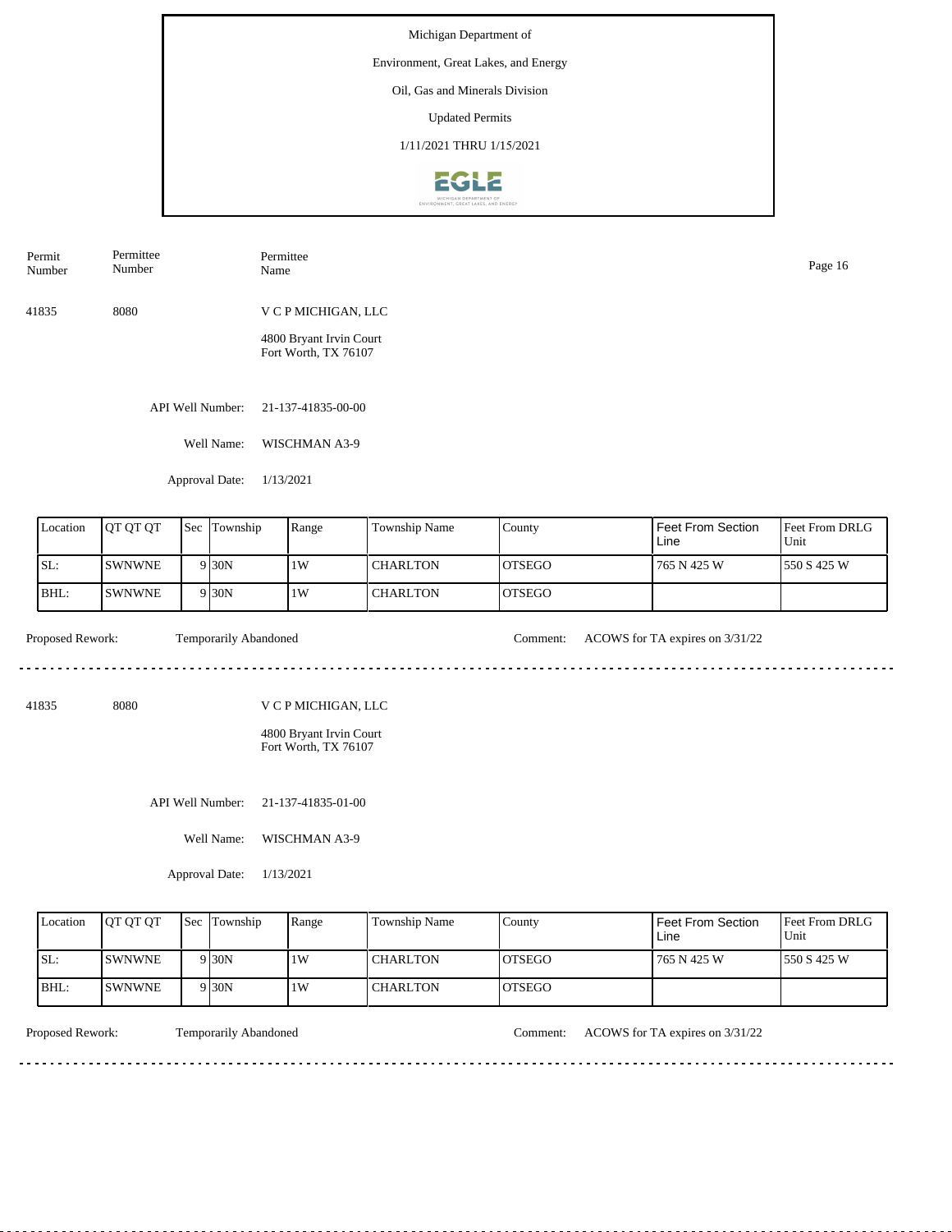Michigan Department of

Environment, Great Lakes, and Energy

Oil, Gas and Minerals Division

Updated Permits

1/11/2021 THRU 1/15/2021

| Permit Number | Permittee Number | Permittee Name |
|---|---|---|

41835 8080 V C P MICHIGAN, LLC

4800 Bryant Irvin Court
Fort Worth, TX 76107

API Well Number: 21-137-41835-00-00

Well Name: WISCHMAN A3-9

Approval Date: 1/13/2021

| Location | QT QT QT | Sec | Township | Range | Township Name | County | Feet From Section Line | Feet From DRLG Unit |
|---|---|---|---|---|---|---|---|---|
| SL: | SWNWNE | 9 | 30N | 1W | CHARLTON | OTSEGO | 765 N 425 W | 550 S 425 W |
| BHL: | SWNWNE | 9 | 30N | 1W | CHARLTON | OTSEGO | | |

Proposed Rework: Temporarily Abandoned Comment: ACOWS for TA expires on 3/31/22

---

41835 8080 V C P MICHIGAN, LLC

4800 Bryant Irvin Court
Fort Worth, TX 76107

API Well Number: 21-137-41835-01-00

Well Name: WISCHMAN A3-9

Approval Date: 1/13/2021

| Location | QT QT QT | Sec | Township | Range | Township Name | County | Feet From Section Line | Feet From DRLG Unit |
|---|---|---|---|---|---|---|---|---|
| SL: | SWNWNE | 9 | 30N | 1W | CHARLTON | OTSEGO | 765 N 425 W | 550 S 425 W |
| BHL: | SWNWNE | 9 | 30N | 1W | CHARLTON | OTSEGO | | |

Proposed Rework: Temporarily Abandoned Comment: ACOWS for TA expires on 3/31/22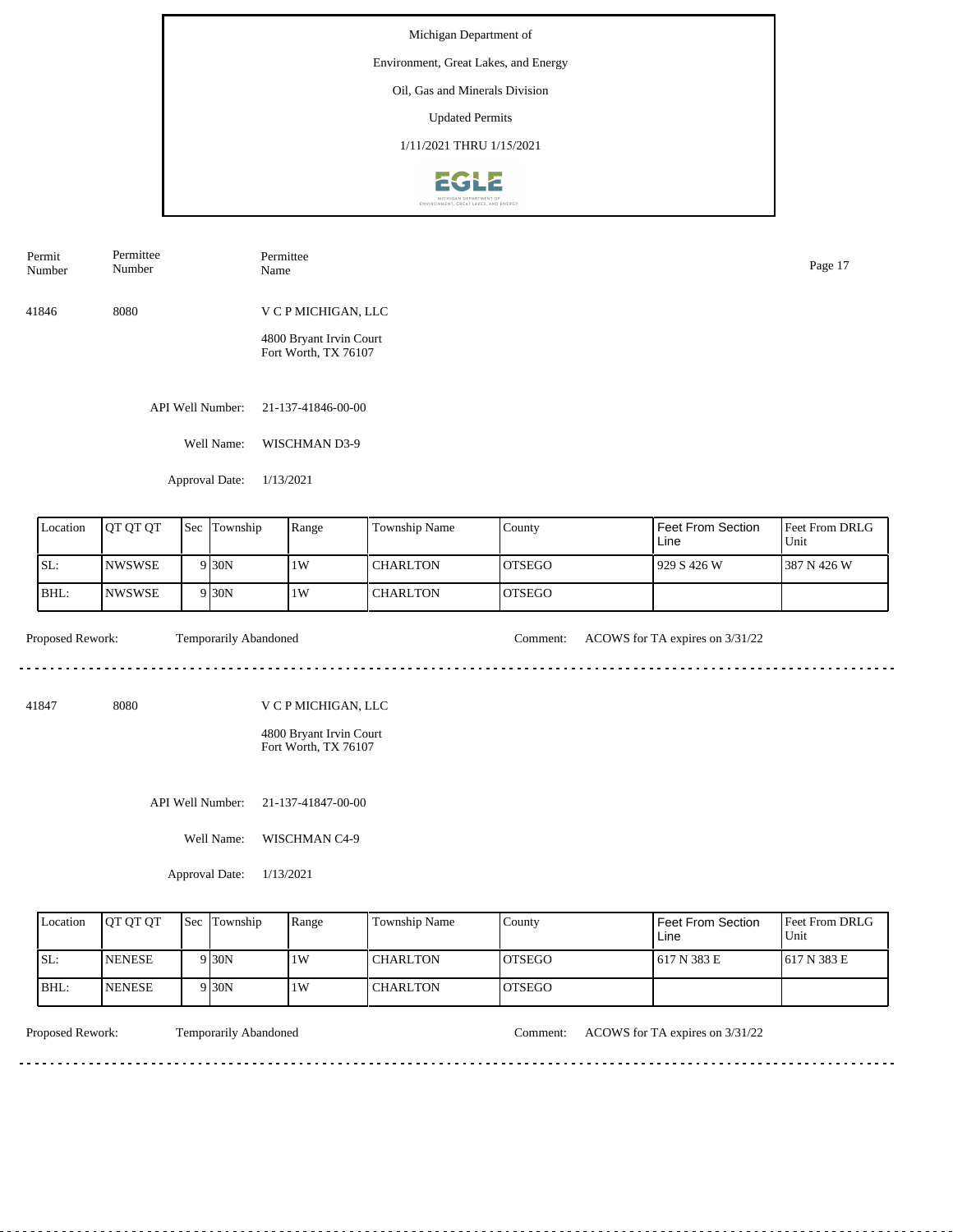Michigan Department of

Environment, Great Lakes, and Energy

Oil, Gas and Minerals Division

Updated Permits

1/11/2021 THRU 1/15/2021

| Permit Number | Permittee Number | Permittee Name |
|---|---|---|
| 41846 | 8080 | V C P MICHIGAN, LLC<br>4800 Bryant Irvin Court<br>Fort Worth, TX 76107 |

API Well Number: 21-137-41846-00-00

Well Name: WISCHMAN D3-9

Approval Date: 1/13/2021

| Location | QT QT QT | Sec | Township | Range | Township Name | County | Feet From Section Line | Feet From DRLG Unit |
|---|---|---|---|---|---|---|---|---|
| SL: | NWSWSE | 9 | 30N | 1W | CHARLTON | OTSEGO | 929 S 426 W | 387 N 426 W |
| BHL: | NWSWSE | 9 | 30N | 1W | CHARLTON | OTSEGO | | |

Proposed Rework: Temporarily Abandoned

Comment: ACOWS for TA expires on 3/31/22

---

| Permit Number | Permittee Number | Permittee Name |
|---|---|---|
| 41847 | 8080 | V C P MICHIGAN, LLC<br>4800 Bryant Irvin Court<br>Fort Worth, TX 76107 |

API Well Number: 21-137-41847-00-00

Well Name: WISCHMAN C4-9

Approval Date: 1/13/2021

| Location | QT QT QT | Sec | Township | Range | Township Name | County | Feet From Section Line | Feet From DRLG Unit |
|---|---|---|---|---|---|---|---|---|
| SL: | NENESE | 9 | 30N | 1W | CHARLTON | OTSEGO | 617 N 383 E | 617 N 383 E |
| BHL: | NENESE | 9 | 30N | 1W | CHARLTON | OTSEGO | | |

Proposed Rework: Temporarily Abandoned

Comment: ACOWS for TA expires on 3/31/22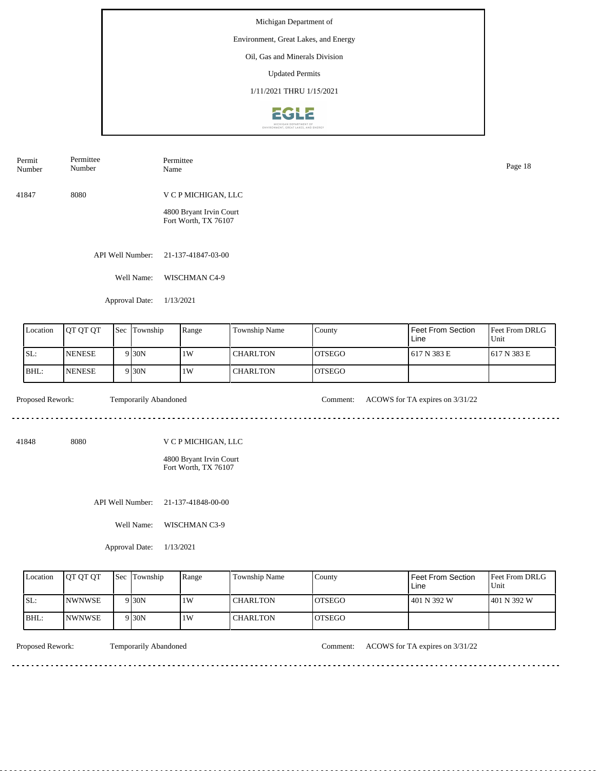Michigan Department of

Environment, Great Lakes, and Energy

Oil, Gas and Minerals Division

Updated Permits

1/11/2021 THRU 1/15/2021

| Permit Number | Permittee Number | Permittee Name |
|---|---|---|
| 41847 | 8080 | V C P MICHIGAN, LLC<br>4800 Bryant Irvin Court<br>Fort Worth, TX 76107 |

API Well Number: 21-137-41847-03-00

Well Name: WISCHMAN C4-9

Approval Date: 1/13/2021

| Location | QT QT QT | Sec | Township | Range | Township Name | County | Feet From Section Line | Feet From DRLG Unit |
|---|---|---|---|---|---|---|---|---|
| SL: | NENESE | 9 | 30N | 1W | CHARLTON | OTSEGO | 617 N 383 E | 617 N 383 E |
| BHL: | NENESE | 9 | 30N | 1W | CHARLTON | OTSEGO | | |

Proposed Rework: Temporarily Abandoned

Comment: ACOWS for TA expires on 3/31/22

---

| Permit Number | Permittee Number | Permittee Name |
|---|---|---|
| 41848 | 8080 | V C P MICHIGAN, LLC<br>4800 Bryant Irvin Court<br>Fort Worth, TX 76107 |

API Well Number: 21-137-41848-00-00

Well Name: WISCHMAN C3-9

Approval Date: 1/13/2021

| Location | QT QT QT | Sec | Township | Range | Township Name | County | Feet From Section Line | Feet From DRLG Unit |
|---|---|---|---|---|---|---|---|---|
| SL: | NWNWSE | 9 | 30N | 1W | CHARLTON | OTSEGO | 401 N 392 W | 401 N 392 W |
| BHL: | NWNWSE | 9 | 30N | 1W | CHARLTON | OTSEGO | | |

Proposed Rework: Temporarily Abandoned

Comment: ACOWS for TA expires on 3/31/22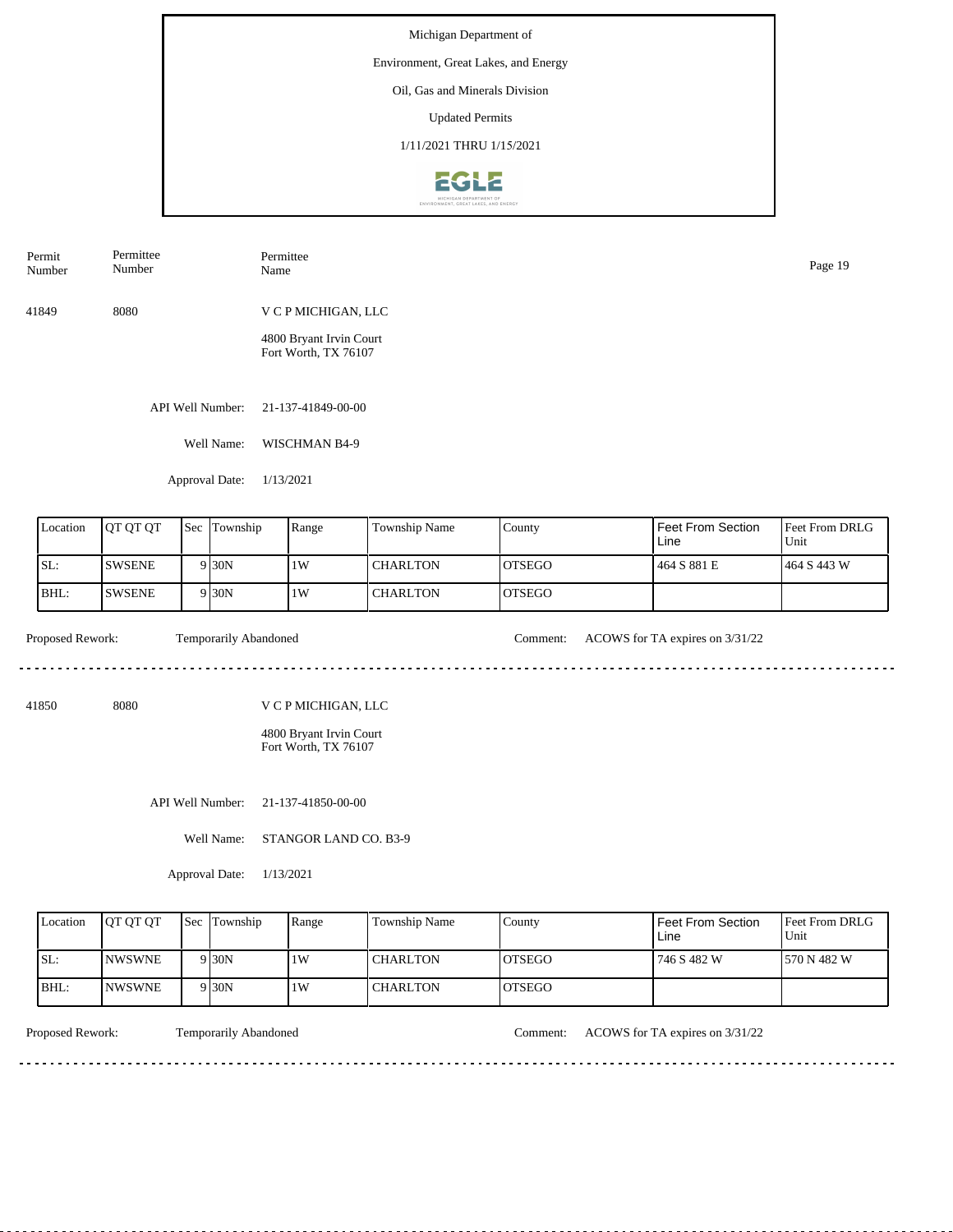Michigan Department of

Environment, Great Lakes, and Energy

Oil, Gas and Minerals Division

Updated Permits

1/11/2021 THRU 1/15/2021

| Permit Number | Permittee Number | Permittee Name |
|---|---|---|
| 41849 | 8080 | V C P MICHIGAN, LLC<br>4800 Bryant Irvin Court<br>Fort Worth, TX 76107 |

API Well Number: 21-137-41849-00-00

Well Name: WISCHMAN B4-9

Approval Date: 1/13/2021

| Location | QT QT QT | Sec | Township | Range | Township Name | County | Feet From Section Line | Feet From DRLG Unit |
|---|---|---|---|---|---|---|---|---|
| SL: | SWSENE | 9 | 30N | 1W | CHARLTON | OTSEGO | 464 S 881 E | 464 S 443 W |
| BHL: | SWSENE | 9 | 30N | 1W | CHARLTON | OTSEGO | | |

Proposed Rework: Temporarily Abandoned

Comment: ACOWS for TA expires on 3/31/22

---

| Permit Number | Permittee Number | Permittee Name |
|---|---|---|
| 41850 | 8080 | V C P MICHIGAN, LLC<br>4800 Bryant Irvin Court<br>Fort Worth, TX 76107 |

API Well Number: 21-137-41850-00-00

Well Name: STANGOR LAND CO. B3-9

Approval Date: 1/13/2021

| Location | QT QT QT | Sec | Township | Range | Township Name | County | Feet From Section Line | Feet From DRLG Unit |
|---|---|---|---|---|---|---|---|---|
| SL: | NWSWNE | 9 | 30N | 1W | CHARLTON | OTSEGO | 746 S 482 W | 570 N 482 W |
| BHL: | NWSWNE | 9 | 30N | 1W | CHARLTON | OTSEGO | | |

Proposed Rework: Temporarily Abandoned

Comment: ACOWS for TA expires on 3/31/22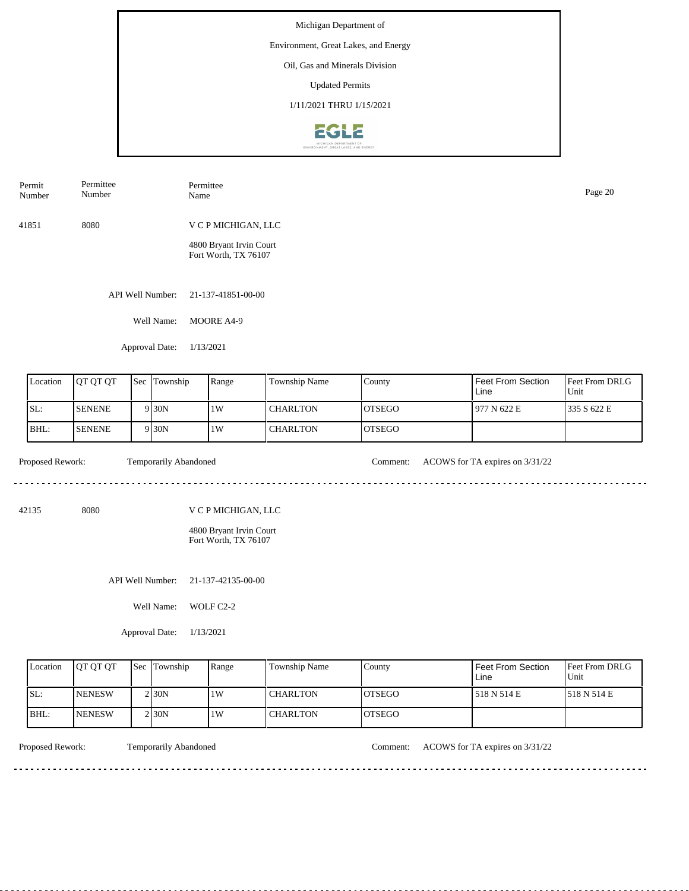Michigan Department of

Environment, Great Lakes, and Energy

Oil, Gas and Minerals Division

Updated Permits

1/11/2021 THRU 1/15/2021

| Permit Number | Permittee Number | Permittee Name |
|---|---|---|
| 41851 | 8080 | V C P MICHIGAN, LLC<br>4800 Bryant Irvin Court<br>Fort Worth, TX 76107 |

API Well Number: 21-137-41851-00-00

Well Name: MOORE A4-9

Approval Date: 1/13/2021

| Location | QT QT QT | Sec | Township | Range | Township Name | County | Feet From Section Line | Feet From DRLG Unit |
|---|---|---|---|---|---|---|---|---|
| SL: | SENENE | 9 | 30N | 1W | CHARLTON | OTSEGO | 977 N 622 E | 335 S 622 E |
| BHL: | SENENE | 9 | 30N | 1W | CHARLTON | OTSEGO | | |

Proposed Rework: Temporarily Abandoned

Comment: ACOWS for TA expires on 3/31/22

---

| Permit Number | Permittee Number | Permittee Name |
|---|---|---|
| 42135 | 8080 | V C P MICHIGAN, LLC<br>4800 Bryant Irvin Court<br>Fort Worth, TX 76107 |

API Well Number: 21-137-42135-00-00

Well Name: WOLF C2-2

Approval Date: 1/13/2021

| Location | QT QT QT | Sec | Township | Range | Township Name | County | Feet From Section Line | Feet From DRLG Unit |
|---|---|---|---|---|---|---|---|---|
| SL: | NENESW | 2 | 30N | 1W | CHARLTON | OTSEGO | 518 N 514 E | 518 N 514 E |
| BHL: | NENESW | 2 | 30N | 1W | CHARLTON | OTSEGO | | |

Proposed Rework: Temporarily Abandoned

Comment: ACOWS for TA expires on 3/31/22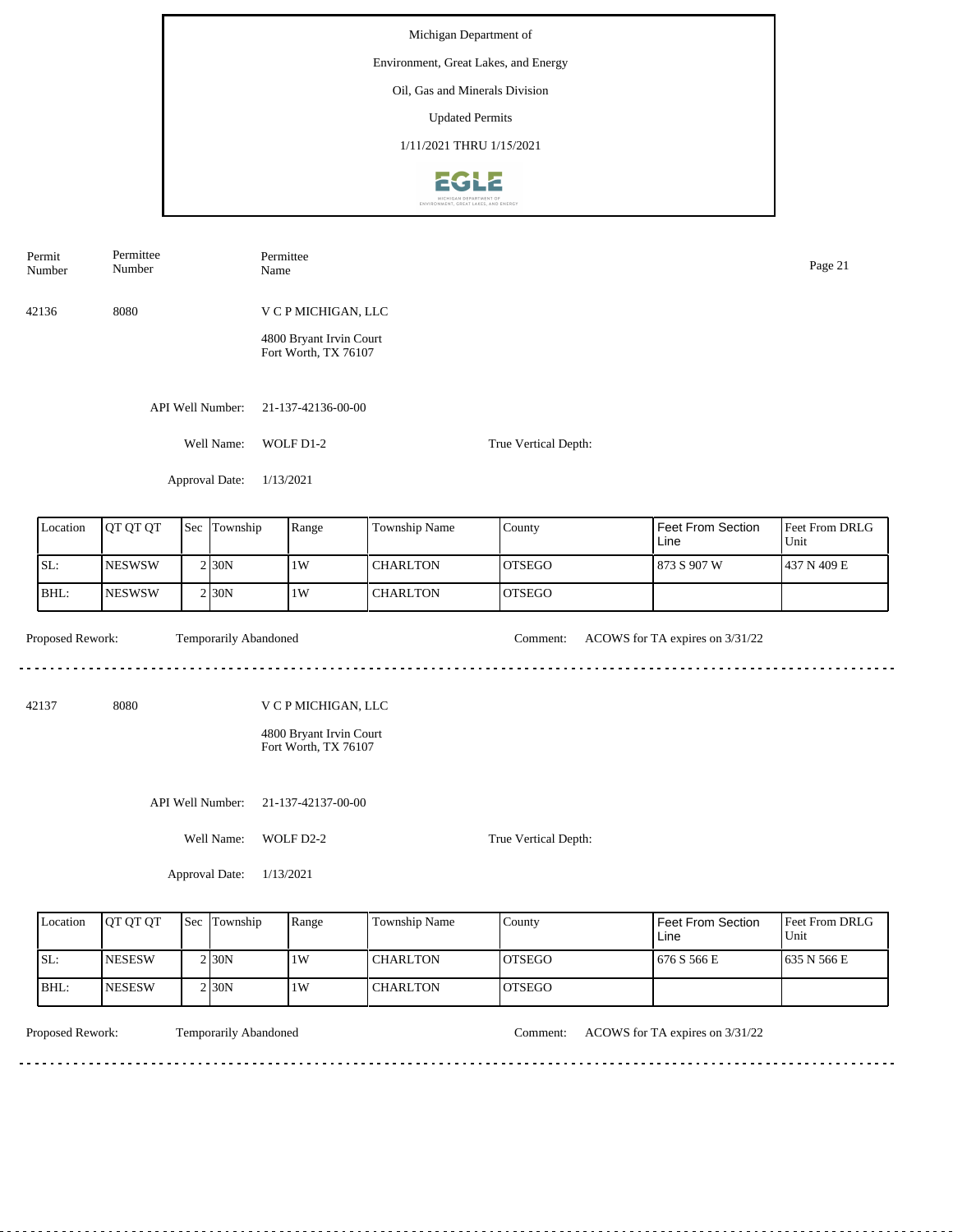Michigan Department of

Environment, Great Lakes, and Energy

Oil, Gas and Minerals Division

Updated Permits

1/11/2021 THRU 1/15/2021

| Permit Number | Permittee Number | Permittee Name |
|---|---|---|
| 42136 | 8080 | V C P MICHIGAN, LLC |

4800 Bryant Irvin Court
Fort Worth, TX 76107

API Well Number: 21-137-42136-00-00

Well Name: WOLF D1-2

True Vertical Depth:

Approval Date: 1/13/2021

| Location | QT QT QT | Sec | Township | Range | Township Name | County | Feet From Section Line | Feet From DRLG Unit |
|---|---|---|---|---|---|---|---|---|
| SL: | NESWSW | 2 | 30N | 1W | CHARLTON | OTSEGO | 873 S 907 W | 437 N 409 E |
| BHL: | NESWSW | 2 | 30N | 1W | CHARLTON | OTSEGO | | |

Proposed Rework: Temporarily Abandoned

Comment: ACOWS for TA expires on 3/31/22

---

| Permit Number | Permittee Number | Permittee Name |
|---|---|---|
| 42137 | 8080 | V C P MICHIGAN, LLC |

4800 Bryant Irvin Court
Fort Worth, TX 76107

API Well Number: 21-137-42137-00-00

Well Name: WOLF D2-2

True Vertical Depth:

Approval Date: 1/13/2021

| Location | QT QT QT | Sec | Township | Range | Township Name | County | Feet From Section Line | Feet From DRLG Unit |
|---|---|---|---|---|---|---|---|---|
| SL: | NESESW | 2 | 30N | 1W | CHARLTON | OTSEGO | 676 S 566 E | 635 N 566 E |
| BHL: | NESESW | 2 | 30N | 1W | CHARLTON | OTSEGO | | |

Proposed Rework: Temporarily Abandoned

Comment: ACOWS for TA expires on 3/31/22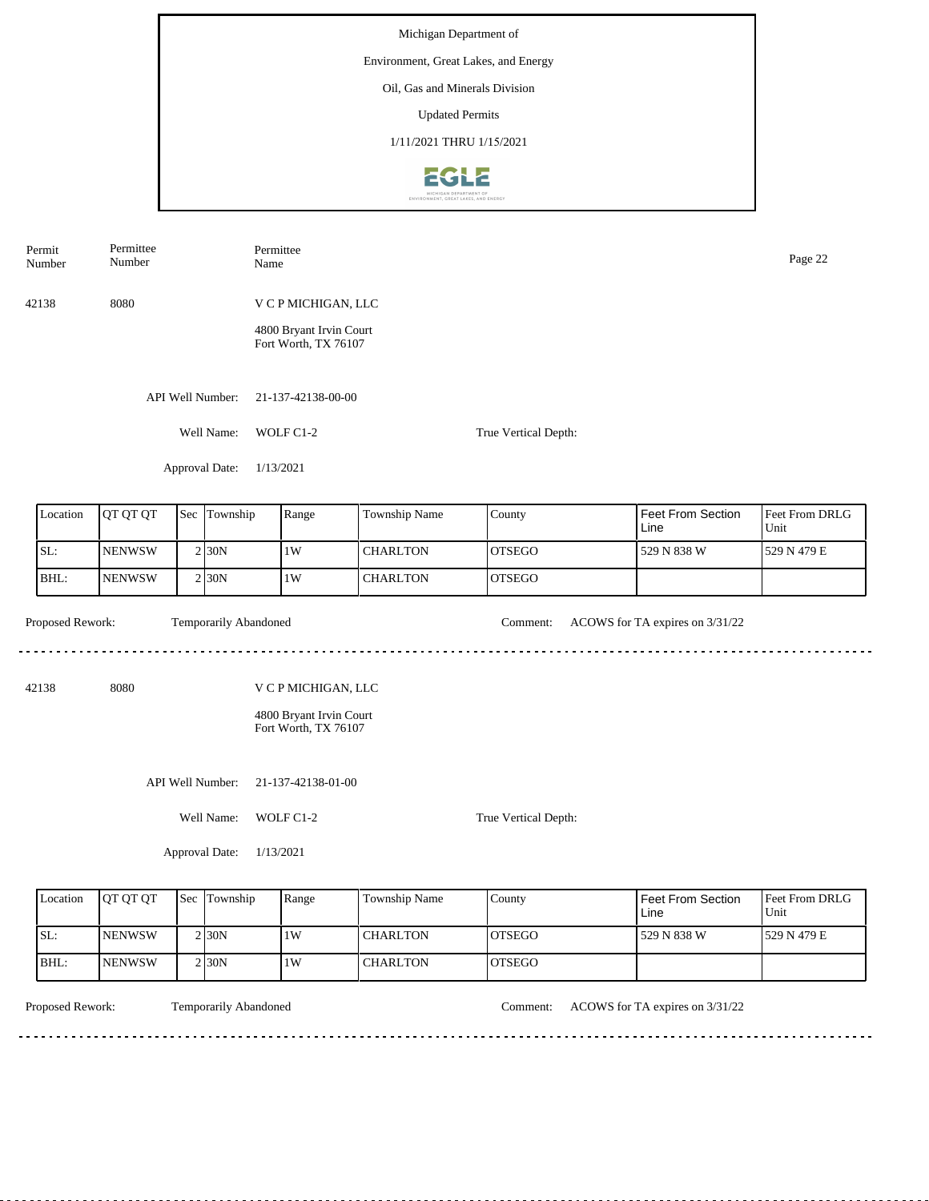Michigan Department of

Environment, Great Lakes, and Energy

Oil, Gas and Minerals Division

Updated Permits

1/11/2021 THRU 1/15/2021

| Permit Number | Permittee Number | Permittee Name |
|---|---|---|
| 42138 | 8080 | V C P MICHIGAN, LLC<br>4800 Bryant Irvin Court<br>Fort Worth, TX 76107 |

API Well Number: 21-137-42138-00-00

Well Name: WOLF C1-2

True Vertical Depth:

Approval Date: 1/13/2021

| Location | QT QT QT | Sec | Township | Range | Township Name | County | Feet From Section Line | Feet From DRLG Unit |
|---|---|---|---|---|---|---|---|---|
| SL: | NENWSW | 2 | 30N | 1W | CHARLTON | OTSEGO | 529 N 838 W | 529 N 479 E |
| BHL: | NENWSW | 2 | 30N | 1W | CHARLTON | OTSEGO | | |

Proposed Rework: Temporarily Abandoned

Comment: ACOWS for TA expires on 3/31/22

---

| Permit Number | Permittee Number | Permittee Name |
|---|---|---|
| 42138 | 8080 | V C P MICHIGAN, LLC<br>4800 Bryant Irvin Court<br>Fort Worth, TX 76107 |

API Well Number: 21-137-42138-01-00

Well Name: WOLF C1-2

True Vertical Depth:

Approval Date: 1/13/2021

| Location | QT QT QT | Sec | Township | Range | Township Name | County | Feet From Section Line | Feet From DRLG Unit |
|---|---|---|---|---|---|---|---|---|
| SL: | NENWSW | 2 | 30N | 1W | CHARLTON | OTSEGO | 529 N 838 W | 529 N 479 E |
| BHL: | NENWSW | 2 | 30N | 1W | CHARLTON | OTSEGO | | |

Proposed Rework: Temporarily Abandoned

Comment: ACOWS for TA expires on 3/31/22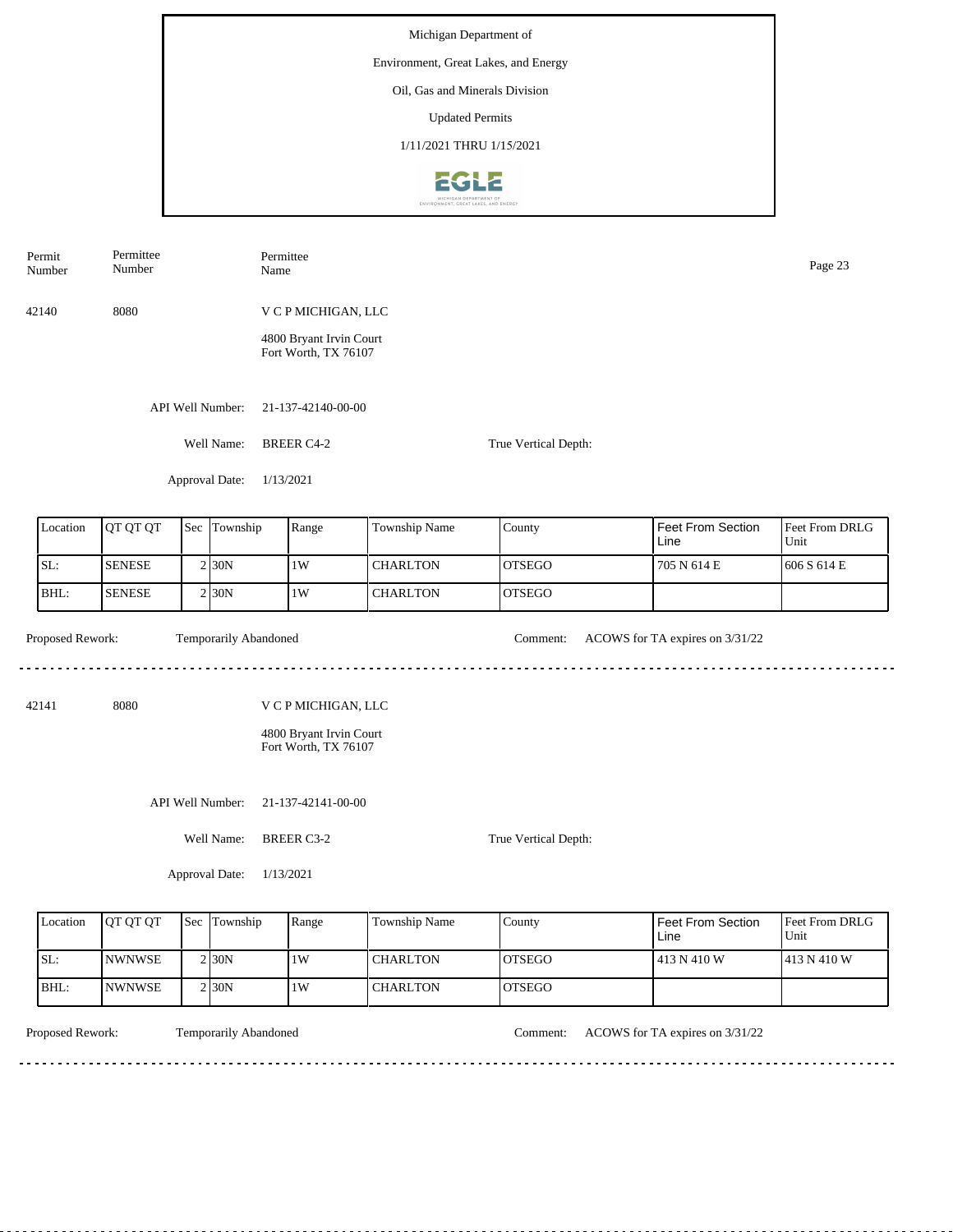Michigan Department of

Environment, Great Lakes, and Energy

Oil, Gas and Minerals Division

Updated Permits

1/11/2021 THRU 1/15/2021

| Permit Number | Permittee Number | Permittee Name |
|---|---|---|

42140 8080 V C P MICHIGAN, LLC

4800 Bryant Irvin Court
Fort Worth, TX 76107

API Well Number: 21-137-42140-00-00

Well Name: BREER C4-2

True Vertical Depth:

Approval Date: 1/13/2021

| Location | QT QT QT | Sec | Township | Range | Township Name | County | Feet From Section Line | Feet From DRLG Unit |
|---|---|---|---|---|---|---|---|---|
| SL: | SENESE | 2 | 30N | 1W | CHARLTON | OTSEGO | 705 N 614 E | 606 S 614 E |
| BHL: | SENESE | 2 | 30N | 1W | CHARLTON | OTSEGO | | |

Proposed Rework: Temporarily Abandoned

Comment: ACOWS for TA expires on 3/31/22

---

42141 8080 V C P MICHIGAN, LLC

4800 Bryant Irvin Court
Fort Worth, TX 76107

API Well Number: 21-137-42141-00-00

Well Name: BREER C3-2

True Vertical Depth:

Approval Date: 1/13/2021

| Location | QT QT QT | Sec | Township | Range | Township Name | County | Feet From Section Line | Feet From DRLG Unit |
|---|---|---|---|---|---|---|---|---|
| SL: | NWNWSE | 2 | 30N | 1W | CHARLTON | OTSEGO | 413 N 410 W | 413 N 410 W |
| BHL: | NWNWSE | 2 | 30N | 1W | CHARLTON | OTSEGO | | |

Proposed Rework: Temporarily Abandoned

Comment: ACOWS for TA expires on 3/31/22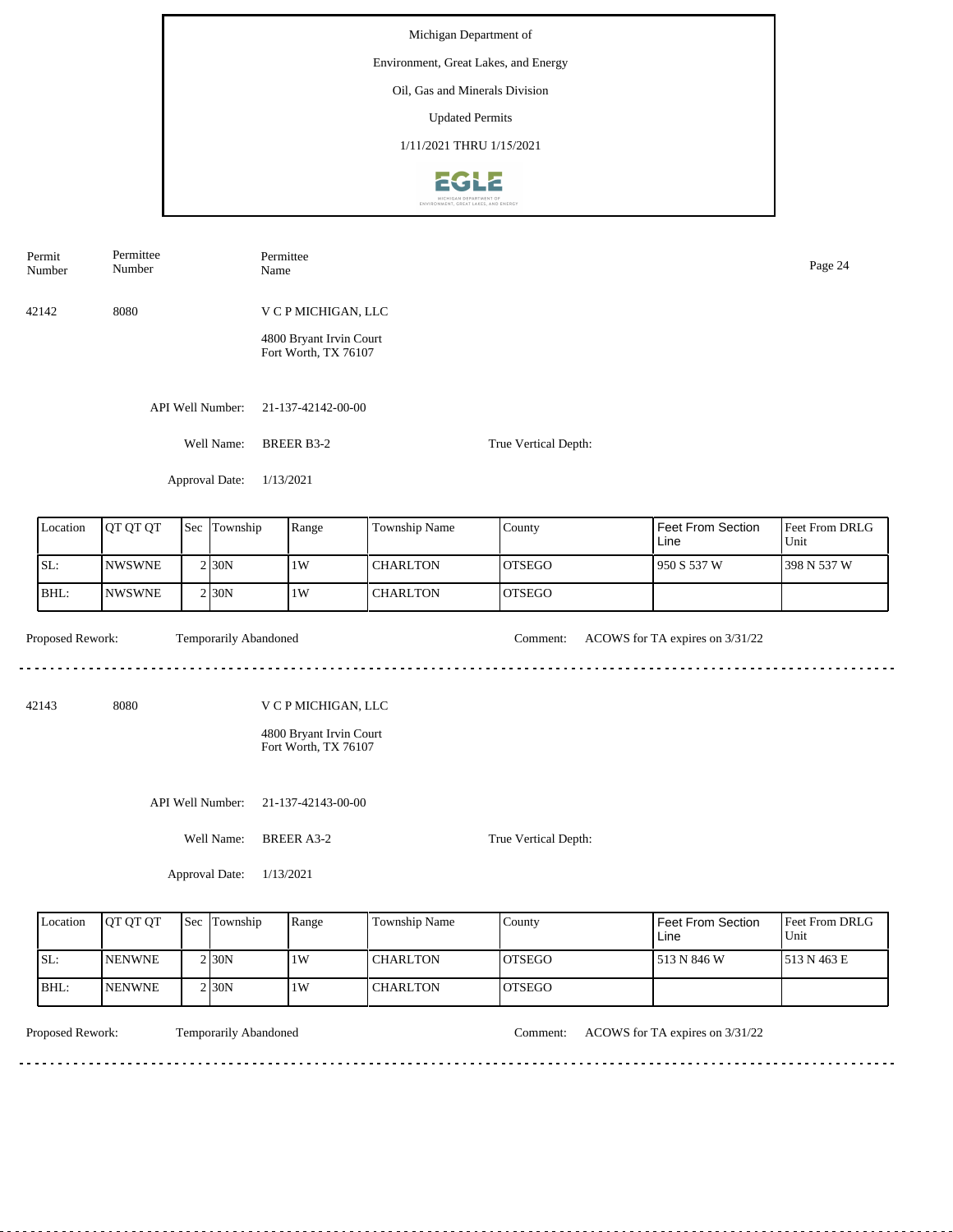Michigan Department of

Environment, Great Lakes, and Energy

Oil, Gas and Minerals Division

Updated Permits

1/11/2021 THRU 1/15/2021

| Permit Number | Permittee Number | Permittee Name |
|---|---|---|
| 42142 | 8080 | V C P MICHIGAN, LLC<br>4800 Bryant Irvin Court<br>Fort Worth, TX 76107 |

API Well Number: 21-137-42142-00-00

Well Name: BREER B3-2

True Vertical Depth:

Approval Date: 1/13/2021

| Location | QT QT QT | Sec | Township | Range | Township Name | County | Feet From Section Line | Feet From DRLG Unit |
|---|---|---|---|---|---|---|---|---|
| SL: | NWSWNE | 2 | 30N | 1W | CHARLTON | OTSEGO | 950 S 537 W | 398 N 537 W |
| BHL: | NWSWNE | 2 | 30N | 1W | CHARLTON | OTSEGO | | |

Proposed Rework: Temporarily Abandoned

Comment: ACOWS for TA expires on 3/31/22

---

| Permit Number | Permittee Number | Permittee Name |
|---|---|---|
| 42143 | 8080 | V C P MICHIGAN, LLC<br>4800 Bryant Irvin Court<br>Fort Worth, TX 76107 |

API Well Number: 21-137-42143-00-00

Well Name: BREER A3-2

True Vertical Depth:

Approval Date: 1/13/2021

| Location | QT QT QT | Sec | Township | Range | Township Name | County | Feet From Section Line | Feet From DRLG Unit |
|---|---|---|---|---|---|---|---|---|
| SL: | NENWNE | 2 | 30N | 1W | CHARLTON | OTSEGO | 513 N 846 W | 513 N 463 E |
| BHL: | NENWNE | 2 | 30N | 1W | CHARLTON | OTSEGO | | |

Proposed Rework: Temporarily Abandoned

Comment: ACOWS for TA expires on 3/31/22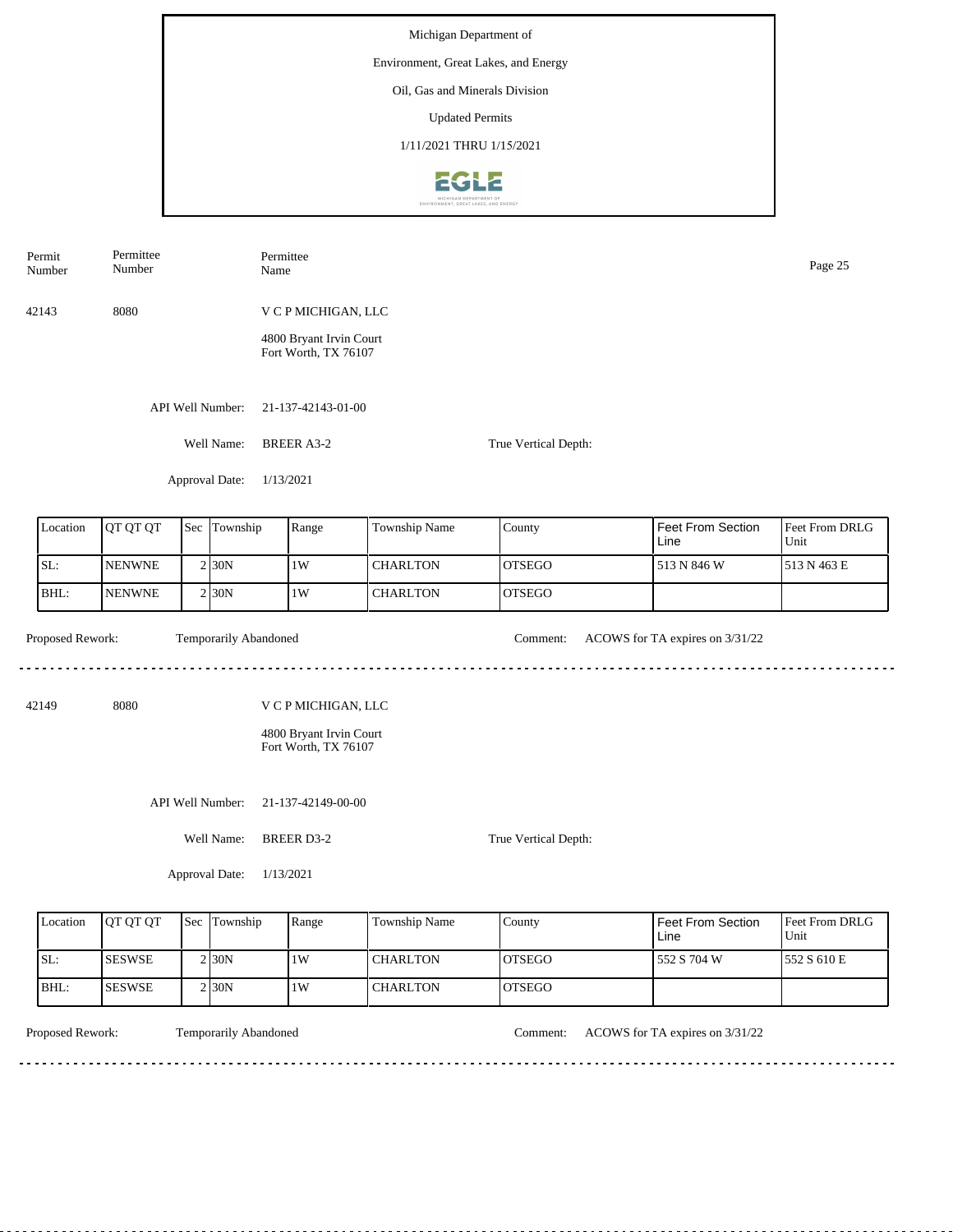Michigan Department of

Environment, Great Lakes, and Energy

Oil, Gas and Minerals Division

Updated Permits

1/11/2021 THRU 1/15/2021

| Permit Number | Permittee Number | Permittee Name |
|---|---|---|

42143 8080 V C P MICHIGAN, LLC

4800 Bryant Irvin Court
Fort Worth, TX 76107

API Well Number: 21-137-42143-01-00

Well Name: BREER A3-2

True Vertical Depth:

Approval Date: 1/13/2021

| Location | QT QT QT | Sec | Township | Range | Township Name | County | Feet From Section Line | Feet From DRLG Unit |
|---|---|---|---|---|---|---|---|---|
| SL: | NENWNE | 2 | 30N | 1W | CHARLTON | OTSEGO | 513 N 846 W | 513 N 463 E |
| BHL: | NENWNE | 2 | 30N | 1W | CHARLTON | OTSEGO | | |

Proposed Rework: Temporarily Abandoned

Comment: ACOWS for TA expires on 3/31/22

---

42149 8080 V C P MICHIGAN, LLC

4800 Bryant Irvin Court
Fort Worth, TX 76107

API Well Number: 21-137-42149-00-00

Well Name: BREER D3-2

True Vertical Depth:

Approval Date: 1/13/2021

| Location | QT QT QT | Sec | Township | Range | Township Name | County | Feet From Section Line | Feet From DRLG Unit |
|---|---|---|---|---|---|---|---|---|
| SL: | SESWSE | 2 | 30N | 1W | CHARLTON | OTSEGO | 552 S 704 W | 552 S 610 E |
| BHL: | SESWSE | 2 | 30N | 1W | CHARLTON | OTSEGO | | |

Proposed Rework: Temporarily Abandoned

Comment: ACOWS for TA expires on 3/31/22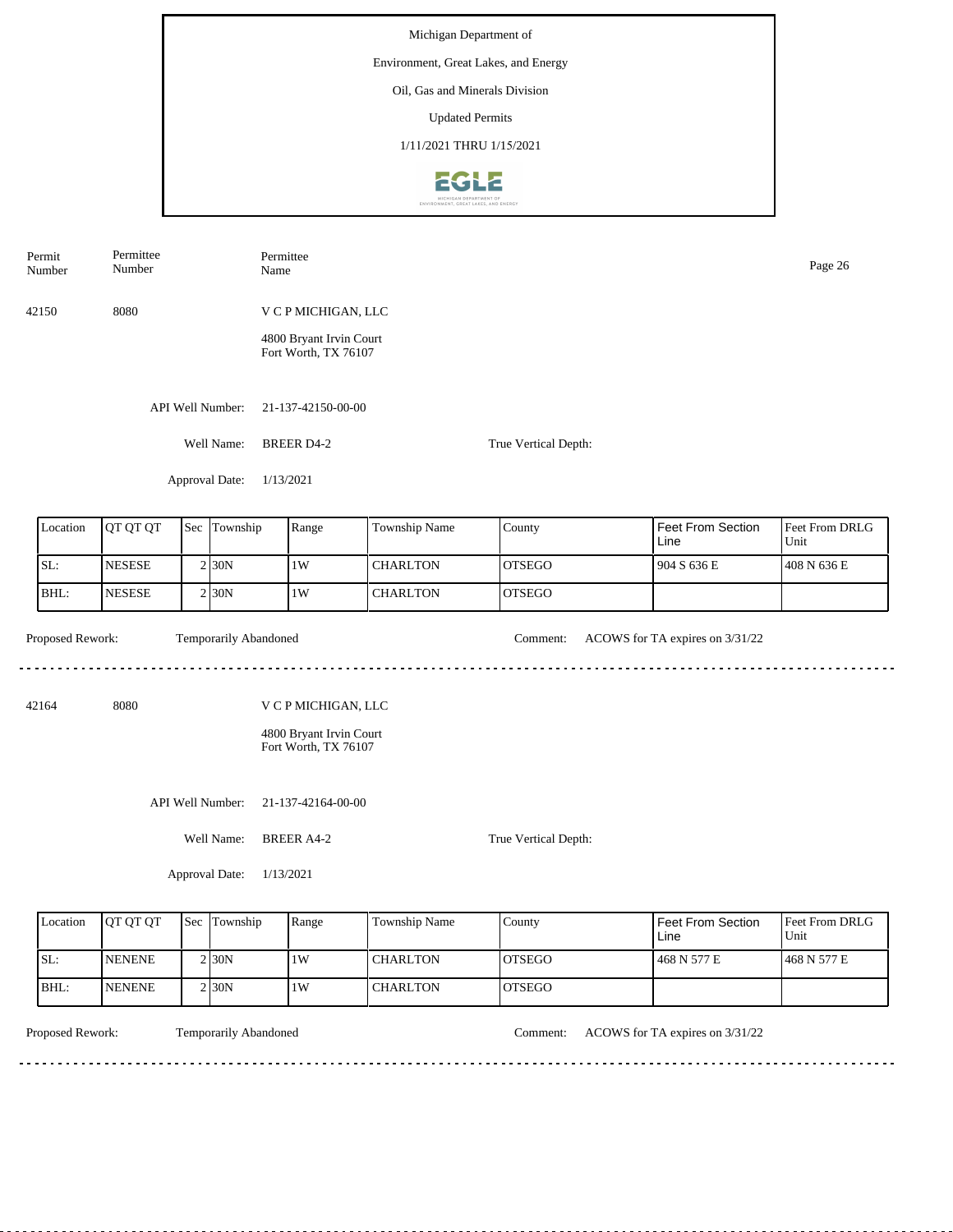Michigan Department of

Environment, Great Lakes, and Energy

Oil, Gas and Minerals Division

Updated Permits

1/11/2021 THRU 1/15/2021

| Permit Number | Permittee Number | Permittee Name |
|---|---|---|
| 42150 | 8080 | V C P MICHIGAN, LLC<br>4800 Bryant Irvin Court<br>Fort Worth, TX 76107 |

API Well Number: 21-137-42150-00-00

Well Name: BREER D4-2

True Vertical Depth:

Approval Date: 1/13/2021

| Location | QT QT QT | Sec | Township | Range | Township Name | County | Feet From Section Line | Feet From DRLG Unit |
|---|---|---|---|---|---|---|---|---|
| SL: | NESESE | 2 | 30N | 1W | CHARLTON | OTSEGO | 904 S 636 E | 408 N 636 E |
| BHL: | NESESE | 2 | 30N | 1W | CHARLTON | OTSEGO | | |

Proposed Rework: Temporarily Abandoned

Comment: ACOWS for TA expires on 3/31/22

---

| Permit Number | Permittee Number | Permittee Name |
|---|---|---|
| 42164 | 8080 | V C P MICHIGAN, LLC<br>4800 Bryant Irvin Court<br>Fort Worth, TX 76107 |

API Well Number: 21-137-42164-00-00

Well Name: BREER A4-2

True Vertical Depth:

Approval Date: 1/13/2021

| Location | QT QT QT | Sec | Township | Range | Township Name | County | Feet From Section Line | Feet From DRLG Unit |
|---|---|---|---|---|---|---|---|---|
| SL: | NENENE | 2 | 30N | 1W | CHARLTON | OTSEGO | 468 N 577 E | 468 N 577 E |
| BHL: | NENENE | 2 | 30N | 1W | CHARLTON | OTSEGO | | |

Proposed Rework: Temporarily Abandoned

Comment: ACOWS for TA expires on 3/31/22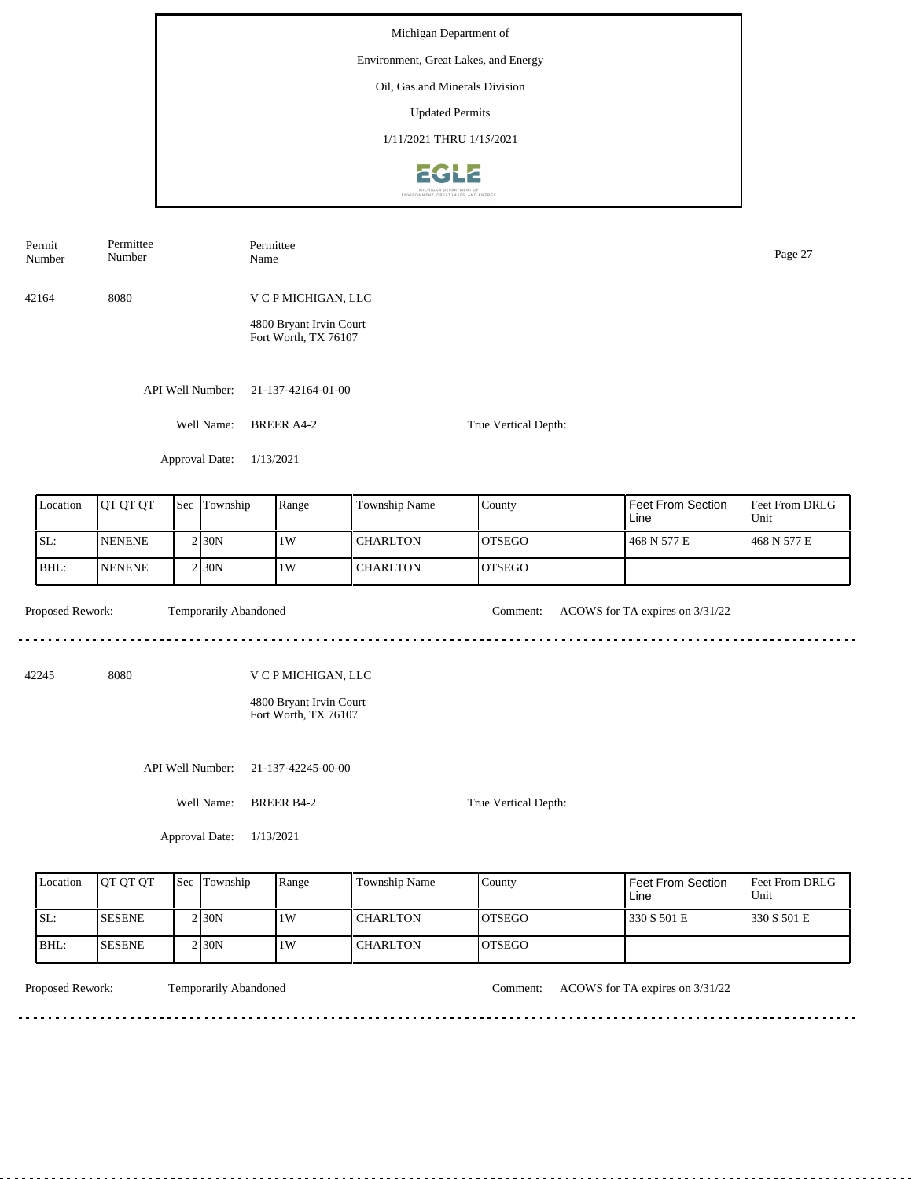Michigan Department of

Environment, Great Lakes, and Energy

Oil, Gas and Minerals Division

Updated Permits

1/11/2021 THRU 1/15/2021

| Permit Number | Permittee Number | Permittee Name |
|---|---|---|
| 42164 | 8080 | V C P MICHIGAN, LLC<br>4800 Bryant Irvin Court<br>Fort Worth, TX 76107 |

API Well Number: 21-137-42164-01-00

Well Name: BREER A4-2

True Vertical Depth:

Approval Date: 1/13/2021

| Location | QT QT QT | Sec | Township | Range | Township Name | County | Feet From Section Line | Feet From DRLG Unit |
|---|---|---|---|---|---|---|---|---|
| SL: | NENENE | 2 | 30N | 1W | CHARLTON | OTSEGO | 468 N 577 E | 468 N 577 E |
| BHL: | NENENE | 2 | 30N | 1W | CHARLTON | OTSEGO | | |

Proposed Rework: Temporarily Abandoned

Comment: ACOWS for TA expires on 3/31/22

---

| Permit Number | Permittee Number | Permittee Name |
|---|---|---|
| 42245 | 8080 | V C P MICHIGAN, LLC<br>4800 Bryant Irvin Court<br>Fort Worth, TX 76107 |

API Well Number: 21-137-42245-00-00

Well Name: BREER B4-2

True Vertical Depth:

Approval Date: 1/13/2021

| Location | QT QT QT | Sec | Township | Range | Township Name | County | Feet From Section Line | Feet From DRLG Unit |
|---|---|---|---|---|---|---|---|---|
| SL: | SESENE | 2 | 30N | 1W | CHARLTON | OTSEGO | 330 S 501 E | 330 S 501 E |
| BHL: | SESENE | 2 | 30N | 1W | CHARLTON | OTSEGO | | |

Proposed Rework: Temporarily Abandoned

Comment: ACOWS for TA expires on 3/31/22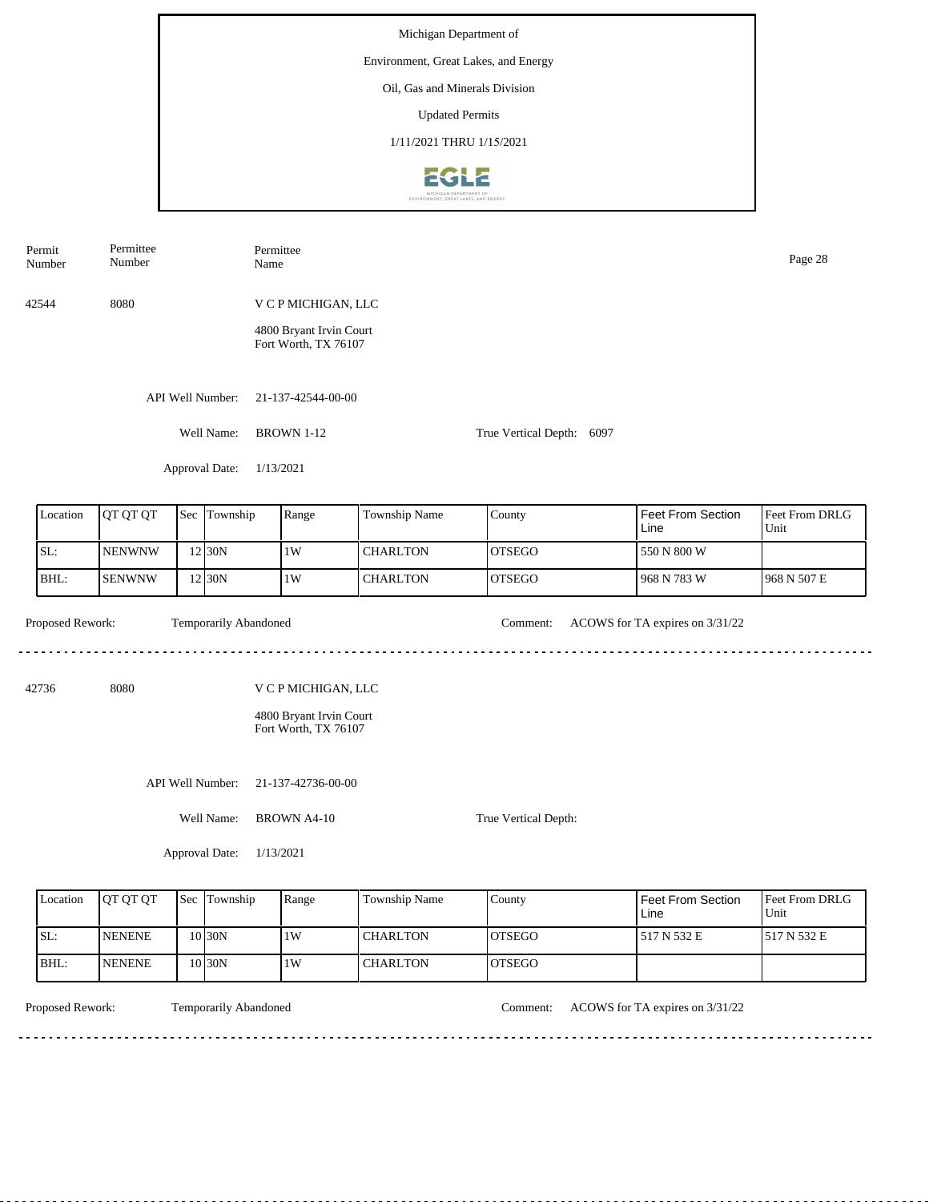Michigan Department of

Environment, Great Lakes, and Energy

Oil, Gas and Minerals Division

Updated Permits

1/11/2021 THRU 1/15/2021

| Permit Number | Permittee Number | Permittee Name |
|---|---|---|
| 42544 | 8080 | V C P MICHIGAN, LLC<br>4800 Bryant Irvin Court<br>Fort Worth, TX 76107 |

API Well Number: 21-137-42544-00-00

Well Name: BROWN 1-12

True Vertical Depth: 6097

Approval Date: 1/13/2021

| Location | QT QT QT | Sec | Township | Range | Township Name | County | Feet From Section Line | Feet From DRLG Unit |
|---|---|---|---|---|---|---|---|---|
| SL: | NENWNW | 12 | 30N | 1W | CHARLTON | OTSEGO | 550 N 800 W | |
| BHL: | SENWNW | 12 | 30N | 1W | CHARLTON | OTSEGO | 968 N 783 W | 968 N 507 E |

Proposed Rework: Temporarily Abandoned

Comment: ACOWS for TA expires on 3/31/22

---

| Permit Number | Permittee Number | Permittee Name |
|---|---|---|
| 42736 | 8080 | V C P MICHIGAN, LLC<br>4800 Bryant Irvin Court<br>Fort Worth, TX 76107 |

API Well Number: 21-137-42736-00-00

Well Name: BROWN A4-10

True Vertical Depth:

Approval Date: 1/13/2021

| Location | QT QT QT | Sec | Township | Range | Township Name | County | Feet From Section Line | Feet From DRLG Unit |
|---|---|---|---|---|---|---|---|---|
| SL: | NENENE | 10 | 30N | 1W | CHARLTON | OTSEGO | 517 N 532 E | 517 N 532 E |
| BHL: | NENENE | 10 | 30N | 1W | CHARLTON | OTSEGO | | |

Proposed Rework: Temporarily Abandoned

Comment: ACOWS for TA expires on 3/31/22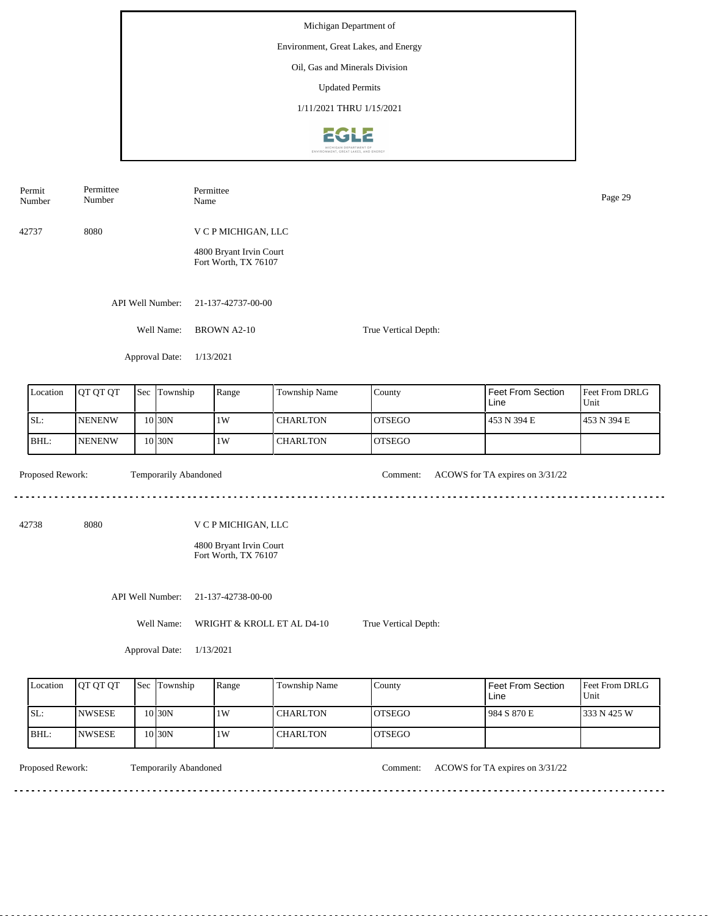Michigan Department of

Environment, Great Lakes, and Energy

Oil, Gas and Minerals Division

Updated Permits

1/11/2021 THRU 1/15/2021

| Permit Number | Permittee Number | Permittee Name |
|---|---|---|
| 42737 | 8080 | V C P MICHIGAN, LLC<br>4800 Bryant Irvin Court<br>Fort Worth, TX 76107 |

API Well Number: 21-137-42737-00-00

Well Name: BROWN A2-10

True Vertical Depth:

Approval Date: 1/13/2021

| Location | QT QT QT | Sec | Township | Range | Township Name | County | Feet From Section Line | Feet From DRLG Unit |
|---|---|---|---|---|---|---|---|---|
| SL: | NENENW | 10 | 30N | 1W | CHARLTON | OTSEGO | 453 N 394 E | 453 N 394 E |
| BHL: | NENENW | 10 | 30N | 1W | CHARLTON | OTSEGO | | |

Proposed Rework: Temporarily Abandoned

Comment: ACOWS for TA expires on 3/31/22

---

| Permit Number | Permittee Number | Permittee Name |
|---|---|---|
| 42738 | 8080 | V C P MICHIGAN, LLC<br>4800 Bryant Irvin Court<br>Fort Worth, TX 76107 |

API Well Number: 21-137-42738-00-00

Well Name: WRIGHT & KROLL ET AL D4-10

True Vertical Depth:

Approval Date: 1/13/2021

| Location | QT QT QT | Sec | Township | Range | Township Name | County | Feet From Section Line | Feet From DRLG Unit |
|---|---|---|---|---|---|---|---|---|
| SL: | NWSESE | 10 | 30N | 1W | CHARLTON | OTSEGO | 984 S 870 E | 333 N 425 W |
| BHL: | NWSESE | 10 | 30N | 1W | CHARLTON | OTSEGO | | |

Proposed Rework: Temporarily Abandoned

Comment: ACOWS for TA expires on 3/31/22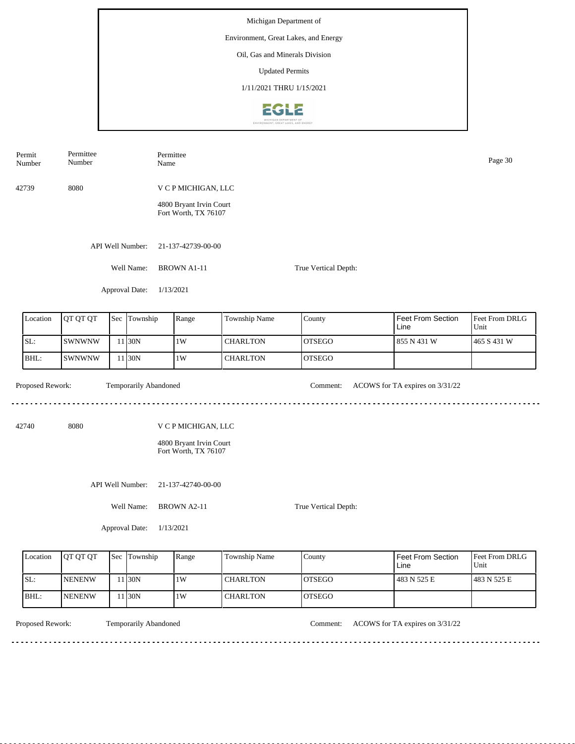Michigan Department of

Environment, Great Lakes, and Energy

Oil, Gas and Minerals Division

Updated Permits

1/11/2021 THRU 1/15/2021

| Permit Number | Permittee Number | Permittee Name |
|---|---|---|
| 42739 | 8080 | V C P MICHIGAN, LLC |

4800 Bryant Irvin Court
Fort Worth, TX 76107

API Well Number: 21-137-42739-00-00

Well Name: BROWN A1-11

True Vertical Depth:

Approval Date: 1/13/2021

| Location | QT QT QT | Sec | Township | Range | Township Name | County | Feet From Section Line | Feet From DRLG Unit |
|---|---|---|---|---|---|---|---|---|
| SL: | SWNWNW | 11 | 30N | 1W | CHARLTON | OTSEGO | 855 N 431 W | 465 S 431 W |
| BHL: | SWNWNW | 11 | 30N | 1W | CHARLTON | OTSEGO | | |

Proposed Rework: Temporarily Abandoned

Comment: ACOWS for TA expires on 3/31/22

---

| Permit Number | Permittee Number | Permittee Name |
|---|---|---|
| 42740 | 8080 | V C P MICHIGAN, LLC |

4800 Bryant Irvin Court
Fort Worth, TX 76107

API Well Number: 21-137-42740-00-00

Well Name: BROWN A2-11

True Vertical Depth:

Approval Date: 1/13/2021

| Location | QT QT QT | Sec | Township | Range | Township Name | County | Feet From Section Line | Feet From DRLG Unit |
|---|---|---|---|---|---|---|---|---|
| SL: | NENENW | 11 | 30N | 1W | CHARLTON | OTSEGO | 483 N 525 E | 483 N 525 E |
| BHL: | NENENW | 11 | 30N | 1W | CHARLTON | OTSEGO | | |

Proposed Rework: Temporarily Abandoned

Comment: ACOWS for TA expires on 3/31/22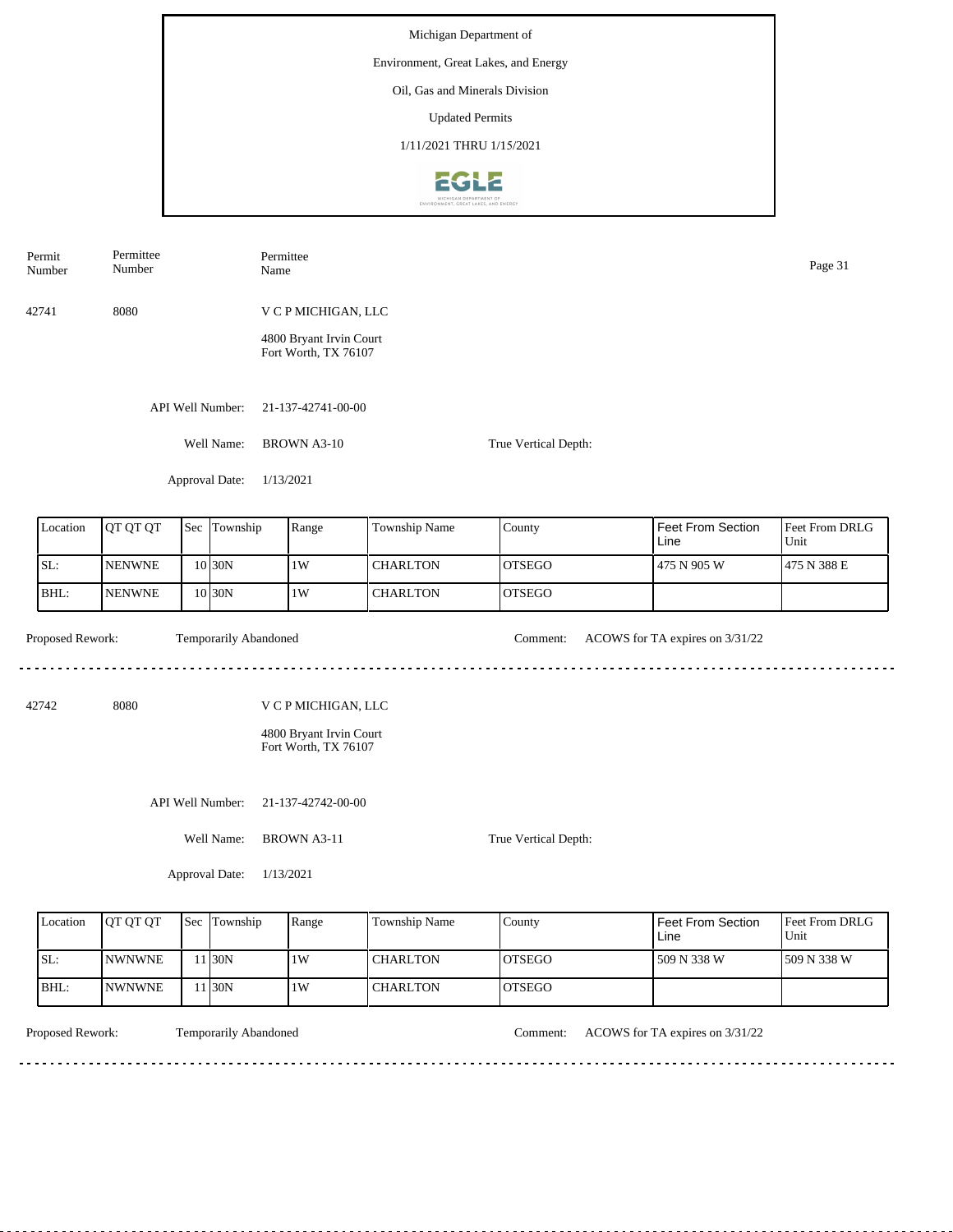Michigan Department of

Environment, Great Lakes, and Energy

Oil, Gas and Minerals Division

Updated Permits

1/11/2021 THRU 1/15/2021

| Permit Number | Permittee Number | Permittee Name |
|---|---|---|
| 42741 | 8080 | V C P MICHIGAN, LLC<br>4800 Bryant Irvin Court<br>Fort Worth, TX 76107 |

API Well Number: 21-137-42741-00-00

Well Name: BROWN A3-10

True Vertical Depth:

Approval Date: 1/13/2021

| Location | QT QT QT | Sec | Township | Range | Township Name | County | Feet From Section Line | Feet From DRLG Unit |
|---|---|---|---|---|---|---|---|---|
| SL: | NENWNE | 10 | 30N | 1W | CHARLTON | OTSEGO | 475 N 905 W | 475 N 388 E |
| BHL: | NENWNE | 10 | 30N | 1W | CHARLTON | OTSEGO | | |

Proposed Rework: Temporarily Abandoned

Comment: ACOWS for TA expires on 3/31/22

---

| Permit Number | Permittee Number | Permittee Name |
|---|---|---|
| 42742 | 8080 | V C P MICHIGAN, LLC<br>4800 Bryant Irvin Court<br>Fort Worth, TX 76107 |

API Well Number: 21-137-42742-00-00

Well Name: BROWN A3-11

True Vertical Depth:

Approval Date: 1/13/2021

| Location | QT QT QT | Sec | Township | Range | Township Name | County | Feet From Section Line | Feet From DRLG Unit |
|---|---|---|---|---|---|---|---|---|
| SL: | NWNWNE | 11 | 30N | 1W | CHARLTON | OTSEGO | 509 N 338 W | 509 N 338 W |
| BHL: | NWNWNE | 11 | 30N | 1W | CHARLTON | OTSEGO | | |

Proposed Rework: Temporarily Abandoned

Comment: ACOWS for TA expires on 3/31/22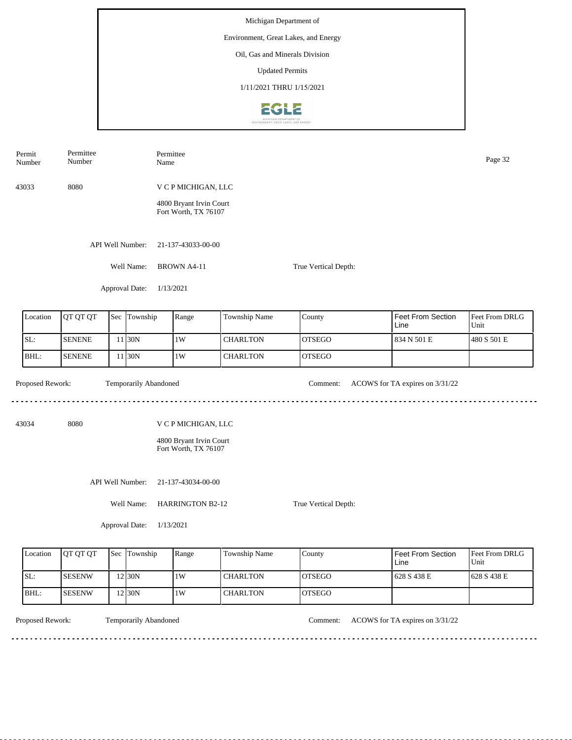Michigan Department of

Environment, Great Lakes, and Energy

Oil, Gas and Minerals Division

Updated Permits

1/11/2021 THRU 1/15/2021

| Permit Number | Permittee Number | Permittee Name |
|---|---|---|
| 43033 | 8080 | V C P MICHIGAN, LLC<br>4800 Bryant Irvin Court<br>Fort Worth, TX 76107 |

API Well Number: 21-137-43033-00-00

Well Name: BROWN A4-11

True Vertical Depth:

Approval Date: 1/13/2021

| Location | QT QT QT | Sec | Township | Range | Township Name | County | Feet From Section Line | Feet From DRLG Unit |
|---|---|---|---|---|---|---|---|---|
| SL: | SENENE | 11 | 30N | 1W | CHARLTON | OTSEGO | 834 N 501 E | 480 S 501 E |
| BHL: | SENENE | 11 | 30N | 1W | CHARLTON | OTSEGO | | |

Proposed Rework: Temporarily Abandoned

Comment: ACOWS for TA expires on 3/31/22

---

| Permit Number | Permittee Number | Permittee Name |
|---|---|---|
| 43034 | 8080 | V C P MICHIGAN, LLC<br>4800 Bryant Irvin Court<br>Fort Worth, TX 76107 |

API Well Number: 21-137-43034-00-00

Well Name: HARRINGTON B2-12

True Vertical Depth:

Approval Date: 1/13/2021

| Location | QT QT QT | Sec | Township | Range | Township Name | County | Feet From Section Line | Feet From DRLG Unit |
|---|---|---|---|---|---|---|---|---|
| SL: | SESENW | 12 | 30N | 1W | CHARLTON | OTSEGO | 628 S 438 E | 628 S 438 E |
| BHL: | SESENW | 12 | 30N | 1W | CHARLTON | OTSEGO | | |

Proposed Rework: Temporarily Abandoned

Comment: ACOWS for TA expires on 3/31/22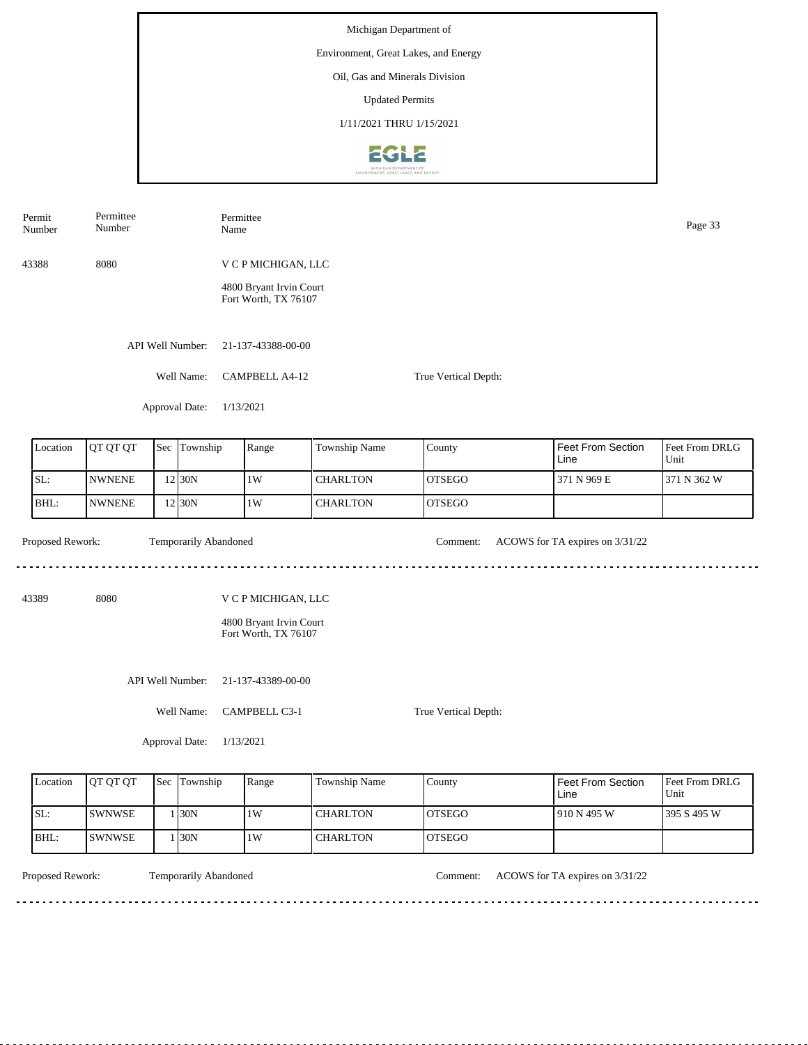Michigan Department of

Environment, Great Lakes, and Energy

Oil, Gas and Minerals Division

Updated Permits

1/11/2021 THRU 1/15/2021

| Permit Number | Permittee Number | Permittee Name |
|---|---|---|

43388 8080 V C P MICHIGAN, LLC

4800 Bryant Irvin Court
Fort Worth, TX 76107

API Well Number: 21-137-43388-00-00

Well Name: CAMPBELL A4-12

True Vertical Depth:

Approval Date: 1/13/2021

| Location | QT QT QT | Sec | Township | Range | Township Name | County | Feet From Section Line | Feet From DRLG Unit |
|---|---|---|---|---|---|---|---|---|
| SL: | NWNENE | 12 | 30N | 1W | CHARLTON | OTSEGO | 371 N 969 E | 371 N 362 W |
| BHL: | NWNENE | 12 | 30N | 1W | CHARLTON | OTSEGO | | |

Proposed Rework: Temporarily Abandoned

Comment: ACOWS for TA expires on 3/31/22

---

43389 8080 V C P MICHIGAN, LLC

4800 Bryant Irvin Court
Fort Worth, TX 76107

API Well Number: 21-137-43389-00-00

Well Name: CAMPBELL C3-1

True Vertical Depth:

Approval Date: 1/13/2021

| Location | QT QT QT | Sec | Township | Range | Township Name | County | Feet From Section Line | Feet From DRLG Unit |
|---|---|---|---|---|---|---|---|---|
| SL: | SWNWSE | 1 | 30N | 1W | CHARLTON | OTSEGO | 910 N 495 W | 395 S 495 W |
| BHL: | SWNWSE | 1 | 30N | 1W | CHARLTON | OTSEGO | | |

Proposed Rework: Temporarily Abandoned

Comment: ACOWS for TA expires on 3/31/22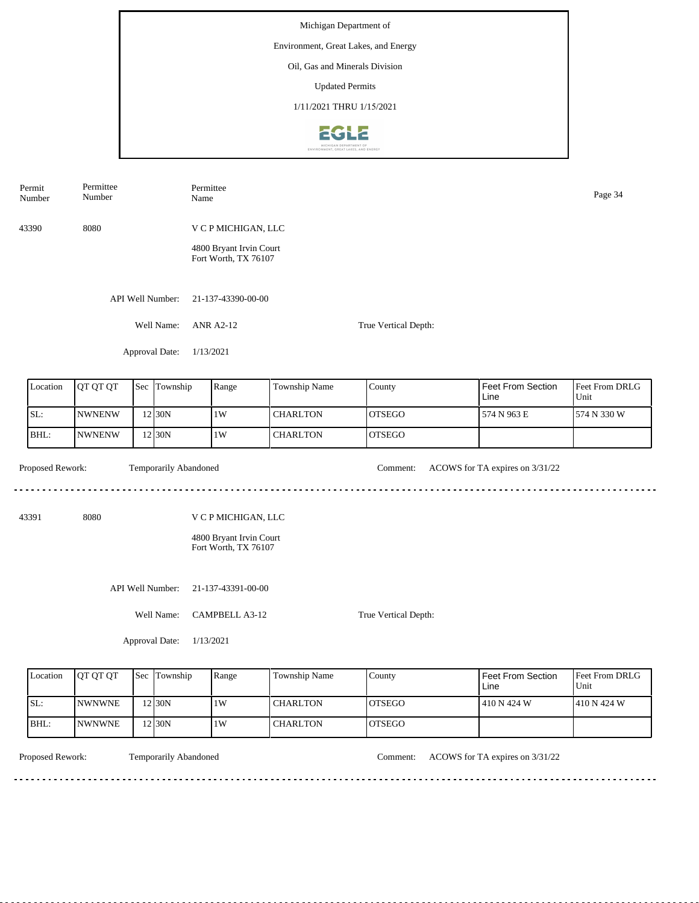Michigan Department of

Environment, Great Lakes, and Energy

Oil, Gas and Minerals Division

Updated Permits

1/11/2021 THRU 1/15/2021

| Permit Number | Permittee Number | Permittee Name |
|---|---|---|

43390 8080 V C P MICHIGAN, LLC

4800 Bryant Irvin Court
Fort Worth, TX 76107

API Well Number: 21-137-43390-00-00

Well Name: ANR A2-12

True Vertical Depth:

Approval Date: 1/13/2021

| Location | QT QT QT | Sec | Township | Range | Township Name | County | Feet From Section Line | Feet From DRLG Unit |
|---|---|---|---|---|---|---|---|---|
| SL: | NWNENW | 12 | 30N | 1W | CHARLTON | OTSEGO | 574 N 963 E | 574 N 330 W |
| BHL: | NWNENW | 12 | 30N | 1W | CHARLTON | OTSEGO | | |

Proposed Rework: Temporarily Abandoned

Comment: ACOWS for TA expires on 3/31/22

---

43391 8080 V C P MICHIGAN, LLC

4800 Bryant Irvin Court
Fort Worth, TX 76107

API Well Number: 21-137-43391-00-00

Well Name: CAMPBELL A3-12

True Vertical Depth:

Approval Date: 1/13/2021

| Location | QT QT QT | Sec | Township | Range | Township Name | County | Feet From Section Line | Feet From DRLG Unit |
|---|---|---|---|---|---|---|---|---|
| SL: | NWNWNE | 12 | 30N | 1W | CHARLTON | OTSEGO | 410 N 424 W | 410 N 424 W |
| BHL: | NWNWNE | 12 | 30N | 1W | CHARLTON | OTSEGO | | |

Proposed Rework: Temporarily Abandoned

Comment: ACOWS for TA expires on 3/31/22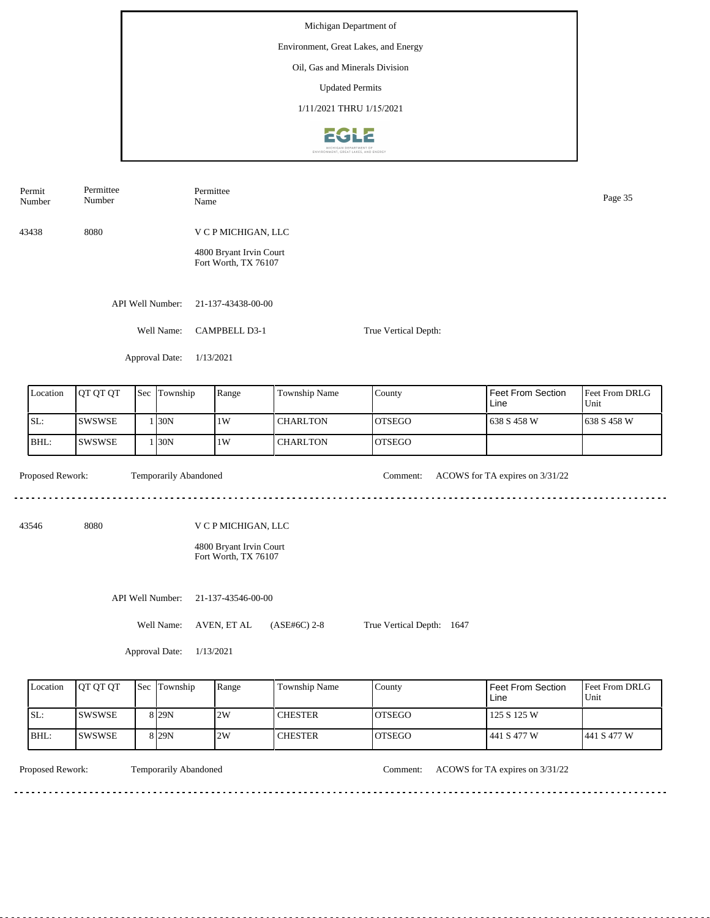Michigan Department of

Environment, Great Lakes, and Energy

Oil, Gas and Minerals Division

Updated Permits

1/11/2021 THRU 1/15/2021

| Permit Number | Permittee Number | Permittee Name |
|---|---|---|
| 43438 | 8080 | V C P MICHIGAN, LLC<br>4800 Bryant Irvin Court<br>Fort Worth, TX 76107 |

API Well Number: 21-137-43438-00-00

Well Name: CAMPBELL D3-1

True Vertical Depth:

Approval Date: 1/13/2021

| Location | QT QT QT | Sec | Township | Range | Township Name | County | Feet From Section Line | Feet From DRLG Unit |
|---|---|---|---|---|---|---|---|---|
| SL: | SWSWSE | 1 | 30N | 1W | CHARLTON | OTSEGO | 638 S 458 W | 638 S 458 W |
| BHL: | SWSWSE | 1 | 30N | 1W | CHARLTON | OTSEGO | | |

Proposed Rework: Temporarily Abandoned

Comment: ACOWS for TA expires on 3/31/22

---

| Permit Number | Permittee Number | Permittee Name |
|---|---|---|
| 43546 | 8080 | V C P MICHIGAN, LLC<br>4800 Bryant Irvin Court<br>Fort Worth, TX 76107 |

API Well Number: 21-137-43546-00-00

Well Name: AVEN, ET AL (ASE#6C) 2-8

True Vertical Depth: 1647

Approval Date: 1/13/2021

| Location | QT QT QT | Sec | Township | Range | Township Name | County | Feet From Section Line | Feet From DRLG Unit |
|---|---|---|---|---|---|---|---|---|
| SL: | SWSWSE | 8 | 29N | 2W | CHESTER | OTSEGO | 125 S 125 W | |
| BHL: | SWSWSE | 8 | 29N | 2W | CHESTER | OTSEGO | 441 S 477 W | 441 S 477 W |

Proposed Rework: Temporarily Abandoned

Comment: ACOWS for TA expires on 3/31/22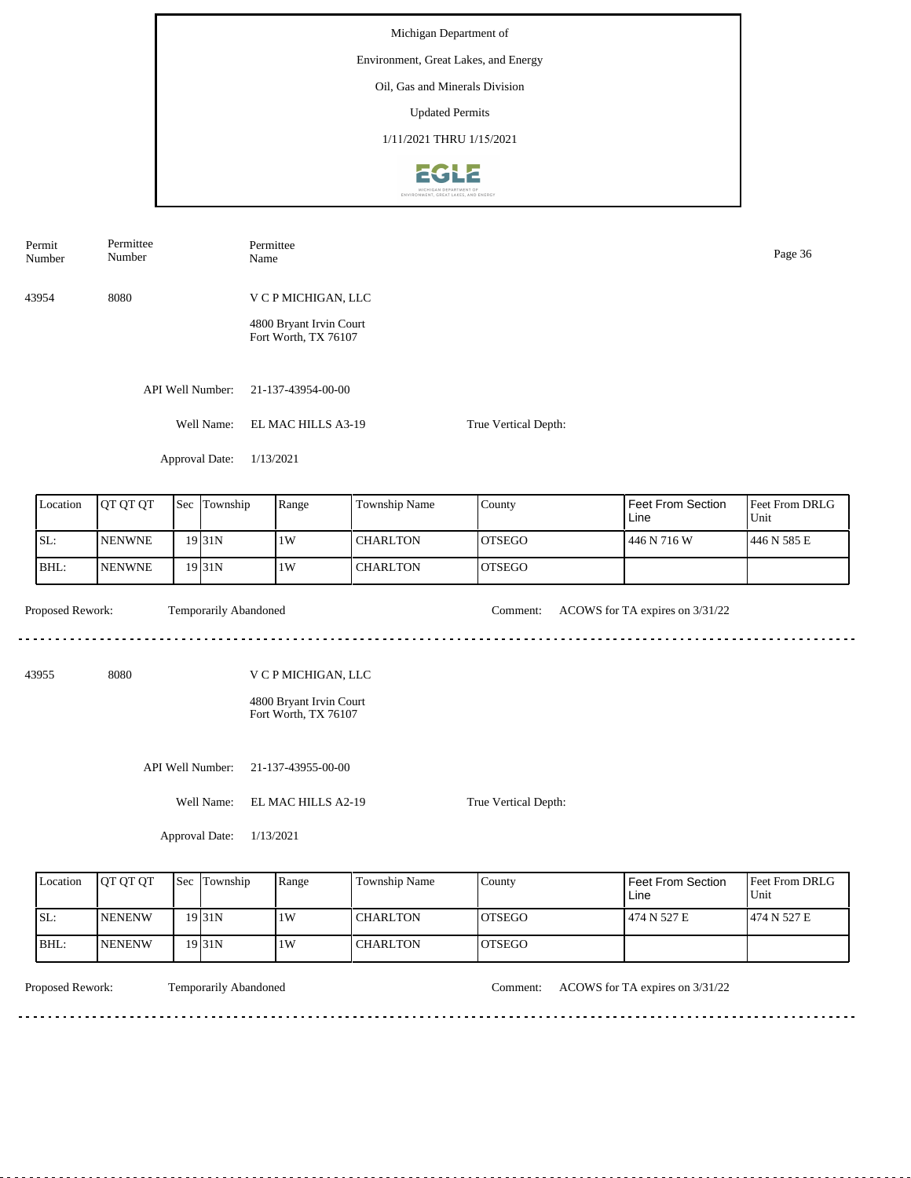Michigan Department of

Environment, Great Lakes, and Energy

Oil, Gas and Minerals Division

Updated Permits

1/11/2021 THRU 1/15/2021

| Permit Number | Permittee Number | Permittee Name |
|---|---|---|
| 43954 | 8080 | V C P MICHIGAN, LLC<br>4800 Bryant Irvin Court<br>Fort Worth, TX 76107 |

API Well Number: 21-137-43954-00-00

Well Name: EL MAC HILLS A3-19

True Vertical Depth:

Approval Date: 1/13/2021

| Location | QT QT QT | Sec | Township | Range | Township Name | County | Feet From Section Line | Feet From DRLG Unit |
|---|---|---|---|---|---|---|---|---|
| SL: | NENWNE | 19 | 31N | 1W | CHARLTON | OTSEGO | 446 N 716 W | 446 N 585 E |
| BHL: | NENWNE | 19 | 31N | 1W | CHARLTON | OTSEGO | | |

Proposed Rework: Temporarily Abandoned

Comment: ACOWS for TA expires on 3/31/22

---

| Permit Number | Permittee Number | Permittee Name |
|---|---|---|
| 43955 | 8080 | V C P MICHIGAN, LLC<br>4800 Bryant Irvin Court<br>Fort Worth, TX 76107 |

API Well Number: 21-137-43955-00-00

Well Name: EL MAC HILLS A2-19

True Vertical Depth:

Approval Date: 1/13/2021

| Location | QT QT QT | Sec | Township | Range | Township Name | County | Feet From Section Line | Feet From DRLG Unit |
|---|---|---|---|---|---|---|---|---|
| SL: | NENENW | 19 | 31N | 1W | CHARLTON | OTSEGO | 474 N 527 E | 474 N 527 E |
| BHL: | NENENW | 19 | 31N | 1W | CHARLTON | OTSEGO | | |

Proposed Rework: Temporarily Abandoned

Comment: ACOWS for TA expires on 3/31/22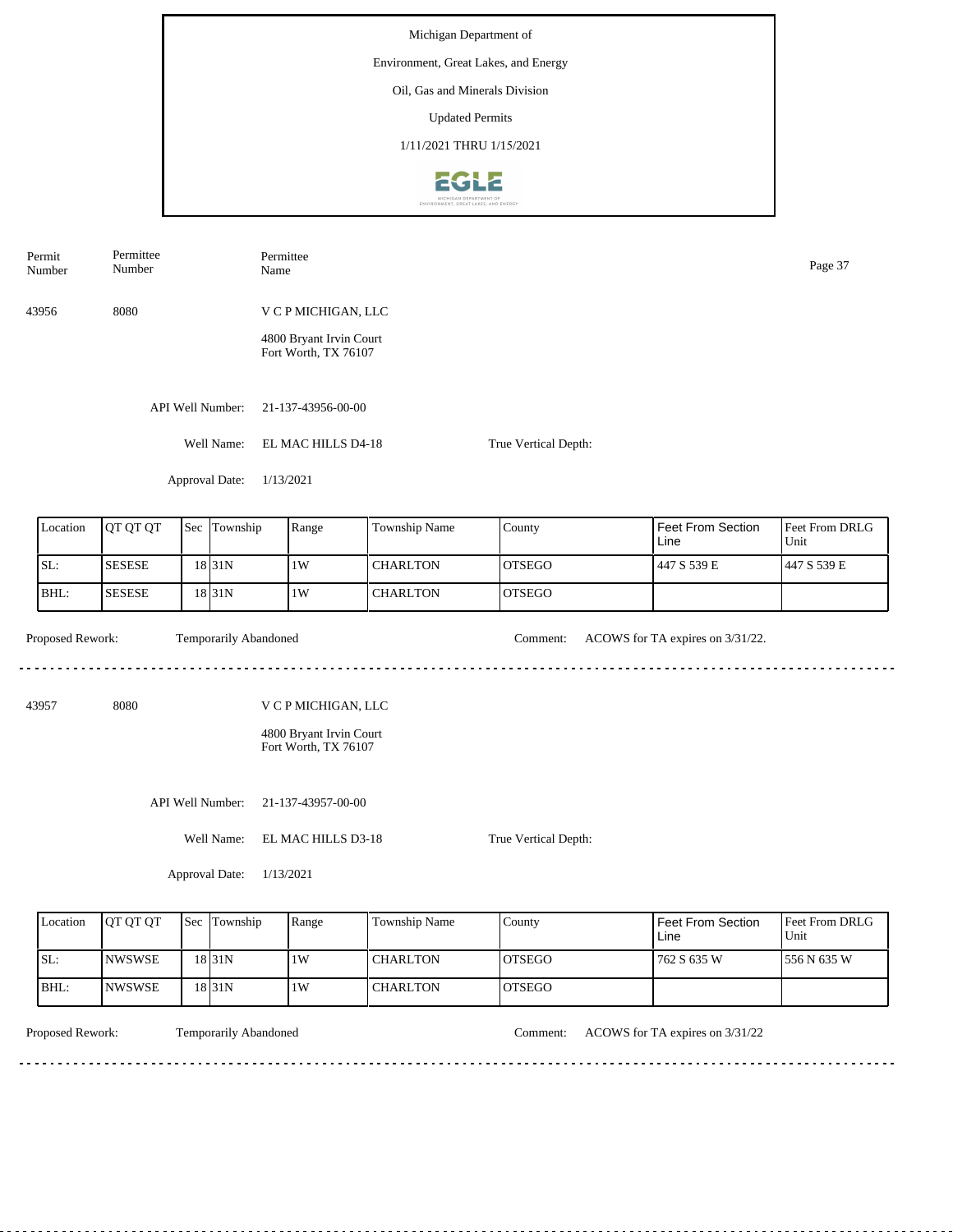Michigan Department of

Environment, Great Lakes, and Energy

Oil, Gas and Minerals Division

Updated Permits

1/11/2021 THRU 1/15/2021

| Permit Number | Permittee Number | Permittee Name |
|---|---|---|

43956 8080 V C P MICHIGAN, LLC

4800 Bryant Irvin Court
Fort Worth, TX 76107

API Well Number: 21-137-43956-00-00

Well Name: EL MAC HILLS D4-18

True Vertical Depth:

Approval Date: 1/13/2021

| Location | QT QT QT | Sec | Township | Range | Township Name | County | Feet From Section Line | Feet From DRLG Unit |
|---|---|---|---|---|---|---|---|---|
| SL: | SESESE | 18 | 31N | 1W | CHARLTON | OTSEGO | 447 S 539 E | 447 S 539 E |
| BHL: | SESESE | 18 | 31N | 1W | CHARLTON | OTSEGO | | |

Proposed Rework: Temporarily Abandoned

Comment: ACOWS for TA expires on 3/31/22.

---

43957 8080 V C P MICHIGAN, LLC

4800 Bryant Irvin Court
Fort Worth, TX 76107

API Well Number: 21-137-43957-00-00

Well Name: EL MAC HILLS D3-18

True Vertical Depth:

Approval Date: 1/13/2021

| Location | QT QT QT | Sec | Township | Range | Township Name | County | Feet From Section Line | Feet From DRLG Unit |
|---|---|---|---|---|---|---|---|---|
| SL: | NWSWSE | 18 | 31N | 1W | CHARLTON | OTSEGO | 762 S 635 W | 556 N 635 W |
| BHL: | NWSWSE | 18 | 31N | 1W | CHARLTON | OTSEGO | | |

Proposed Rework: Temporarily Abandoned

Comment: ACOWS for TA expires on 3/31/22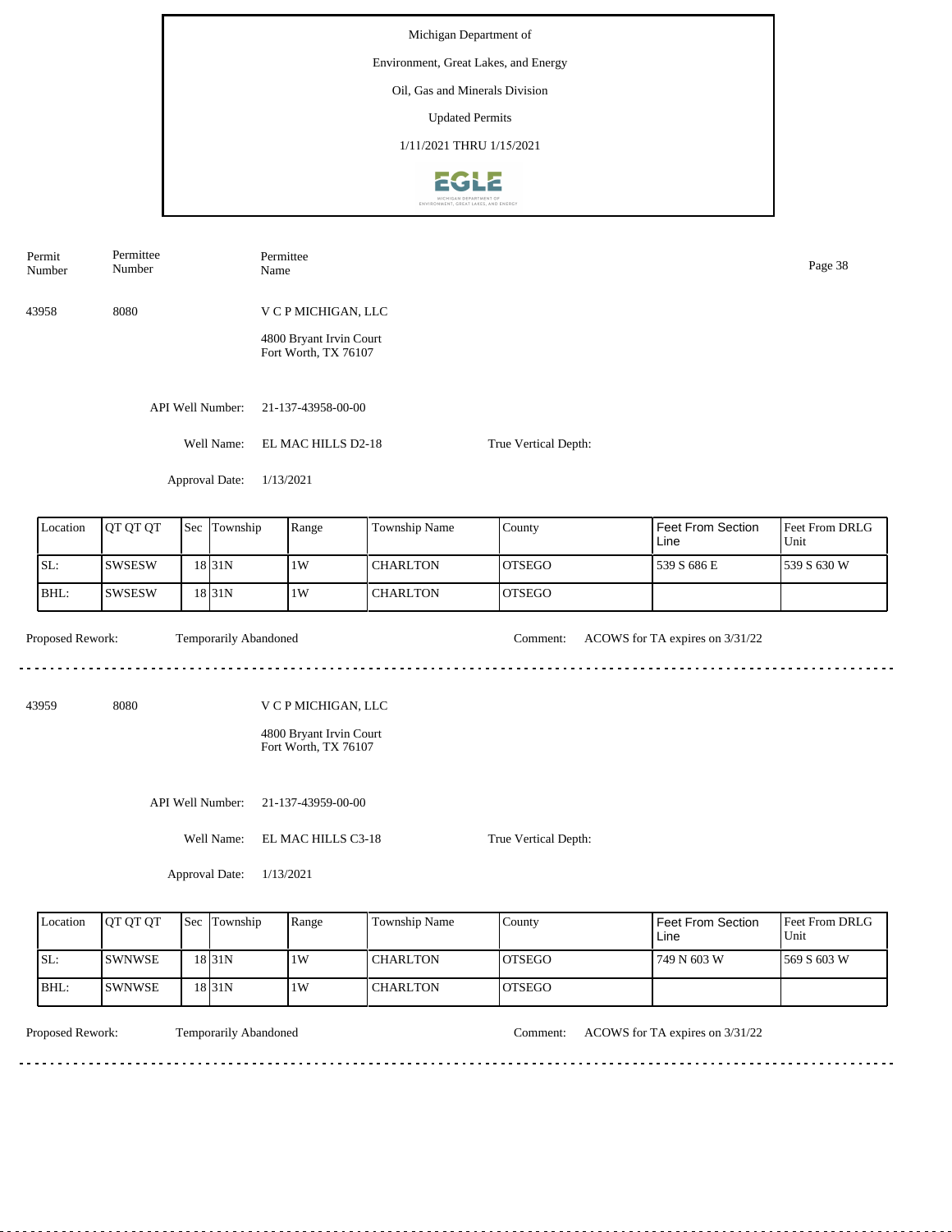Michigan Department of

Environment, Great Lakes, and Energy

Oil, Gas and Minerals Division

Updated Permits

1/11/2021 THRU 1/15/2021

| Permit Number | Permittee Number | Permittee Name |
|---|---|---|
| 43958 | 8080 | V C P MICHIGAN, LLC<br>4800 Bryant Irvin Court<br>Fort Worth, TX 76107 |

API Well Number: 21-137-43958-00-00

Well Name: EL MAC HILLS D2-18

True Vertical Depth:

Approval Date: 1/13/2021

| Location | QT QT QT | Sec | Township | Range | Township Name | County | Feet From Section Line | Feet From DRLG Unit |
|---|---|---|---|---|---|---|---|---|
| SL: | SWSESW | 18 | 31N | 1W | CHARLTON | OTSEGO | 539 S 686 E | 539 S 630 W |
| BHL: | SWSESW | 18 | 31N | 1W | CHARLTON | OTSEGO | | |

Proposed Rework: Temporarily Abandoned

Comment: ACOWS for TA expires on 3/31/22

---

| Permit Number | Permittee Number | Permittee Name |
|---|---|---|
| 43959 | 8080 | V C P MICHIGAN, LLC<br>4800 Bryant Irvin Court<br>Fort Worth, TX 76107 |

API Well Number: 21-137-43959-00-00

Well Name: EL MAC HILLS C3-18

True Vertical Depth:

Approval Date: 1/13/2021

| Location | QT QT QT | Sec | Township | Range | Township Name | County | Feet From Section Line | Feet From DRLG Unit |
|---|---|---|---|---|---|---|---|---|
| SL: | SWNWSE | 18 | 31N | 1W | CHARLTON | OTSEGO | 749 N 603 W | 569 S 603 W |
| BHL: | SWNWSE | 18 | 31N | 1W | CHARLTON | OTSEGO | | |

Proposed Rework: Temporarily Abandoned

Comment: ACOWS for TA expires on 3/31/22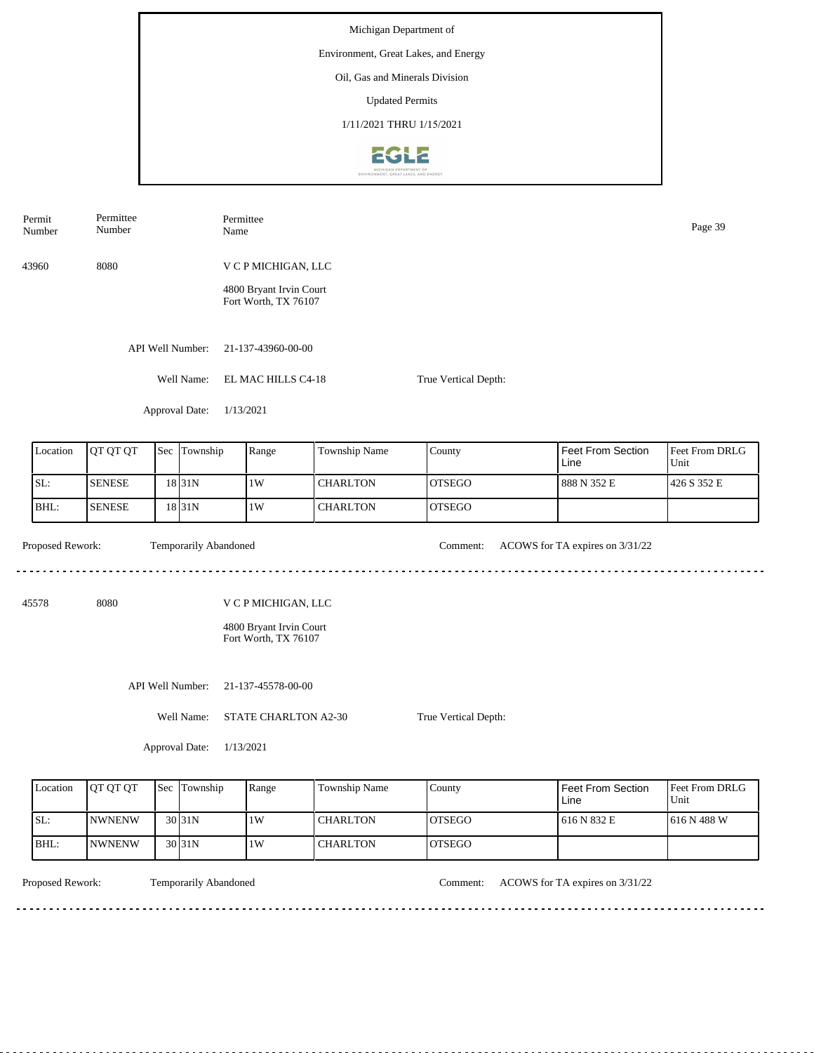Michigan Department of

Environment, Great Lakes, and Energy

Oil, Gas and Minerals Division

Updated Permits

1/11/2021 THRU 1/15/2021

| Permit Number | Permittee Number | Permittee Name |
|---|---|---|
| 43960 | 8080 | V C P MICHIGAN, LLC<br>4800 Bryant Irvin Court<br>Fort Worth, TX 76107 |

API Well Number: 21-137-43960-00-00

Well Name: EL MAC HILLS C4-18

True Vertical Depth:

Approval Date: 1/13/2021

| Location | QT QT QT | Sec | Township | Range | Township Name | County | Feet From Section Line | Feet From DRLG Unit |
|---|---|---|---|---|---|---|---|---|
| SL: | SENESE | 18 | 31N | 1W | CHARLTON | OTSEGO | 888 N 352 E | 426 S 352 E |
| BHL: | SENESE | 18 | 31N | 1W | CHARLTON | OTSEGO | | |

Proposed Rework: Temporarily Abandoned

Comment: ACOWS for TA expires on 3/31/22

---

| Permit Number | Permittee Number | Permittee Name |
|---|---|---|
| 45578 | 8080 | V C P MICHIGAN, LLC<br>4800 Bryant Irvin Court<br>Fort Worth, TX 76107 |

API Well Number: 21-137-45578-00-00

Well Name: STATE CHARLTON A2-30

True Vertical Depth:

Approval Date: 1/13/2021

| Location | QT QT QT | Sec | Township | Range | Township Name | County | Feet From Section Line | Feet From DRLG Unit |
|---|---|---|---|---|---|---|---|---|
| SL: | NWNENW | 30 | 31N | 1W | CHARLTON | OTSEGO | 616 N 832 E | 616 N 488 W |
| BHL: | NWNENW | 30 | 31N | 1W | CHARLTON | OTSEGO | | |

Proposed Rework: Temporarily Abandoned

Comment: ACOWS for TA expires on 3/31/22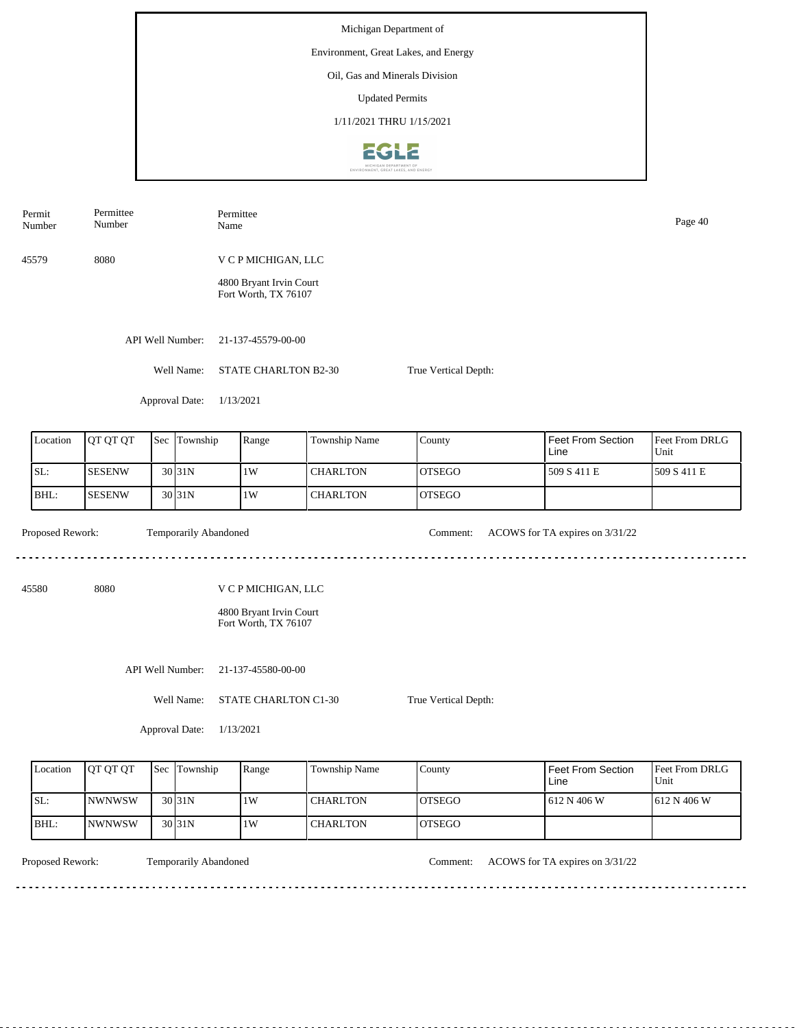Michigan Department of

Environment, Great Lakes, and Energy

Oil, Gas and Minerals Division

Updated Permits

1/11/2021 THRU 1/15/2021

| Permit Number | Permittee Number | Permittee Name |
|---|---|---|
| 45579 | 8080 | V C P MICHIGAN, LLC<br>4800 Bryant Irvin Court<br>Fort Worth, TX 76107 |

API Well Number: 21-137-45579-00-00

Well Name: STATE CHARLTON B2-30

True Vertical Depth:

Approval Date: 1/13/2021

| Location | QT QT QT | Sec | Township | Range | Township Name | County | Feet From Section Line | Feet From DRLG Unit |
|---|---|---|---|---|---|---|---|---|
| SL: | SESENW | 30 | 31N | 1W | CHARLTON | OTSEGO | 509 S 411 E | 509 S 411 E |
| BHL: | SESENW | 30 | 31N | 1W | CHARLTON | OTSEGO | | |

Proposed Rework: Temporarily Abandoned

Comment: ACOWS for TA expires on 3/31/22

---

| Permit Number | Permittee Number | Permittee Name |
|---|---|---|
| 45580 | 8080 | V C P MICHIGAN, LLC<br>4800 Bryant Irvin Court<br>Fort Worth, TX 76107 |

API Well Number: 21-137-45580-00-00

Well Name: STATE CHARLTON C1-30

True Vertical Depth:

Approval Date: 1/13/2021

| Location | QT QT QT | Sec | Township | Range | Township Name | County | Feet From Section Line | Feet From DRLG Unit |
|---|---|---|---|---|---|---|---|---|
| SL: | NWNWSW | 30 | 31N | 1W | CHARLTON | OTSEGO | 612 N 406 W | 612 N 406 W |
| BHL: | NWNWSW | 30 | 31N | 1W | CHARLTON | OTSEGO | | |

Proposed Rework: Temporarily Abandoned

Comment: ACOWS for TA expires on 3/31/22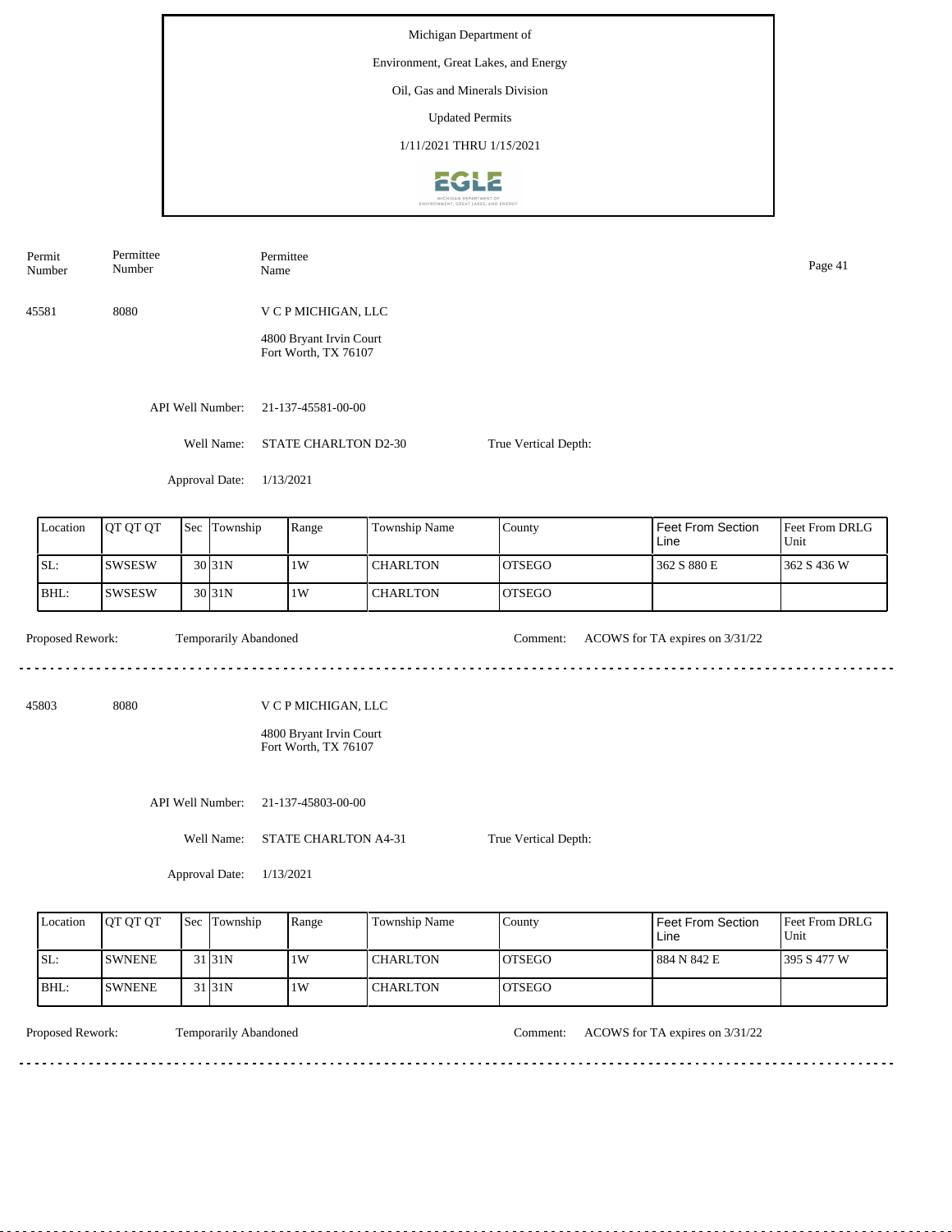Michigan Department of

Environment, Great Lakes, and Energy

Oil, Gas and Minerals Division

Updated Permits

1/11/2021 THRU 1/15/2021

| Permit Number | Permittee Number | Permittee Name |
|---|---|---|
| 45581 | 8080 | V C P MICHIGAN, LLC<br>4800 Bryant Irvin Court<br>Fort Worth, TX 76107 |

API Well Number: 21-137-45581-00-00

Well Name: STATE CHARLTON D2-30

True Vertical Depth:

Approval Date: 1/13/2021

| Location | QT QT QT | Sec | Township | Range | Township Name | County | Feet From Section Line | Feet From DRLG Unit |
|---|---|---|---|---|---|---|---|---|
| SL: | SWSESW | 30 | 31N | 1W | CHARLTON | OTSEGO | 362 S 880 E | 362 S 436 W |
| BHL: | SWSESW | 30 | 31N | 1W | CHARLTON | OTSEGO | | |

Proposed Rework: Temporarily Abandoned

Comment: ACOWS for TA expires on 3/31/22

---

| Permit Number | Permittee Number | Permittee Name |
|---|---|---|
| 45803 | 8080 | V C P MICHIGAN, LLC<br>4800 Bryant Irvin Court<br>Fort Worth, TX 76107 |

API Well Number: 21-137-45803-00-00

Well Name: STATE CHARLTON A4-31

True Vertical Depth:

Approval Date: 1/13/2021

| Location | QT QT QT | Sec | Township | Range | Township Name | County | Feet From Section Line | Feet From DRLG Unit |
|---|---|---|---|---|---|---|---|---|
| SL: | SWNENE | 31 | 31N | 1W | CHARLTON | OTSEGO | 884 N 842 E | 395 S 477 W |
| BHL: | SWNENE | 31 | 31N | 1W | CHARLTON | OTSEGO | | |

Proposed Rework: Temporarily Abandoned

Comment: ACOWS for TA expires on 3/31/22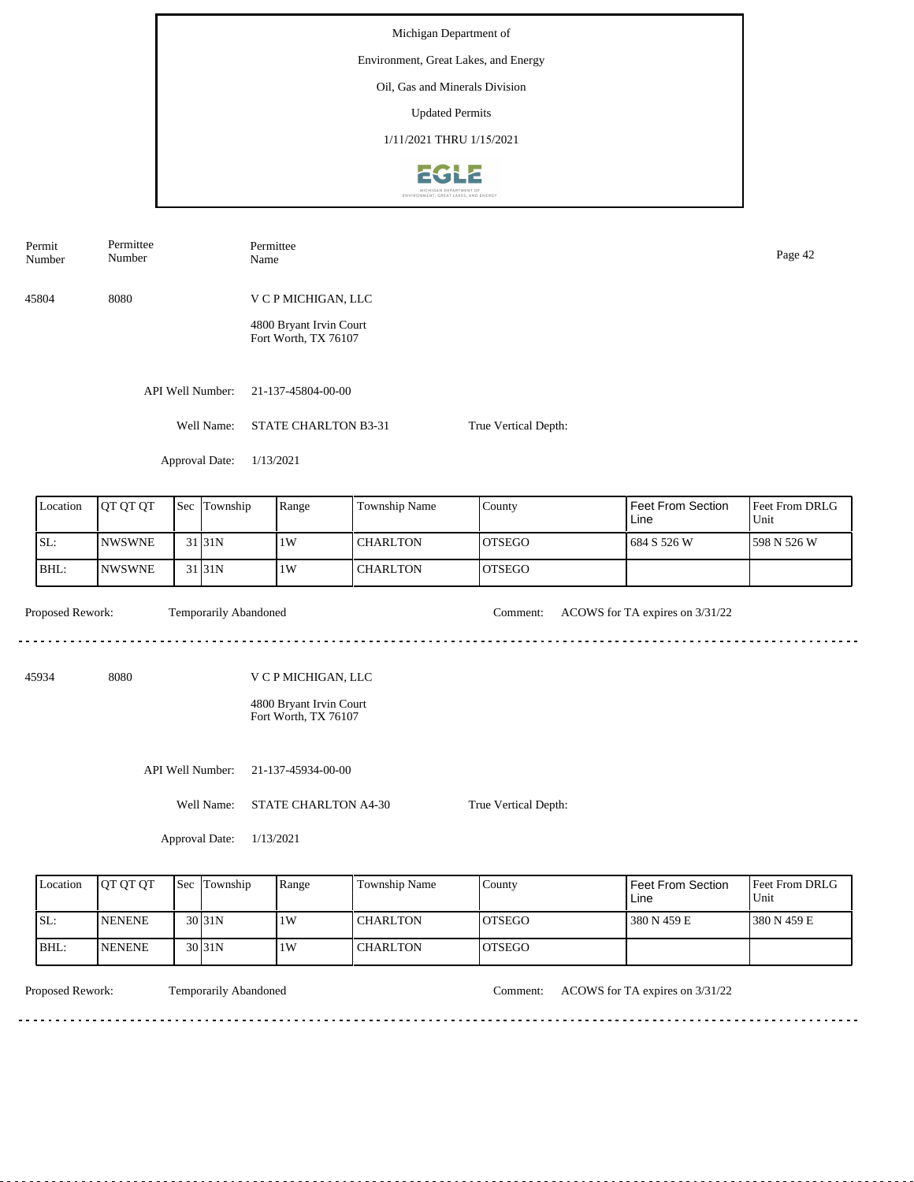Michigan Department of

Environment, Great Lakes, and Energy

Oil, Gas and Minerals Division

Updated Permits

1/11/2021 THRU 1/15/2021

| Permit Number | Permittee Number | Permittee Name |
|---|---|---|

45804 8080 V C P MICHIGAN, LLC

4800 Bryant Irvin Court
Fort Worth, TX 76107

API Well Number: 21-137-45804-00-00

Well Name: STATE CHARLTON B3-31

True Vertical Depth:

Approval Date: 1/13/2021

| Location | QT QT QT | Sec | Township | Range | Township Name | County | Feet From Section Line | Feet From DRLG Unit |
|---|---|---|---|---|---|---|---|---|
| SL: | NWSWNE | 31 | 31N | 1W | CHARLTON | OTSEGO | 684 S 526 W | 598 N 526 W |
| BHL: | NWSWNE | 31 | 31N | 1W | CHARLTON | OTSEGO | | |

Proposed Rework: Temporarily Abandoned

Comment: ACOWS for TA expires on 3/31/22

---

45934 8080 V C P MICHIGAN, LLC

4800 Bryant Irvin Court
Fort Worth, TX 76107

API Well Number: 21-137-45934-00-00

Well Name: STATE CHARLTON A4-30

True Vertical Depth:

Approval Date: 1/13/2021

| Location | QT QT QT | Sec | Township | Range | Township Name | County | Feet From Section Line | Feet From DRLG Unit |
|---|---|---|---|---|---|---|---|---|
| SL: | NENENE | 30 | 31N | 1W | CHARLTON | OTSEGO | 380 N 459 E | 380 N 459 E |
| BHL: | NENENE | 30 | 31N | 1W | CHARLTON | OTSEGO | | |

Proposed Rework: Temporarily Abandoned

Comment: ACOWS for TA expires on 3/31/22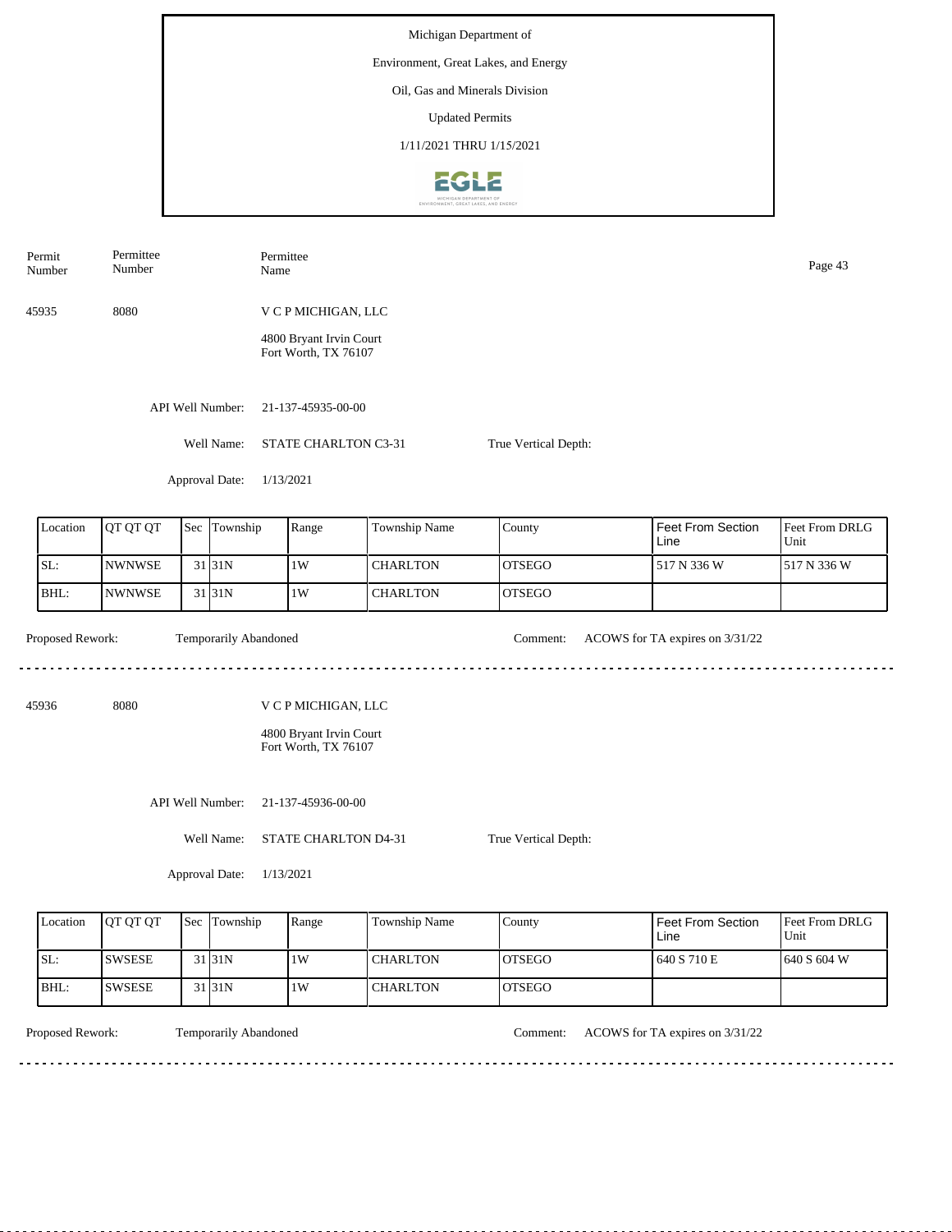Michigan Department of

Environment, Great Lakes, and Energy

Oil, Gas and Minerals Division

Updated Permits

1/11/2021 THRU 1/15/2021

| Permit Number | Permittee Number | Permittee Name |
|---|---|---|

45935 8080 V C P MICHIGAN, LLC

4800 Bryant Irvin Court
Fort Worth, TX 76107

API Well Number: 21-137-45935-00-00

Well Name: STATE CHARLTON C3-31

True Vertical Depth:

Approval Date: 1/13/2021

| Location | QT QT QT | Sec | Township | Range | Township Name | County | Feet From Section Line | Feet From DRLG Unit |
|---|---|---|---|---|---|---|---|---|
| SL: | NWNWSE | 31 | 31N | 1W | CHARLTON | OTSEGO | 517 N 336 W | 517 N 336 W |
| BHL: | NWNWSE | 31 | 31N | 1W | CHARLTON | OTSEGO | | |

Proposed Rework: Temporarily Abandoned

Comment: ACOWS for TA expires on 3/31/22

---

45936 8080 V C P MICHIGAN, LLC

4800 Bryant Irvin Court
Fort Worth, TX 76107

API Well Number: 21-137-45936-00-00

Well Name: STATE CHARLTON D4-31

True Vertical Depth:

Approval Date: 1/13/2021

| Location | QT QT QT | Sec | Township | Range | Township Name | County | Feet From Section Line | Feet From DRLG Unit |
|---|---|---|---|---|---|---|---|---|
| SL: | SWSESE | 31 | 31N | 1W | CHARLTON | OTSEGO | 640 S 710 E | 640 S 604 W |
| BHL: | SWSESE | 31 | 31N | 1W | CHARLTON | OTSEGO | | |

Proposed Rework: Temporarily Abandoned

Comment: ACOWS for TA expires on 3/31/22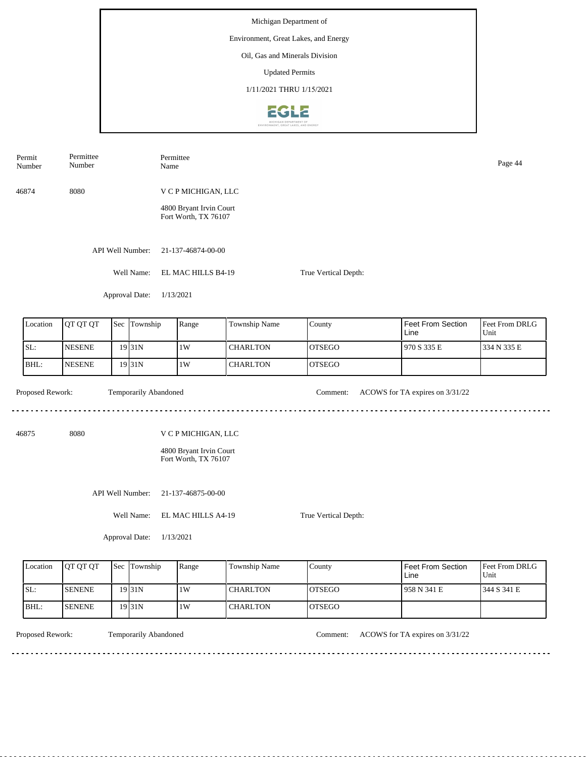Michigan Department of

Environment, Great Lakes, and Energy

Oil, Gas and Minerals Division

Updated Permits

1/11/2021 THRU 1/15/2021

| Permit Number | Permittee Number | Permittee Name |
|---|---|---|

46874 8080 V C P MICHIGAN, LLC

4800 Bryant Irvin Court
Fort Worth, TX 76107

API Well Number: 21-137-46874-00-00

Well Name: EL MAC HILLS B4-19

True Vertical Depth:

Approval Date: 1/13/2021

| Location | QT QT QT | Sec | Township | Range | Township Name | County | Feet From Section Line | Feet From DRLG Unit |
|---|---|---|---|---|---|---|---|---|
| SL: | NESENE | 19 | 31N | 1W | CHARLTON | OTSEGO | 970 S 335 E | 334 N 335 E |
| BHL: | NESENE | 19 | 31N | 1W | CHARLTON | OTSEGO | | |

Proposed Rework: Temporarily Abandoned

Comment: ACOWS for TA expires on 3/31/22

---

46875 8080 V C P MICHIGAN, LLC

4800 Bryant Irvin Court
Fort Worth, TX 76107

API Well Number: 21-137-46875-00-00

Well Name: EL MAC HILLS A4-19

True Vertical Depth:

Approval Date: 1/13/2021

| Location | QT QT QT | Sec | Township | Range | Township Name | County | Feet From Section Line | Feet From DRLG Unit |
|---|---|---|---|---|---|---|---|---|
| SL: | SENENE | 19 | 31N | 1W | CHARLTON | OTSEGO | 958 N 341 E | 344 S 341 E |
| BHL: | SENENE | 19 | 31N | 1W | CHARLTON | OTSEGO | | |

Proposed Rework: Temporarily Abandoned

Comment: ACOWS for TA expires on 3/31/22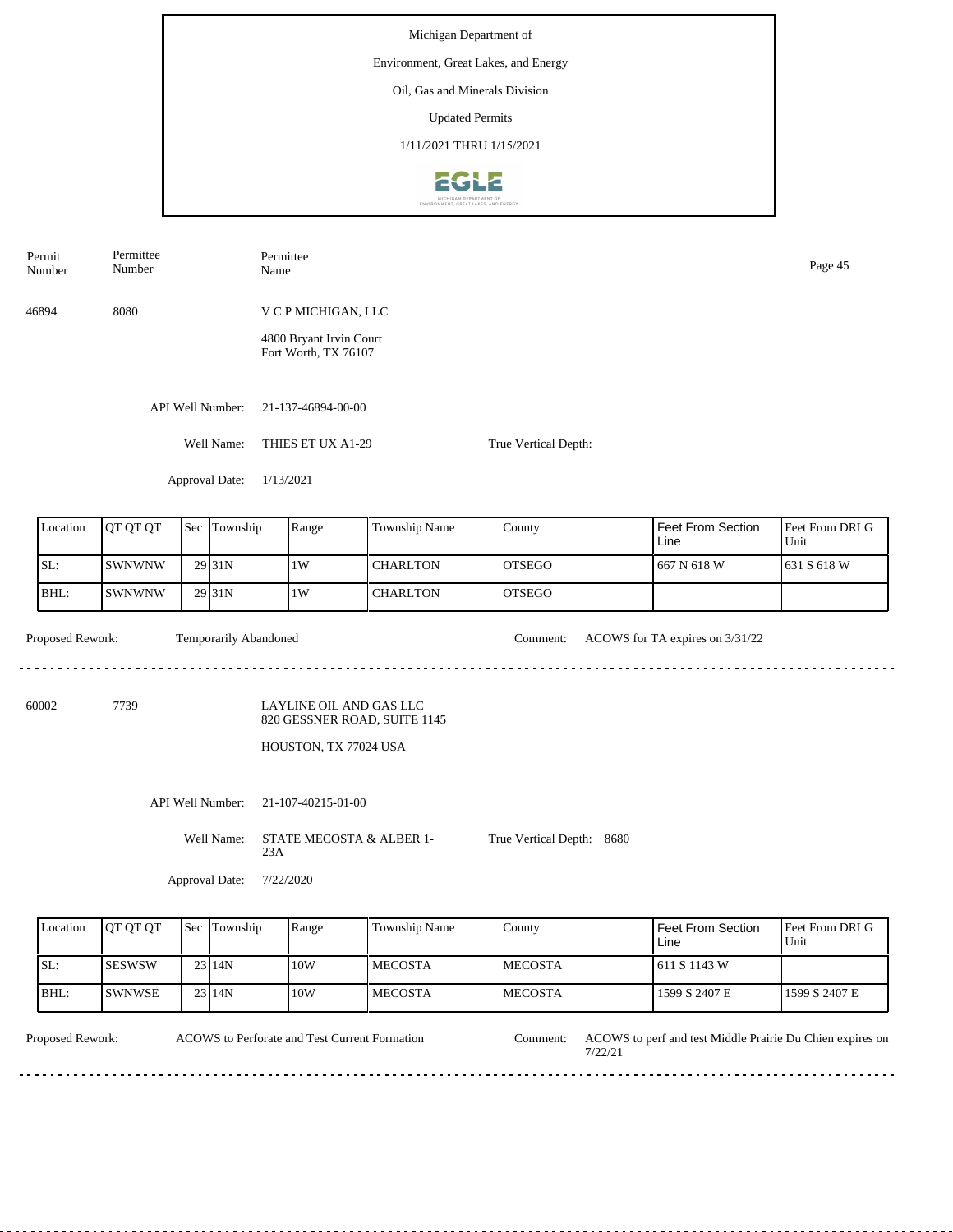Michigan Department of

Environment, Great Lakes, and Energy

Oil, Gas and Minerals Division

Updated Permits

1/11/2021 THRU 1/15/2021

| Permit Number | Permittee Number | Permittee Name |
|---|---|---|
| 46894 | 8080 | V C P MICHIGAN, LLC<br>4800 Bryant Irvin Court<br>Fort Worth, TX 76107 |

API Well Number: 21-137-46894-00-00

Well Name: THIES ET UX A1-29

True Vertical Depth:

Approval Date: 1/13/2021

| Location | QT QT QT | Sec | Township | Range | Township Name | County | Feet From Section Line | Feet From DRLG Unit |
|---|---|---|---|---|---|---|---|---|
| SL: | SWNWNW | 29 | 31N | 1W | CHARLTON | OTSEGO | 667 N 618 W | 631 S 618 W |
| BHL: | SWNWNW | 29 | 31N | 1W | CHARLTON | OTSEGO | | |

Proposed Rework: Temporarily Abandoned

Comment: ACOWS for TA expires on 3/31/22

---

| Permit Number | Permittee Number | Permittee Name |
|---|---|---|
| 60002 | 7739 | LAYLINE OIL AND GAS LLC<br>820 GESSNER ROAD, SUITE 1145<br>HOUSTON, TX 77024 USA |

API Well Number: 21-107-40215-01-00

Well Name: STATE MECOSTA & ALBER 1-23A

True Vertical Depth: 8680

Approval Date: 7/22/2020

| Location | QT QT QT | Sec | Township | Range | Township Name | County | Feet From Section Line | Feet From DRLG Unit |
|---|---|---|---|---|---|---|---|---|
| SL: | SESWSW | 23 | 14N | 10W | MECOSTA | MECOSTA | 611 S 1143 W | |
| BHL: | SWNWSE | 23 | 14N | 10W | MECOSTA | MECOSTA | 1599 S 2407 E | 1599 S 2407 E |

Proposed Rework: ACOWS to Perforate and Test Current Formation

Comment: ACOWS to perf and test Middle Prairie Du Chien expires on 7/22/21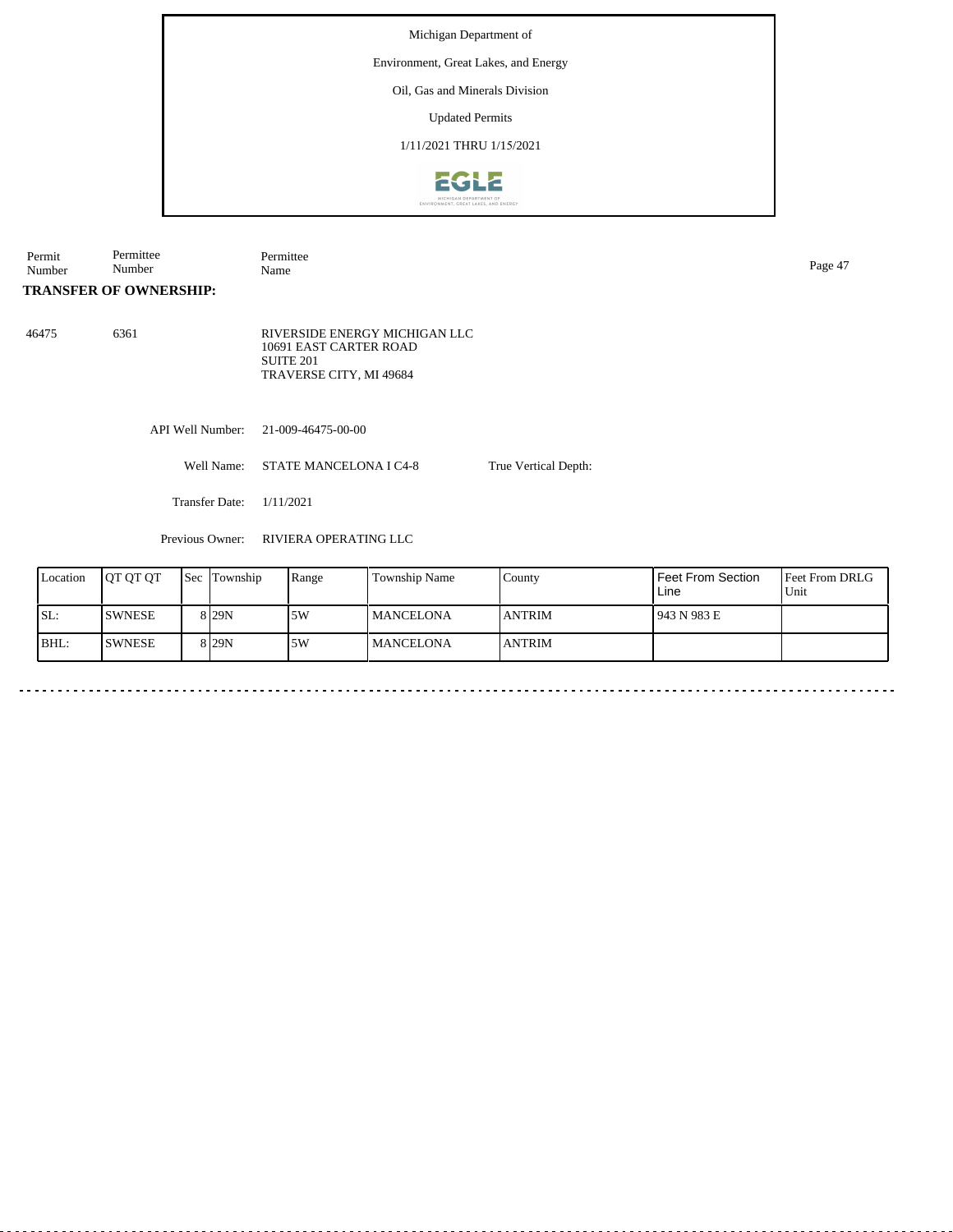Michigan Department of

Environment, Great Lakes, and Energy

Oil, Gas and Minerals Division

Updated Permits

1/11/2021 THRU 1/15/2021

| Permit Number | Permittee Number | Permittee Name |
|---|---|---|

**TRANSFER OF OWNERSHIP:**

| Permit Number | Permittee Number | Permittee Name |
|---|---|---|
| 46475 | 6361 | RIVERSIDE ENERGY MICHIGAN LLC<br>10691 EAST CARTER ROAD<br>SUITE 201<br>TRAVERSE CITY, MI 49684 |

API Well Number: 21-009-46475-00-00

Well Name: STATE MANCELONA I C4-8

True Vertical Depth:

Transfer Date: 1/11/2021

Previous Owner: RIVIERA OPERATING LLC

| Location | QT QT QT | Sec | Township | Range | Township Name | County | Feet From Section Line | Feet From DRLG Unit |
|---|---|---|---|---|---|---|---|---|
| SL: | SWNESE | 8 | 29N | 5W | MANCELONA | ANTRIM | 943 N 983 E | |
| BHL: | SWNESE | 8 | 29N | 5W | MANCELONA | ANTRIM | | |